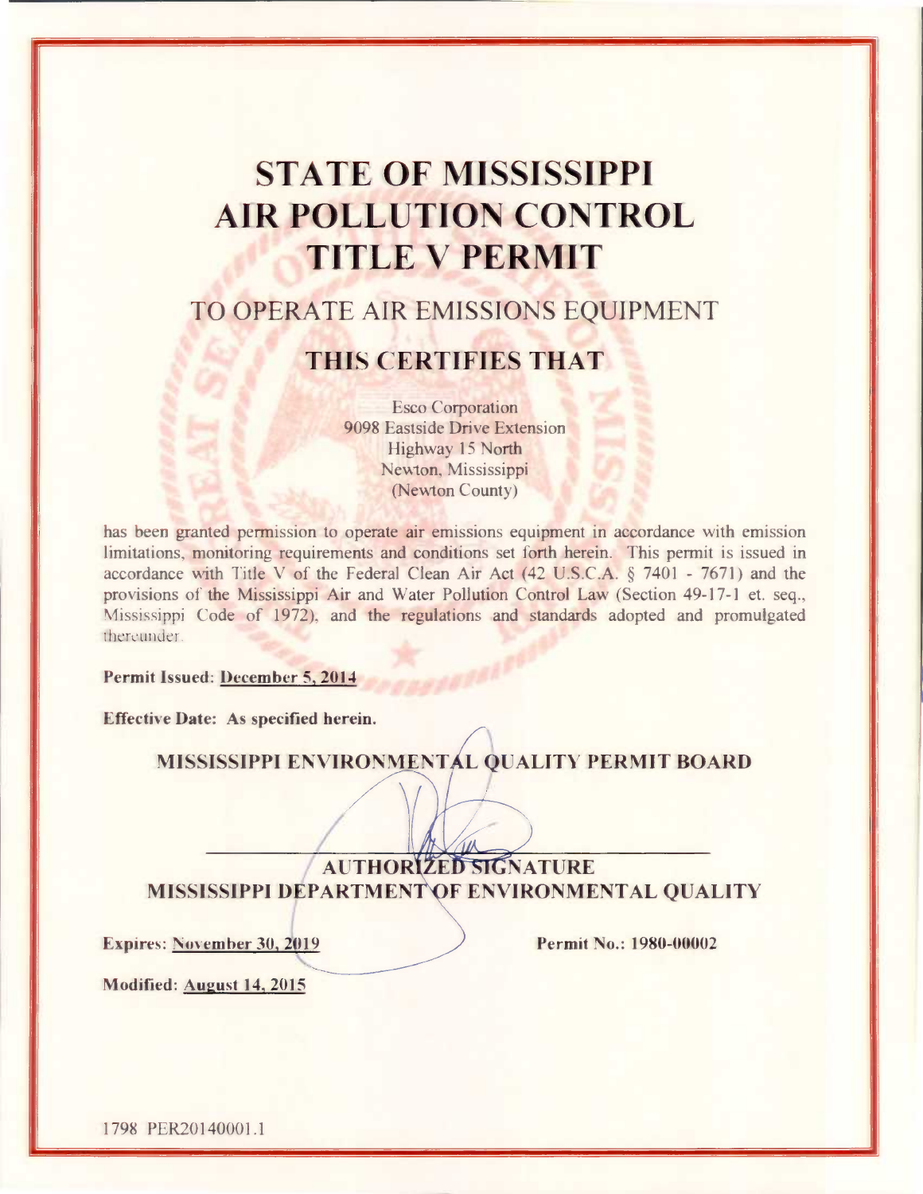# STATE OF MISSISSIPPI AIR POLLUTION CONTROL TITLE V PERMIT

## TO OPERATE AIR EMISSIONS EQUIPMENT

## THIS CERTIFIES THAT

Esco Corporation
9098 Eastside Drive Extension
Highway 15 North
Newton, Mississippi
(Newton County)

has been granted permission to operate air emissions equipment in accordance with emission limitations, monitoring requirements and conditions set forth herein. This permit is issued in accordance with Title V of the Federal Clean Air Act (42 U.S.C.A. § 7401 - 7671) and the provisions of the Mississippi Air and Water Pollution Control Law (Section 49-17-1 et. seq., Mississippi Code of 1972), and the regulations and standards adopted and promulgated thereunder.

**Permit Issued:** **December 5, 2014**

**Effective Date: As specified herein.**

**MISSISSIPPI ENVIRONMENTAL QUALITY PERMIT BOARD**

**AUTHORIZED SIGNATURE**
**MISSISSIPPI DEPARTMENT OF ENVIRONMENTAL QUALITY**

**Expires:** **November 30, 2019** **Permit No.: 1980-00002**

**Modified:** **August 14, 2015**

1798 PER20140001.1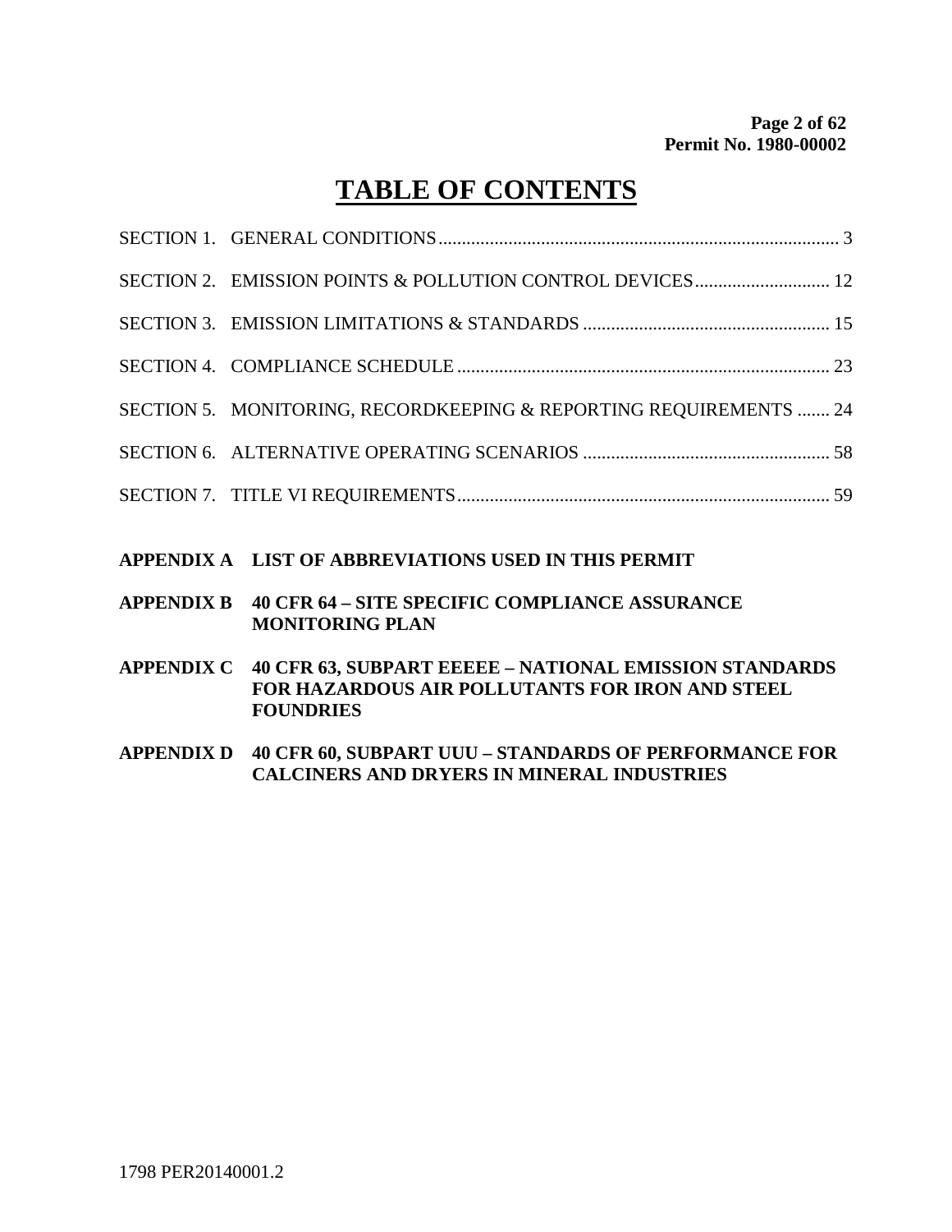# TABLE OF CONTENTS

SECTION 1. GENERAL CONDITIONS ........................................................................................ 3

SECTION 2. EMISSION POINTS & POLLUTION CONTROL DEVICES ............................ 12

SECTION 3. EMISSION LIMITATIONS & STANDARDS ..................................................... 15

SECTION 4. COMPLIANCE SCHEDULE ................................................................................ 23

SECTION 5. MONITORING, RECORDKEEPING & REPORTING REQUIREMENTS ....... 24

SECTION 6. ALTERNATIVE OPERATING SCENARIOS ..................................................... 58

SECTION 7. TITLE VI REQUIREMENTS ................................................................................ 59

**APPENDIX A LIST OF ABBREVIATIONS USED IN THIS PERMIT**

**APPENDIX B 40 CFR 64 – SITE SPECIFIC COMPLIANCE ASSURANCE MONITORING PLAN**

**APPENDIX C 40 CFR 63, SUBPART EEEEE – NATIONAL EMISSION STANDARDS FOR HAZARDOUS AIR POLLUTANTS FOR IRON AND STEEL FOUNDRIES**

**APPENDIX D 40 CFR 60, SUBPART UUU – STANDARDS OF PERFORMANCE FOR CALCINERS AND DRYERS IN MINERAL INDUSTRIES**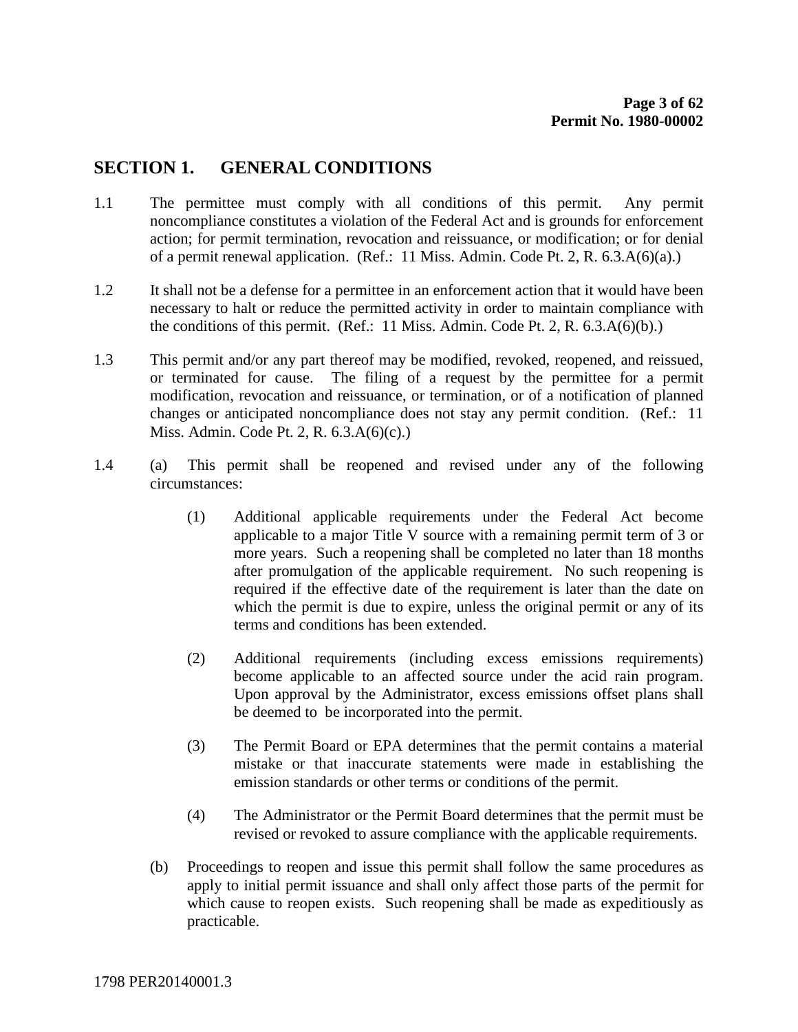## SECTION 1. GENERAL CONDITIONS

1.1 The permittee must comply with all conditions of this permit. Any permit noncompliance constitutes a violation of the Federal Act and is grounds for enforcement action; for permit termination, revocation and reissuance, or modification; or for denial of a permit renewal application. (Ref.: 11 Miss. Admin. Code Pt. 2, R. 6.3.A(6)(a).)

1.2 It shall not be a defense for a permittee in an enforcement action that it would have been necessary to halt or reduce the permitted activity in order to maintain compliance with the conditions of this permit. (Ref.: 11 Miss. Admin. Code Pt. 2, R. 6.3.A(6)(b).)

1.3 This permit and/or any part thereof may be modified, revoked, reopened, and reissued, or terminated for cause. The filing of a request by the permittee for a permit modification, revocation and reissuance, or termination, or of a notification of planned changes or anticipated noncompliance does not stay any permit condition. (Ref.: 11 Miss. Admin. Code Pt. 2, R. 6.3.A(6)(c).)

1.4 (a) This permit shall be reopened and revised under any of the following circumstances:

(1) Additional applicable requirements under the Federal Act become applicable to a major Title V source with a remaining permit term of 3 or more years. Such a reopening shall be completed no later than 18 months after promulgation of the applicable requirement. No such reopening is required if the effective date of the requirement is later than the date on which the permit is due to expire, unless the original permit or any of its terms and conditions has been extended.

(2) Additional requirements (including excess emissions requirements) become applicable to an affected source under the acid rain program. Upon approval by the Administrator, excess emissions offset plans shall be deemed to be incorporated into the permit.

(3) The Permit Board or EPA determines that the permit contains a material mistake or that inaccurate statements were made in establishing the emission standards or other terms or conditions of the permit.

(4) The Administrator or the Permit Board determines that the permit must be revised or revoked to assure compliance with the applicable requirements.

(b) Proceedings to reopen and issue this permit shall follow the same procedures as apply to initial permit issuance and shall only affect those parts of the permit for which cause to reopen exists. Such reopening shall be made as expeditiously as practicable.

1798 PER20140001.3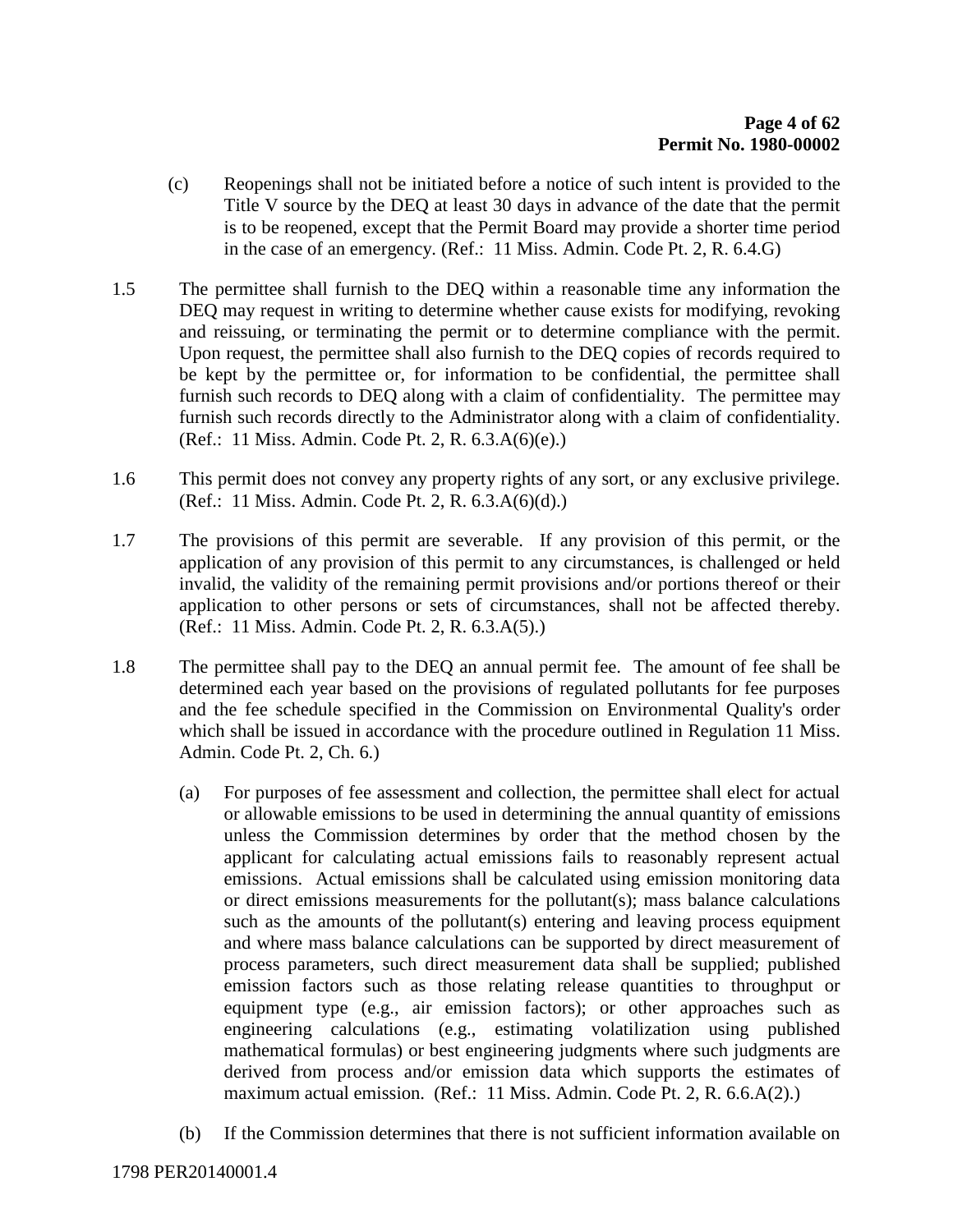(c) Reopenings shall not be initiated before a notice of such intent is provided to the Title V source by the DEQ at least 30 days in advance of the date that the permit is to be reopened, except that the Permit Board may provide a shorter time period in the case of an emergency. (Ref.: 11 Miss. Admin. Code Pt. 2, R. 6.4.G)

1.5 The permittee shall furnish to the DEQ within a reasonable time any information the DEQ may request in writing to determine whether cause exists for modifying, revoking and reissuing, or terminating the permit or to determine compliance with the permit. Upon request, the permittee shall also furnish to the DEQ copies of records required to be kept by the permittee or, for information to be confidential, the permittee shall furnish such records to DEQ along with a claim of confidentiality. The permittee may furnish such records directly to the Administrator along with a claim of confidentiality. (Ref.: 11 Miss. Admin. Code Pt. 2, R. 6.3.A(6)(e).)

1.6 This permit does not convey any property rights of any sort, or any exclusive privilege. (Ref.: 11 Miss. Admin. Code Pt. 2, R. 6.3.A(6)(d).)

1.7 The provisions of this permit are severable. If any provision of this permit, or the application of any provision of this permit to any circumstances, is challenged or held invalid, the validity of the remaining permit provisions and/or portions thereof or their application to other persons or sets of circumstances, shall not be affected thereby. (Ref.: 11 Miss. Admin. Code Pt. 2, R. 6.3.A(5).)

1.8 The permittee shall pay to the DEQ an annual permit fee. The amount of fee shall be determined each year based on the provisions of regulated pollutants for fee purposes and the fee schedule specified in the Commission on Environmental Quality's order which shall be issued in accordance with the procedure outlined in Regulation 11 Miss. Admin. Code Pt. 2, Ch. 6.)

(a) For purposes of fee assessment and collection, the permittee shall elect for actual or allowable emissions to be used in determining the annual quantity of emissions unless the Commission determines by order that the method chosen by the applicant for calculating actual emissions fails to reasonably represent actual emissions. Actual emissions shall be calculated using emission monitoring data or direct emissions measurements for the pollutant(s); mass balance calculations such as the amounts of the pollutant(s) entering and leaving process equipment and where mass balance calculations can be supported by direct measurement of process parameters, such direct measurement data shall be supplied; published emission factors such as those relating release quantities to throughput or equipment type (e.g., air emission factors); or other approaches such as engineering calculations (e.g., estimating volatilization using published mathematical formulas) or best engineering judgments where such judgments are derived from process and/or emission data which supports the estimates of maximum actual emission. (Ref.: 11 Miss. Admin. Code Pt. 2, R. 6.6.A(2).)

(b) If the Commission determines that there is not sufficient information available on

1798 PER20140001.4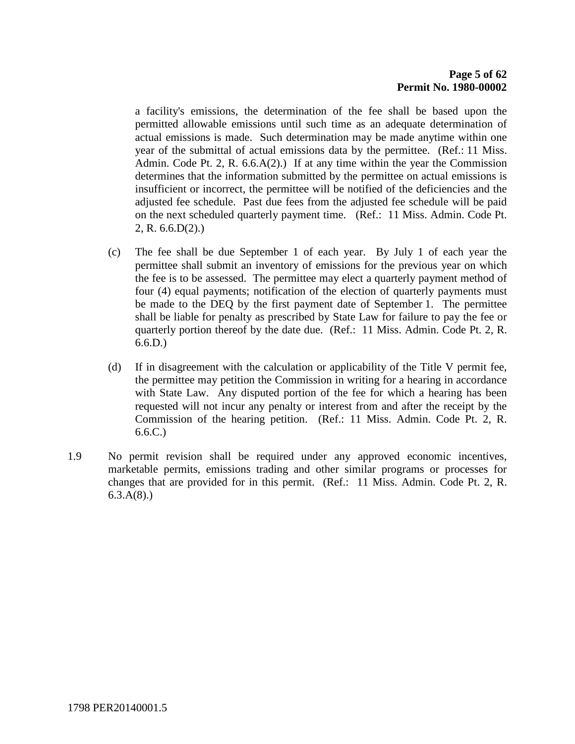a facility's emissions, the determination of the fee shall be based upon the permitted allowable emissions until such time as an adequate determination of actual emissions is made. Such determination may be made anytime within one year of the submittal of actual emissions data by the permittee. (Ref.: 11 Miss. Admin. Code Pt. 2, R. 6.6.A(2).) If at any time within the year the Commission determines that the information submitted by the permittee on actual emissions is insufficient or incorrect, the permittee will be notified of the deficiencies and the adjusted fee schedule. Past due fees from the adjusted fee schedule will be paid on the next scheduled quarterly payment time. (Ref.: 11 Miss. Admin. Code Pt. 2, R. 6.6.D(2).)

(c) The fee shall be due September 1 of each year. By July 1 of each year the permittee shall submit an inventory of emissions for the previous year on which the fee is to be assessed. The permittee may elect a quarterly payment method of four (4) equal payments; notification of the election of quarterly payments must be made to the DEQ by the first payment date of September 1. The permittee shall be liable for penalty as prescribed by State Law for failure to pay the fee or quarterly portion thereof by the date due. (Ref.: 11 Miss. Admin. Code Pt. 2, R. 6.6.D.)

(d) If in disagreement with the calculation or applicability of the Title V permit fee, the permittee may petition the Commission in writing for a hearing in accordance with State Law. Any disputed portion of the fee for which a hearing has been requested will not incur any penalty or interest from and after the receipt by the Commission of the hearing petition. (Ref.: 11 Miss. Admin. Code Pt. 2, R. 6.6.C.)

1.9 No permit revision shall be required under any approved economic incentives, marketable permits, emissions trading and other similar programs or processes for changes that are provided for in this permit. (Ref.: 11 Miss. Admin. Code Pt. 2, R. 6.3.A(8).)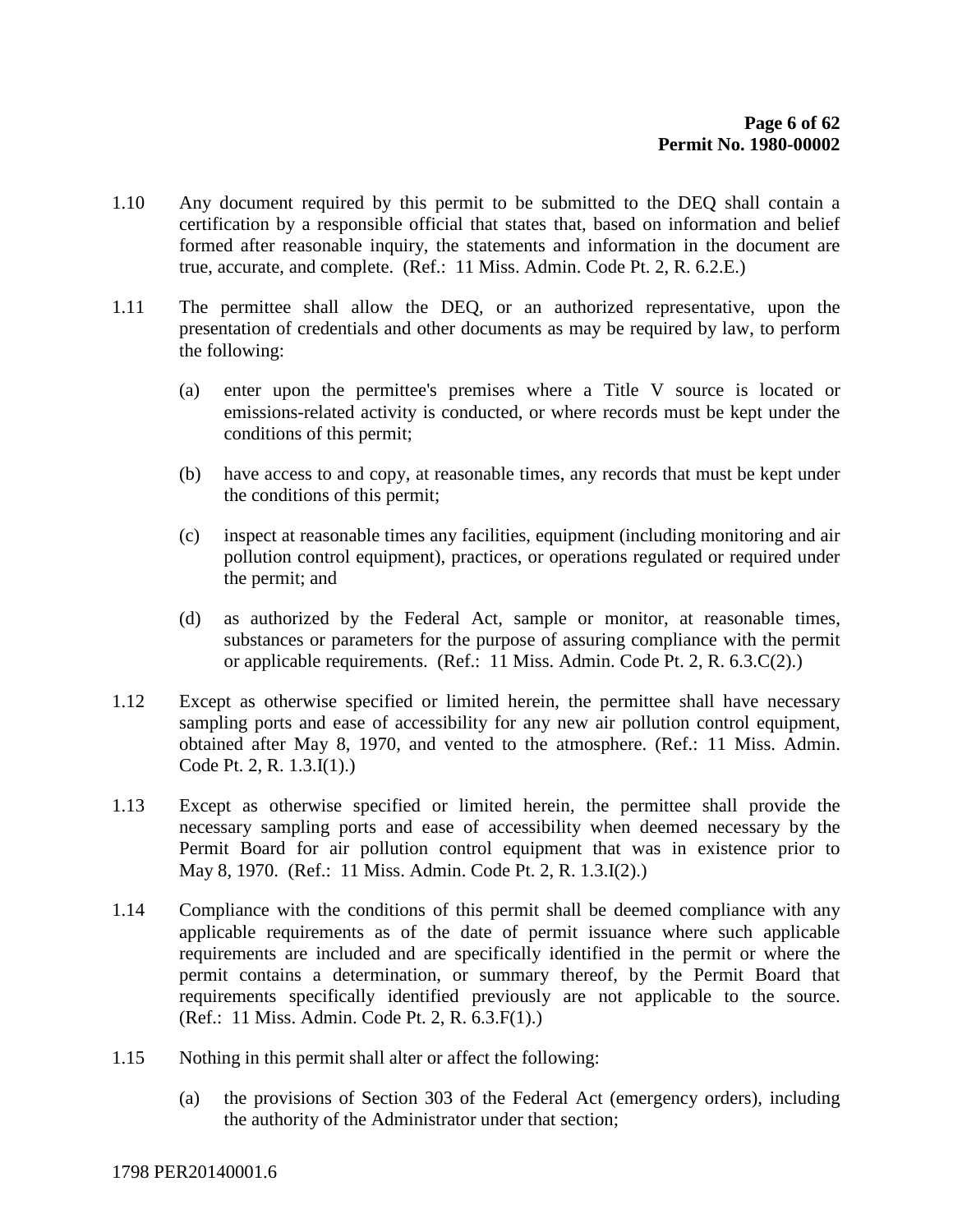1.10 Any document required by this permit to be submitted to the DEQ shall contain a certification by a responsible official that states that, based on information and belief formed after reasonable inquiry, the statements and information in the document are true, accurate, and complete. (Ref.: 11 Miss. Admin. Code Pt. 2, R. 6.2.E.)

1.11 The permittee shall allow the DEQ, or an authorized representative, upon the presentation of credentials and other documents as may be required by law, to perform the following:

(a) enter upon the permittee's premises where a Title V source is located or emissions-related activity is conducted, or where records must be kept under the conditions of this permit;

(b) have access to and copy, at reasonable times, any records that must be kept under the conditions of this permit;

(c) inspect at reasonable times any facilities, equipment (including monitoring and air pollution control equipment), practices, or operations regulated or required under the permit; and

(d) as authorized by the Federal Act, sample or monitor, at reasonable times, substances or parameters for the purpose of assuring compliance with the permit or applicable requirements. (Ref.: 11 Miss. Admin. Code Pt. 2, R. 6.3.C(2).)

1.12 Except as otherwise specified or limited herein, the permittee shall have necessary sampling ports and ease of accessibility for any new air pollution control equipment, obtained after May 8, 1970, and vented to the atmosphere. (Ref.: 11 Miss. Admin. Code Pt. 2, R. 1.3.I(1).)

1.13 Except as otherwise specified or limited herein, the permittee shall provide the necessary sampling ports and ease of accessibility when deemed necessary by the Permit Board for air pollution control equipment that was in existence prior to May 8, 1970. (Ref.: 11 Miss. Admin. Code Pt. 2, R. 1.3.I(2).)

1.14 Compliance with the conditions of this permit shall be deemed compliance with any applicable requirements as of the date of permit issuance where such applicable requirements are included and are specifically identified in the permit or where the permit contains a determination, or summary thereof, by the Permit Board that requirements specifically identified previously are not applicable to the source. (Ref.: 11 Miss. Admin. Code Pt. 2, R. 6.3.F(1).)

1.15 Nothing in this permit shall alter or affect the following:

(a) the provisions of Section 303 of the Federal Act (emergency orders), including the authority of the Administrator under that section;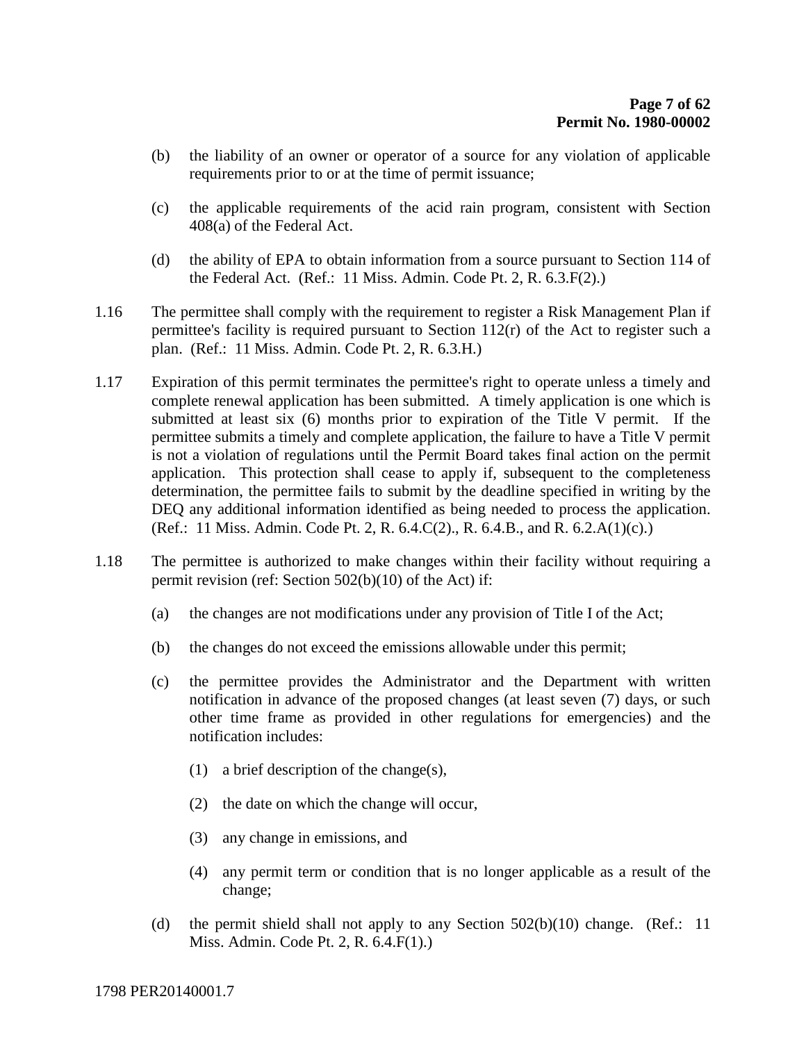(b) the liability of an owner or operator of a source for any violation of applicable requirements prior to or at the time of permit issuance;

(c) the applicable requirements of the acid rain program, consistent with Section 408(a) of the Federal Act.

(d) the ability of EPA to obtain information from a source pursuant to Section 114 of the Federal Act. (Ref.: 11 Miss. Admin. Code Pt. 2, R. 6.3.F(2).)

1.16 The permittee shall comply with the requirement to register a Risk Management Plan if permittee's facility is required pursuant to Section 112(r) of the Act to register such a plan. (Ref.: 11 Miss. Admin. Code Pt. 2, R. 6.3.H.)

1.17 Expiration of this permit terminates the permittee's right to operate unless a timely and complete renewal application has been submitted. A timely application is one which is submitted at least six (6) months prior to expiration of the Title V permit. If the permittee submits a timely and complete application, the failure to have a Title V permit is not a violation of regulations until the Permit Board takes final action on the permit application. This protection shall cease to apply if, subsequent to the completeness determination, the permittee fails to submit by the deadline specified in writing by the DEQ any additional information identified as being needed to process the application. (Ref.: 11 Miss. Admin. Code Pt. 2, R. 6.4.C(2)., R. 6.4.B., and R. 6.2.A(1)(c).)

1.18 The permittee is authorized to make changes within their facility without requiring a permit revision (ref: Section 502(b)(10) of the Act) if:

(a) the changes are not modifications under any provision of Title I of the Act;

(b) the changes do not exceed the emissions allowable under this permit;

(c) the permittee provides the Administrator and the Department with written notification in advance of the proposed changes (at least seven (7) days, or such other time frame as provided in other regulations for emergencies) and the notification includes:

(1) a brief description of the change(s),

(2) the date on which the change will occur,

(3) any change in emissions, and

(4) any permit term or condition that is no longer applicable as a result of the change;

(d) the permit shield shall not apply to any Section 502(b)(10) change. (Ref.: 11 Miss. Admin. Code Pt. 2, R. 6.4.F(1).)

1798 PER20140001.7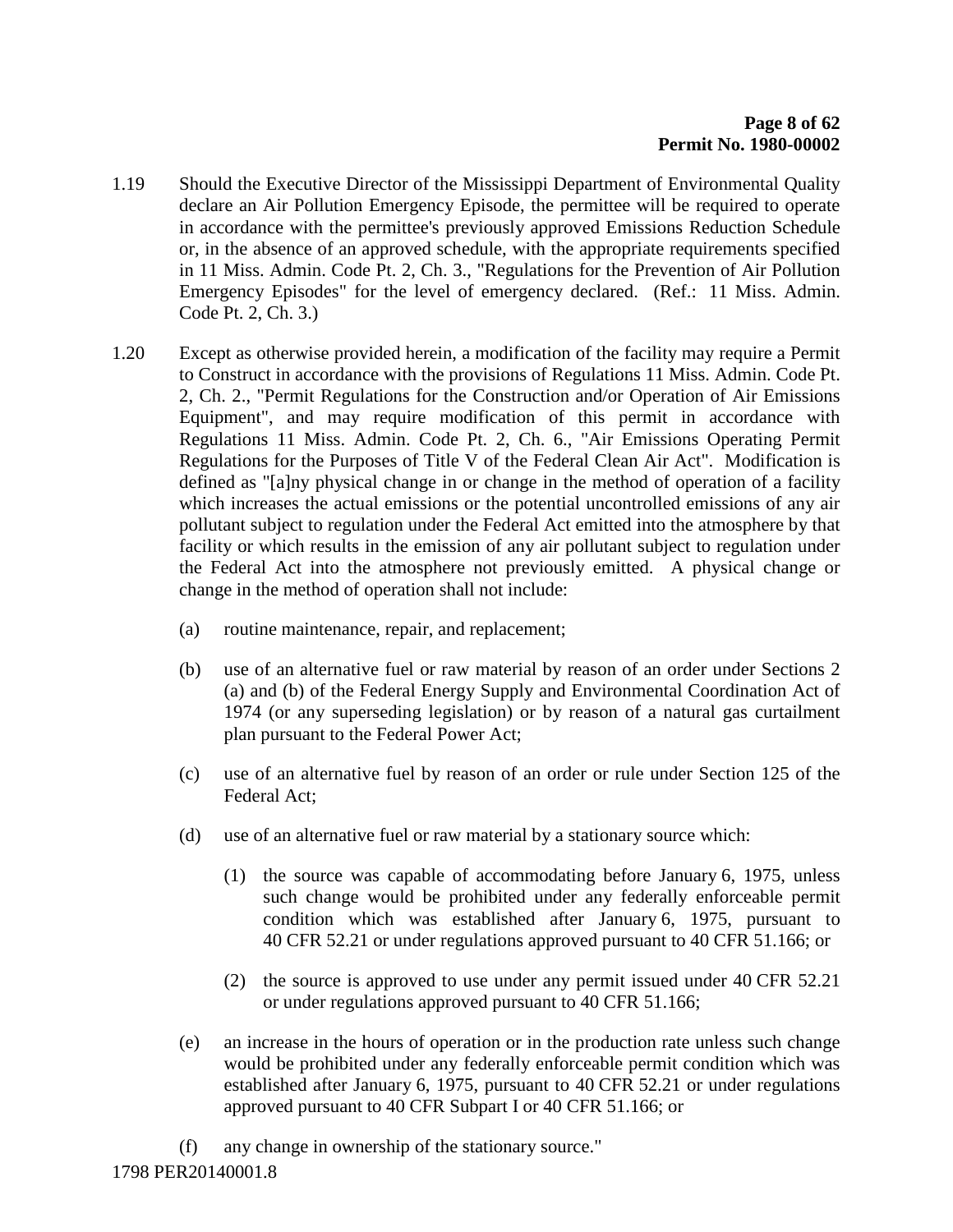1.19 Should the Executive Director of the Mississippi Department of Environmental Quality declare an Air Pollution Emergency Episode, the permittee will be required to operate in accordance with the permittee's previously approved Emissions Reduction Schedule or, in the absence of an approved schedule, with the appropriate requirements specified in 11 Miss. Admin. Code Pt. 2, Ch. 3., "Regulations for the Prevention of Air Pollution Emergency Episodes" for the level of emergency declared. (Ref.: 11 Miss. Admin. Code Pt. 2, Ch. 3.)

1.20 Except as otherwise provided herein, a modification of the facility may require a Permit to Construct in accordance with the provisions of Regulations 11 Miss. Admin. Code Pt. 2, Ch. 2., "Permit Regulations for the Construction and/or Operation of Air Emissions Equipment", and may require modification of this permit in accordance with Regulations 11 Miss. Admin. Code Pt. 2, Ch. 6., "Air Emissions Operating Permit Regulations for the Purposes of Title V of the Federal Clean Air Act". Modification is defined as "[a]ny physical change in or change in the method of operation of a facility which increases the actual emissions or the potential uncontrolled emissions of any air pollutant subject to regulation under the Federal Act emitted into the atmosphere by that facility or which results in the emission of any air pollutant subject to regulation under the Federal Act into the atmosphere not previously emitted. A physical change or change in the method of operation shall not include:

(a) routine maintenance, repair, and replacement;

(b) use of an alternative fuel or raw material by reason of an order under Sections 2 (a) and (b) of the Federal Energy Supply and Environmental Coordination Act of 1974 (or any superseding legislation) or by reason of a natural gas curtailment plan pursuant to the Federal Power Act;

(c) use of an alternative fuel by reason of an order or rule under Section 125 of the Federal Act;

(d) use of an alternative fuel or raw material by a stationary source which:

   (1) the source was capable of accommodating before January 6, 1975, unless such change would be prohibited under any federally enforceable permit condition which was established after January 6, 1975, pursuant to 40 CFR 52.21 or under regulations approved pursuant to 40 CFR 51.166; or

   (2) the source is approved to use under any permit issued under 40 CFR 52.21 or under regulations approved pursuant to 40 CFR 51.166;

(e) an increase in the hours of operation or in the production rate unless such change would be prohibited under any federally enforceable permit condition which was established after January 6, 1975, pursuant to 40 CFR 52.21 or under regulations approved pursuant to 40 CFR Subpart I or 40 CFR 51.166; or

(f) any change in ownership of the stationary source."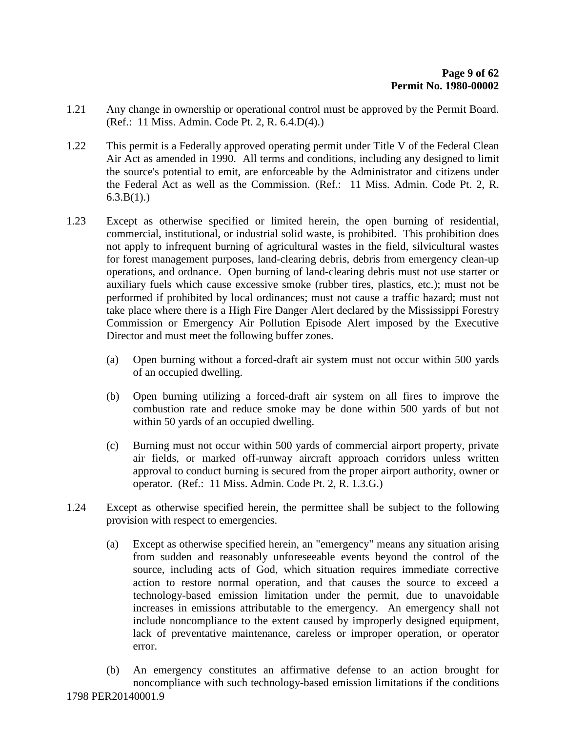1.21 Any change in ownership or operational control must be approved by the Permit Board. (Ref.: 11 Miss. Admin. Code Pt. 2, R. 6.4.D(4).)

1.22 This permit is a Federally approved operating permit under Title V of the Federal Clean Air Act as amended in 1990. All terms and conditions, including any designed to limit the source's potential to emit, are enforceable by the Administrator and citizens under the Federal Act as well as the Commission. (Ref.: 11 Miss. Admin. Code Pt. 2, R. 6.3.B(1).)

1.23 Except as otherwise specified or limited herein, the open burning of residential, commercial, institutional, or industrial solid waste, is prohibited. This prohibition does not apply to infrequent burning of agricultural wastes in the field, silvicultural wastes for forest management purposes, land-clearing debris, debris from emergency clean-up operations, and ordnance. Open burning of land-clearing debris must not use starter or auxiliary fuels which cause excessive smoke (rubber tires, plastics, etc.); must not be performed if prohibited by local ordinances; must not cause a traffic hazard; must not take place where there is a High Fire Danger Alert declared by the Mississippi Forestry Commission or Emergency Air Pollution Episode Alert imposed by the Executive Director and must meet the following buffer zones.

(a) Open burning without a forced-draft air system must not occur within 500 yards of an occupied dwelling.

(b) Open burning utilizing a forced-draft air system on all fires to improve the combustion rate and reduce smoke may be done within 500 yards of but not within 50 yards of an occupied dwelling.

(c) Burning must not occur within 500 yards of commercial airport property, private air fields, or marked off-runway aircraft approach corridors unless written approval to conduct burning is secured from the proper airport authority, owner or operator. (Ref.: 11 Miss. Admin. Code Pt. 2, R. 1.3.G.)

1.24 Except as otherwise specified herein, the permittee shall be subject to the following provision with respect to emergencies.

(a) Except as otherwise specified herein, an "emergency" means any situation arising from sudden and reasonably unforeseeable events beyond the control of the source, including acts of God, which situation requires immediate corrective action to restore normal operation, and that causes the source to exceed a technology-based emission limitation under the permit, due to unavoidable increases in emissions attributable to the emergency. An emergency shall not include noncompliance to the extent caused by improperly designed equipment, lack of preventative maintenance, careless or improper operation, or operator error.

(b) An emergency constitutes an affirmative defense to an action brought for noncompliance with such technology-based emission limitations if the conditions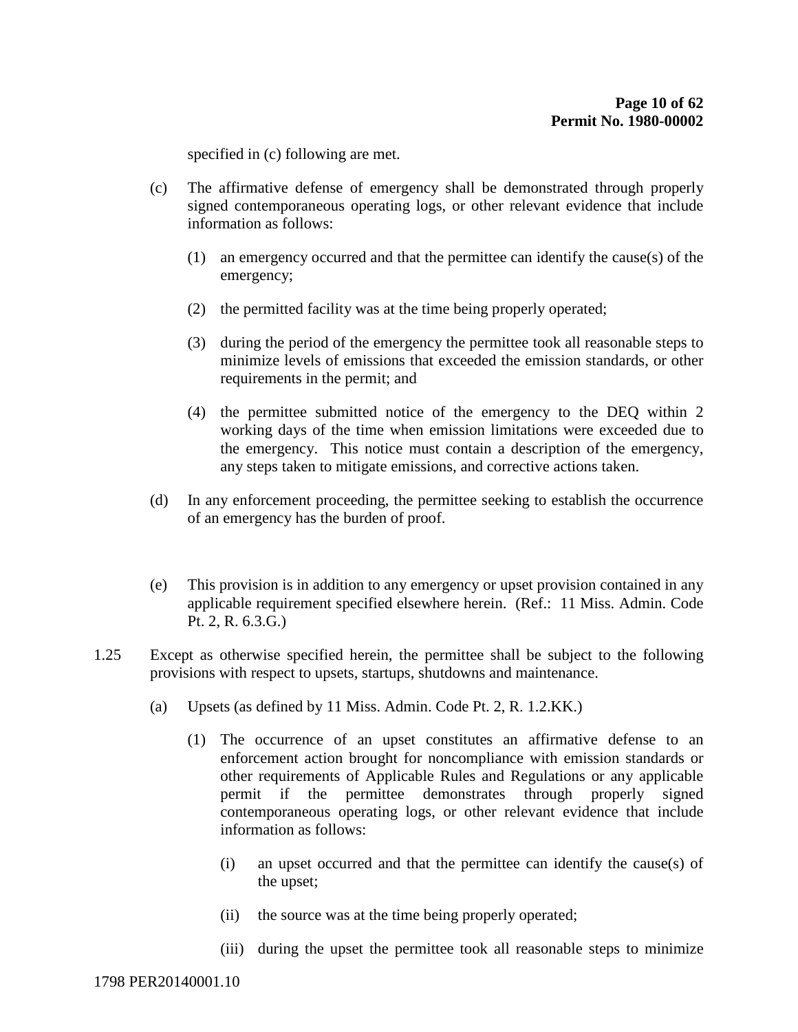specified in (c) following are met.

(c) The affirmative defense of emergency shall be demonstrated through properly signed contemporaneous operating logs, or other relevant evidence that include information as follows:

(1) an emergency occurred and that the permittee can identify the cause(s) of the emergency;

(2) the permitted facility was at the time being properly operated;

(3) during the period of the emergency the permittee took all reasonable steps to minimize levels of emissions that exceeded the emission standards, or other requirements in the permit; and

(4) the permittee submitted notice of the emergency to the DEQ within 2 working days of the time when emission limitations were exceeded due to the emergency. This notice must contain a description of the emergency, any steps taken to mitigate emissions, and corrective actions taken.

(d) In any enforcement proceeding, the permittee seeking to establish the occurrence of an emergency has the burden of proof.

(e) This provision is in addition to any emergency or upset provision contained in any applicable requirement specified elsewhere herein. (Ref.: 11 Miss. Admin. Code Pt. 2, R. 6.3.G.)

1.25 Except as otherwise specified herein, the permittee shall be subject to the following provisions with respect to upsets, startups, shutdowns and maintenance.

(a) Upsets (as defined by 11 Miss. Admin. Code Pt. 2, R. 1.2.KK.)

(1) The occurrence of an upset constitutes an affirmative defense to an enforcement action brought for noncompliance with emission standards or other requirements of Applicable Rules and Regulations or any applicable permit if the permittee demonstrates through properly signed contemporaneous operating logs, or other relevant evidence that include information as follows:

(i) an upset occurred and that the permittee can identify the cause(s) of the upset;

(ii) the source was at the time being properly operated;

(iii) during the upset the permittee took all reasonable steps to minimize

1798 PER20140001.10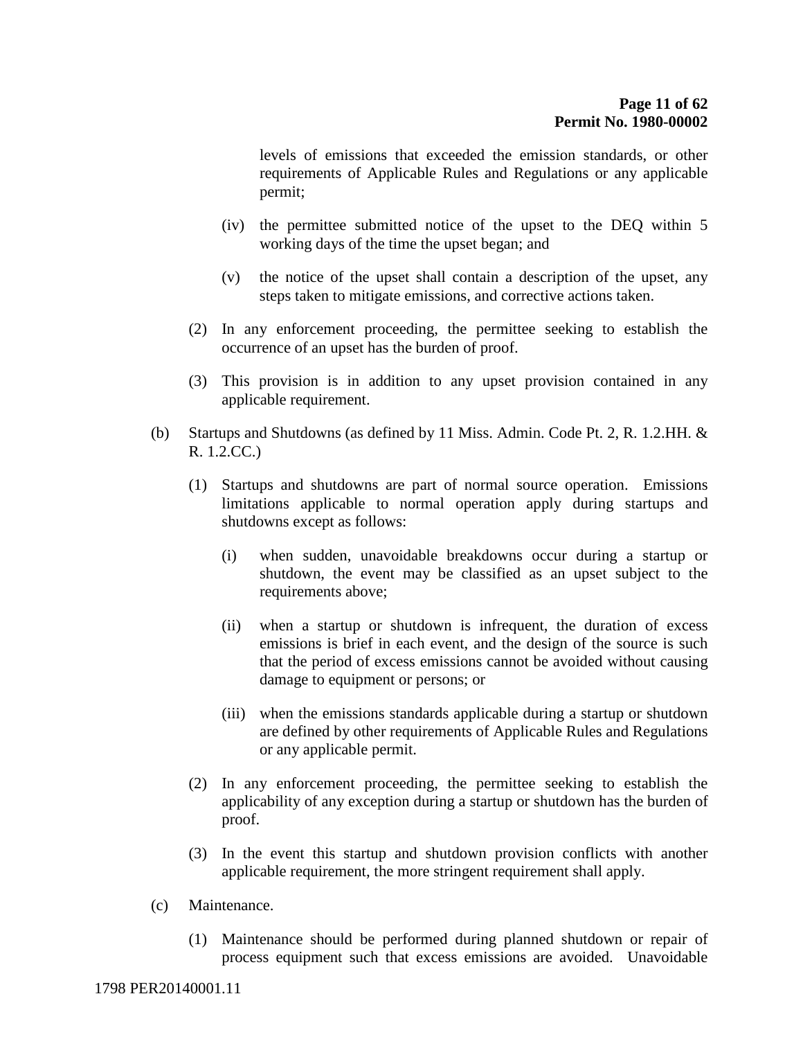levels of emissions that exceeded the emission standards, or other requirements of Applicable Rules and Regulations or any applicable permit;

(iv) the permittee submitted notice of the upset to the DEQ within 5 working days of the time the upset began; and

(v) the notice of the upset shall contain a description of the upset, any steps taken to mitigate emissions, and corrective actions taken.

(2) In any enforcement proceeding, the permittee seeking to establish the occurrence of an upset has the burden of proof.

(3) This provision is in addition to any upset provision contained in any applicable requirement.

(b) Startups and Shutdowns (as defined by 11 Miss. Admin. Code Pt. 2, R. 1.2.HH. & R. 1.2.CC.)

(1) Startups and shutdowns are part of normal source operation. Emissions limitations applicable to normal operation apply during startups and shutdowns except as follows:

(i) when sudden, unavoidable breakdowns occur during a startup or shutdown, the event may be classified as an upset subject to the requirements above;

(ii) when a startup or shutdown is infrequent, the duration of excess emissions is brief in each event, and the design of the source is such that the period of excess emissions cannot be avoided without causing damage to equipment or persons; or

(iii) when the emissions standards applicable during a startup or shutdown are defined by other requirements of Applicable Rules and Regulations or any applicable permit.

(2) In any enforcement proceeding, the permittee seeking to establish the applicability of any exception during a startup or shutdown has the burden of proof.

(3) In the event this startup and shutdown provision conflicts with another applicable requirement, the more stringent requirement shall apply.

(c) Maintenance.

(1) Maintenance should be performed during planned shutdown or repair of process equipment such that excess emissions are avoided. Unavoidable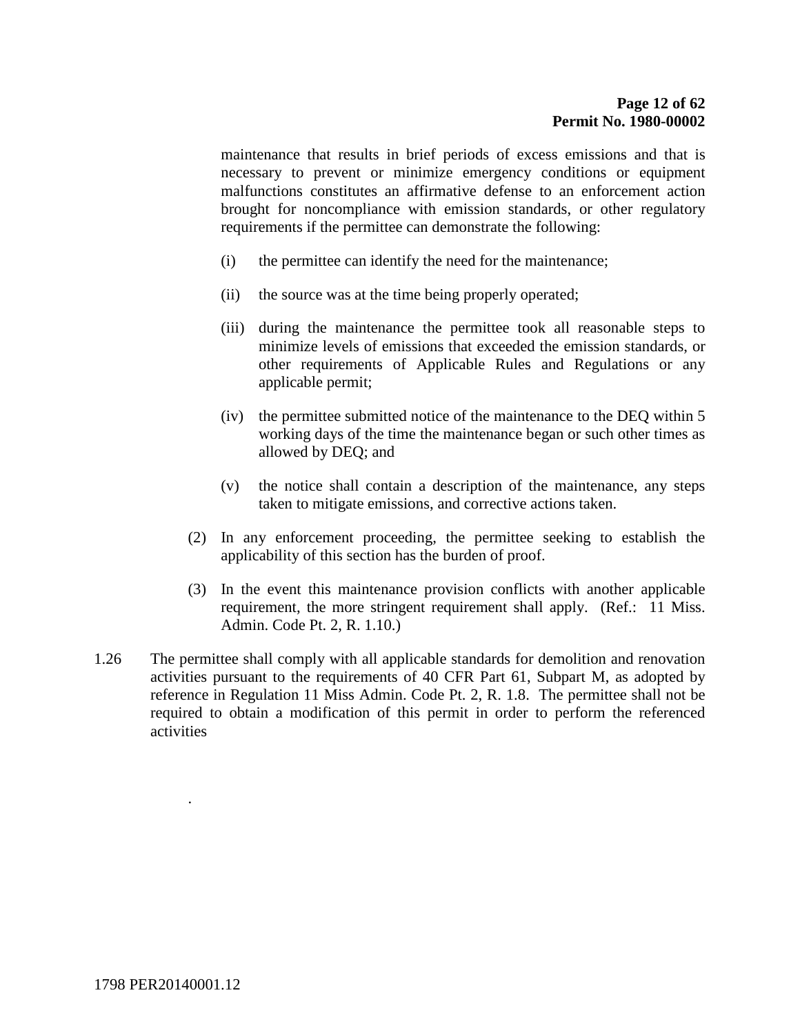maintenance that results in brief periods of excess emissions and that is necessary to prevent or minimize emergency conditions or equipment malfunctions constitutes an affirmative defense to an enforcement action brought for noncompliance with emission standards, or other regulatory requirements if the permittee can demonstrate the following:

(i) the permittee can identify the need for the maintenance;

(ii) the source was at the time being properly operated;

(iii) during the maintenance the permittee took all reasonable steps to minimize levels of emissions that exceeded the emission standards, or other requirements of Applicable Rules and Regulations or any applicable permit;

(iv) the permittee submitted notice of the maintenance to the DEQ within 5 working days of the time the maintenance began or such other times as allowed by DEQ; and

(v) the notice shall contain a description of the maintenance, any steps taken to mitigate emissions, and corrective actions taken.

(2) In any enforcement proceeding, the permittee seeking to establish the applicability of this section has the burden of proof.

(3) In the event this maintenance provision conflicts with another applicable requirement, the more stringent requirement shall apply. (Ref.: 11 Miss. Admin. Code Pt. 2, R. 1.10.)

1.26 The permittee shall comply with all applicable standards for demolition and renovation activities pursuant to the requirements of 40 CFR Part 61, Subpart M, as adopted by reference in Regulation 11 Miss Admin. Code Pt. 2, R. 1.8. The permittee shall not be required to obtain a modification of this permit in order to perform the referenced activities

.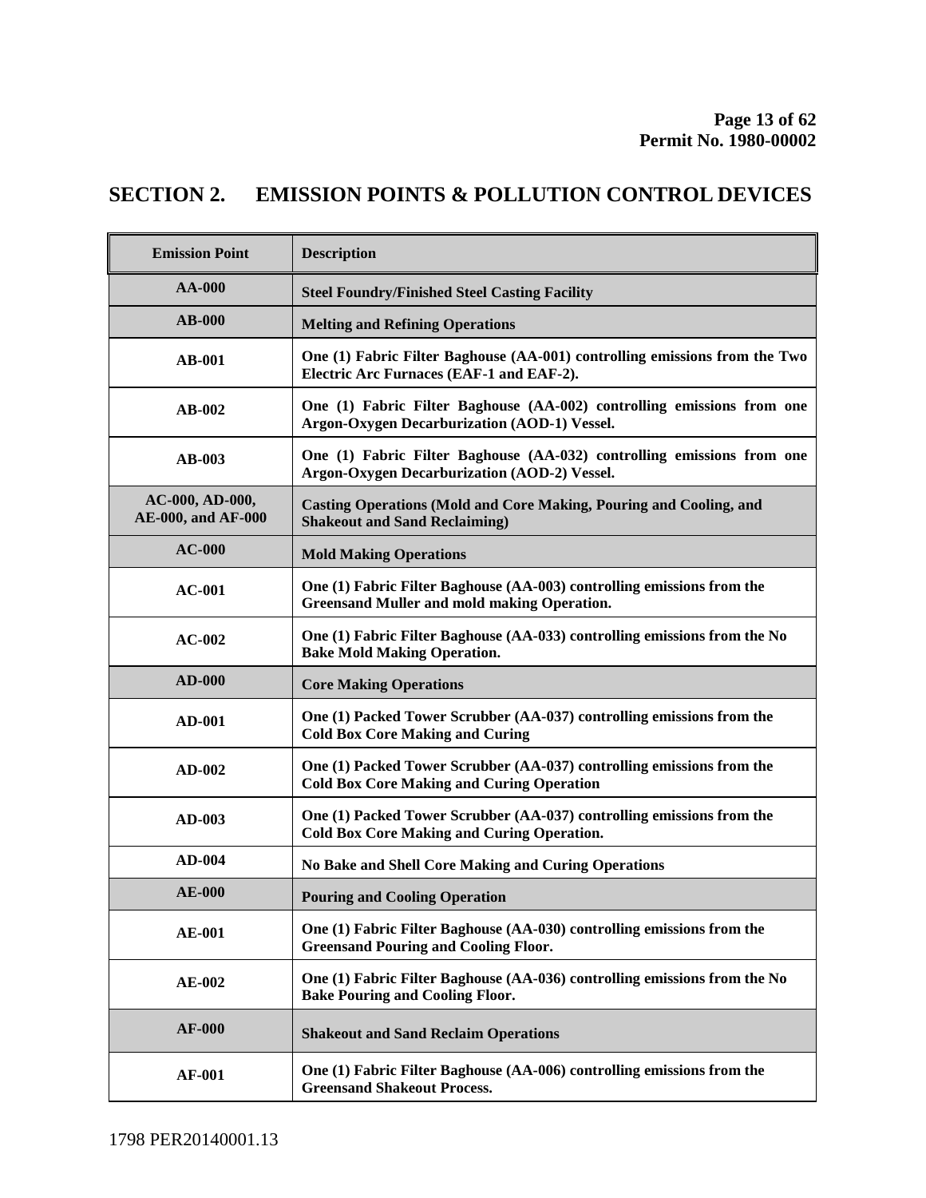## SECTION 2. EMISSION POINTS & POLLUTION CONTROL DEVICES

| Emission Point | Description |
|---|---|
| **AA-000** | **Steel Foundry/Finished Steel Casting Facility** |
| **AB-000** | **Melting and Refining Operations** |
| **AB-001** | **One (1) Fabric Filter Baghouse (AA-001) controlling emissions from the Two Electric Arc Furnaces (EAF-1 and EAF-2).** |
| **AB-002** | **One (1) Fabric Filter Baghouse (AA-002) controlling emissions from one Argon-Oxygen Decarburization (AOD-1) Vessel.** |
| **AB-003** | **One (1) Fabric Filter Baghouse (AA-032) controlling emissions from one Argon-Oxygen Decarburization (AOD-2) Vessel.** |
| **AC-000, AD-000, AE-000, and AF-000** | **Casting Operations (Mold and Core Making, Pouring and Cooling, and Shakeout and Sand Reclaiming)** |
| **AC-000** | **Mold Making Operations** |
| **AC-001** | **One (1) Fabric Filter Baghouse (AA-003) controlling emissions from the Greensand Muller and mold making Operation.** |
| **AC-002** | **One (1) Fabric Filter Baghouse (AA-033) controlling emissions from the No Bake Mold Making Operation.** |
| **AD-000** | **Core Making Operations** |
| **AD-001** | **One (1) Packed Tower Scrubber (AA-037) controlling emissions from the Cold Box Core Making and Curing** |
| **AD-002** | **One (1) Packed Tower Scrubber (AA-037) controlling emissions from the Cold Box Core Making and Curing Operation** |
| **AD-003** | **One (1) Packed Tower Scrubber (AA-037) controlling emissions from the Cold Box Core Making and Curing Operation.** |
| **AD-004** | **No Bake and Shell Core Making and Curing Operations** |
| **AE-000** | **Pouring and Cooling Operation** |
| **AE-001** | **One (1) Fabric Filter Baghouse (AA-030) controlling emissions from the Greensand Pouring and Cooling Floor.** |
| **AE-002** | **One (1) Fabric Filter Baghouse (AA-036) controlling emissions from the No Bake Pouring and Cooling Floor.** |
| **AF-000** | **Shakeout and Sand Reclaim Operations** |
| **AF-001** | **One (1) Fabric Filter Baghouse (AA-006) controlling emissions from the Greensand Shakeout Process.** |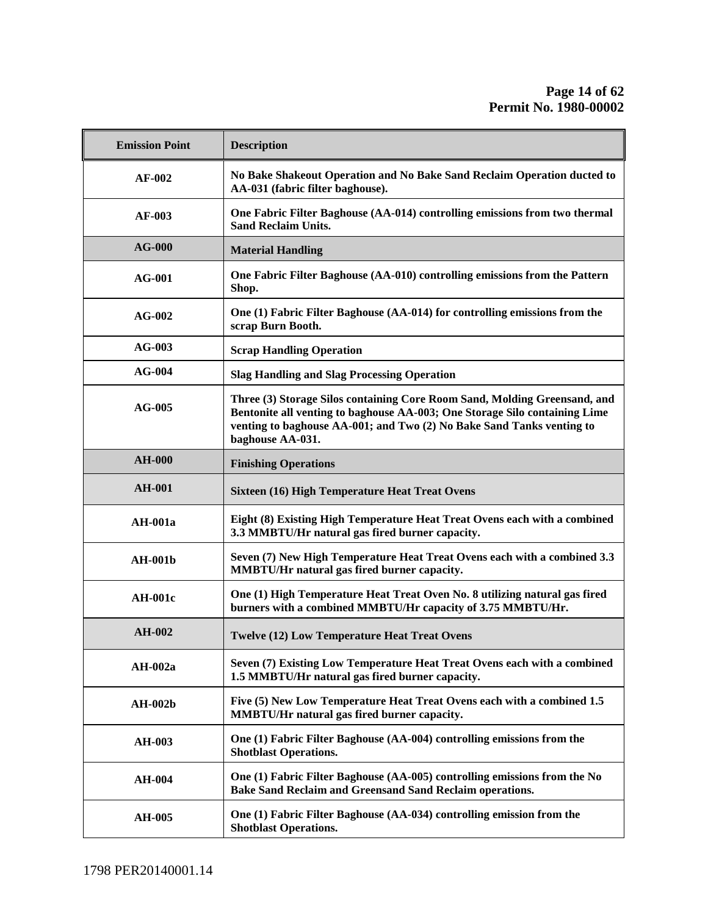| Emission Point | Description |
|---|---|
| AF-002 | No Bake Shakeout Operation and No Bake Sand Reclaim Operation ducted to AA-031 (fabric filter baghouse). |
| AF-003 | One Fabric Filter Baghouse (AA-014) controlling emissions from two thermal Sand Reclaim Units. |
| AG-000 | Material Handling |
| AG-001 | One Fabric Filter Baghouse (AA-010) controlling emissions from the Pattern Shop. |
| AG-002 | One (1) Fabric Filter Baghouse (AA-014) for controlling emissions from the scrap Burn Booth. |
| AG-003 | Scrap Handling Operation |
| AG-004 | Slag Handling and Slag Processing Operation |
| AG-005 | Three (3) Storage Silos containing Core Room Sand, Molding Greensand, and Bentonite all venting to baghouse AA-003; One Storage Silo containing Lime venting to baghouse AA-001; and Two (2) No Bake Sand Tanks venting to baghouse AA-031. |
| AH-000 | Finishing Operations |
| AH-001 | Sixteen (16) High Temperature Heat Treat Ovens |
| AH-001a | Eight (8) Existing High Temperature Heat Treat Ovens each with a combined 3.3 MMBTU/Hr natural gas fired burner capacity. |
| AH-001b | Seven (7) New High Temperature Heat Treat Ovens each with a combined 3.3 MMBTU/Hr natural gas fired burner capacity. |
| AH-001c | One (1) High Temperature Heat Treat Oven No. 8 utilizing natural gas fired burners with a combined MMBTU/Hr capacity of 3.75 MMBTU/Hr. |
| AH-002 | Twelve (12) Low Temperature Heat Treat Ovens |
| AH-002a | Seven (7) Existing Low Temperature Heat Treat Ovens each with a combined 1.5 MMBTU/Hr natural gas fired burner capacity. |
| AH-002b | Five (5) New Low Temperature Heat Treat Ovens each with a combined 1.5 MMBTU/Hr natural gas fired burner capacity. |
| AH-003 | One (1) Fabric Filter Baghouse (AA-004) controlling emissions from the Shotblast Operations. |
| AH-004 | One (1) Fabric Filter Baghouse (AA-005) controlling emissions from the No Bake Sand Reclaim and Greensand Sand Reclaim operations. |
| AH-005 | One (1) Fabric Filter Baghouse (AA-034) controlling emission from the Shotblast Operations. |

1798 PER20140001.14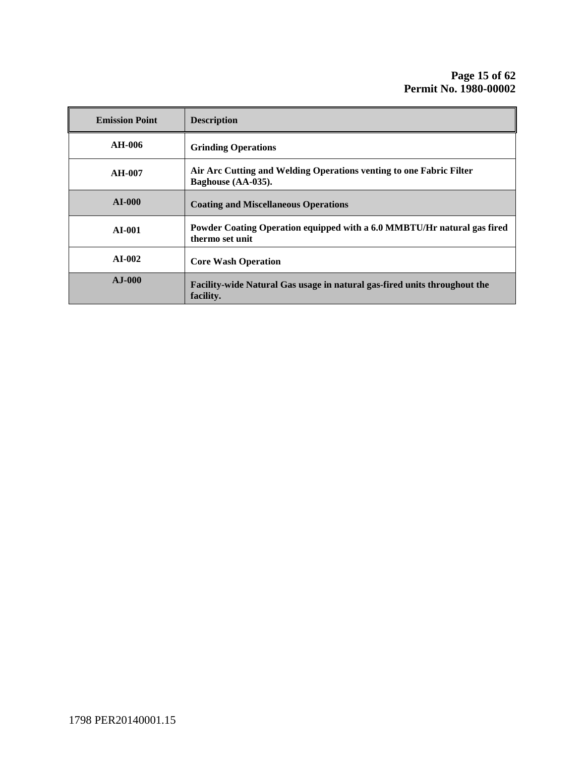| Emission Point | Description |
|---|---|
| AH-006 | Grinding Operations |
| AH-007 | Air Arc Cutting and Welding Operations venting to one Fabric Filter Baghouse (AA-035). |
| AI-000 | Coating and Miscellaneous Operations |
| AI-001 | Powder Coating Operation equipped with a 6.0 MMBTU/Hr natural gas fired thermo set unit |
| AI-002 | Core Wash Operation |
| AJ-000 | Facility-wide Natural Gas usage in natural gas-fired units throughout the facility. |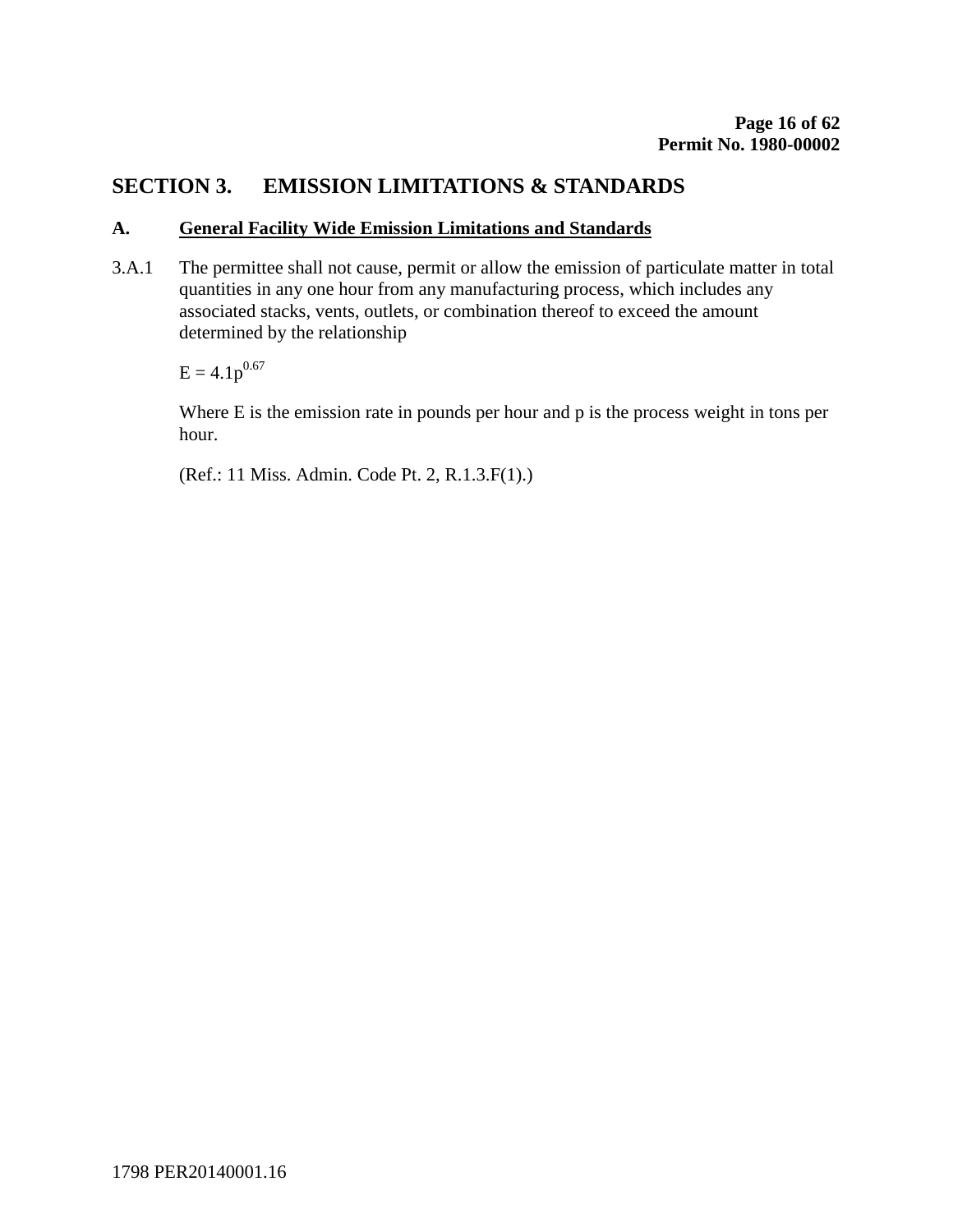# SECTION 3. EMISSION LIMITATIONS & STANDARDS

## A. General Facility Wide Emission Limitations and Standards

3.A.1 The permittee shall not cause, permit or allow the emission of particulate matter in total quantities in any one hour from any manufacturing process, which includes any associated stacks, vents, outlets, or combination thereof to exceed the amount determined by the relationship

$$E = 4.1p^{0.67}$$

Where E is the emission rate in pounds per hour and p is the process weight in tons per hour.

(Ref.: 11 Miss. Admin. Code Pt. 2, R.1.3.F(1).)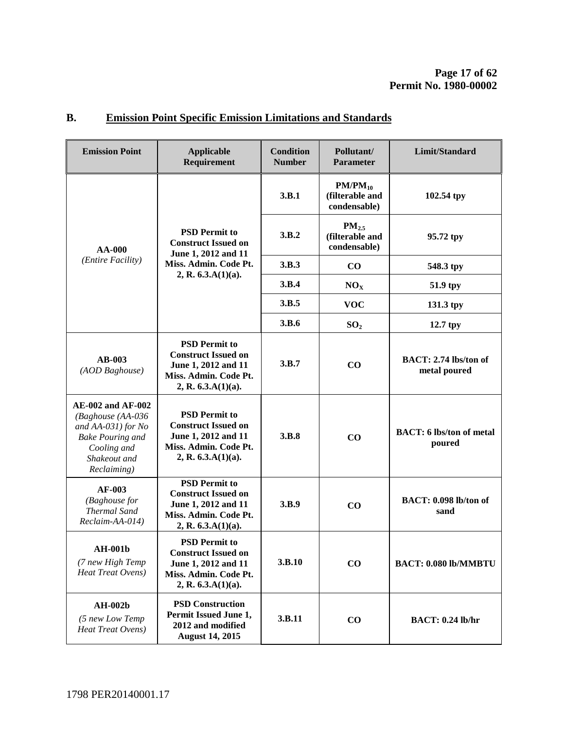## B. Emission Point Specific Emission Limitations and Standards

| Emission Point | Applicable Requirement | Condition Number | Pollutant/ Parameter | Limit/Standard |
|---|---|---|---|---|
| **AA-000** *(Entire Facility)* | **PSD Permit to Construct Issued on June 1, 2012 and 11 Miss. Admin. Code Pt. 2, R. 6.3.A(1)(a).** | **3.B.1** | **$PM/PM_{10}$ (filterable and condensable)** | **102.54 tpy** |
| | | **3.B.2** | **$PM_{2.5}$ (filterable and condensable)** | **95.72 tpy** |
| | | **3.B.3** | **CO** | **548.3 tpy** |
| | | **3.B.4** | **$NO_X$** | **51.9 tpy** |
| | | **3.B.5** | **VOC** | **131.3 tpy** |
| | | **3.B.6** | **$SO_2$** | **12.7 tpy** |
| **AB-003** *(AOD Baghouse)* | **PSD Permit to Construct Issued on June 1, 2012 and 11 Miss. Admin. Code Pt. 2, R. 6.3.A(1)(a).** | **3.B.7** | **CO** | **BACT: 2.74 lbs/ton of metal poured** |
| **AE-002 and AF-002** *(Baghouse (AA-036 and AA-031) for No Bake Pouring and Cooling and Shakeout and Reclaiming)* | **PSD Permit to Construct Issued on June 1, 2012 and 11 Miss. Admin. Code Pt. 2, R. 6.3.A(1)(a).** | **3.B.8** | **CO** | **BACT: 6 lbs/ton of metal poured** |
| **AF-003** *(Baghouse for Thermal Sand Reclaim-AA-014)* | **PSD Permit to Construct Issued on June 1, 2012 and 11 Miss. Admin. Code Pt. 2, R. 6.3.A(1)(a).** | **3.B.9** | **CO** | **BACT: 0.098 lb/ton of sand** |
| **AH-001b** *(7 new High Temp Heat Treat Ovens)* | **PSD Permit to Construct Issued on June 1, 2012 and 11 Miss. Admin. Code Pt. 2, R. 6.3.A(1)(a).** | **3.B.10** | **CO** | **BACT: 0.080 lb/MMBTU** |
| **AH-002b** *(5 new Low Temp Heat Treat Ovens)* | **PSD Construction Permit Issued June 1, 2012 and modified August 14, 2015** | **3.B.11** | **CO** | **BACT: 0.24 lb/hr** |

1798 PER20140001.17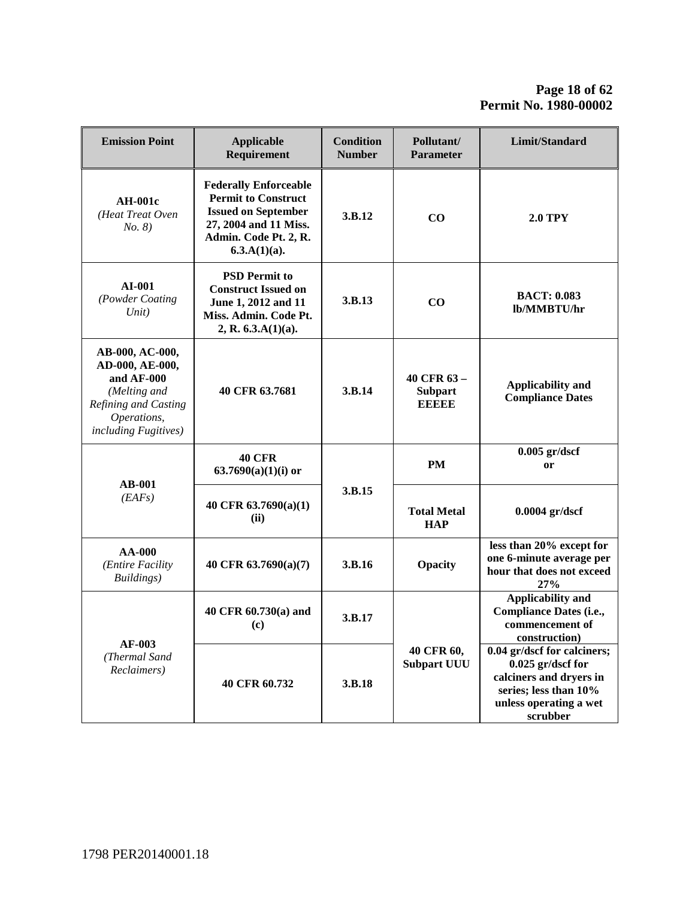| Emission Point | Applicable Requirement | Condition Number | Pollutant/ Parameter | Limit/Standard |
|---|---|---|---|---|
| **AH-001c** *(Heat Treat Oven No. 8)* | **Federally Enforceable Permit to Construct Issued on September 27, 2004 and 11 Miss. Admin. Code Pt. 2, R. 6.3.A(1)(a).** | **3.B.12** | **CO** | **2.0 TPY** |
| **AI-001** *(Powder Coating Unit)* | **PSD Permit to Construct Issued on June 1, 2012 and 11 Miss. Admin. Code Pt. 2, R. 6.3.A(1)(a).** | **3.B.13** | **CO** | **BACT: 0.083 lb/MMBTU/hr** |
| **AB-000, AC-000, AD-000, AE-000, and AF-000** *(Melting and Refining and Casting Operations, including Fugitives)* | **40 CFR 63.7681** | **3.B.14** | **40 CFR 63 – Subpart EEEEE** | **Applicability and Compliance Dates** |
| **AB-001** *(EAFs)* | **40 CFR 63.7690(a)(1)(i) or** | **3.B.15** | **PM** | **0.005 gr/dscf or** |
| | **40 CFR 63.7690(a)(1)(ii)** | | **Total Metal HAP** | **0.0004 gr/dscf** |
| **AA-000** *(Entire Facility Buildings)* | **40 CFR 63.7690(a)(7)** | **3.B.16** | **Opacity** | **less than 20% except for one 6-minute average per hour that does not exceed 27%** |
| **AF-003** *(Thermal Sand Reclaimers)* | **40 CFR 60.730(a) and (c)** | **3.B.17** | **40 CFR 60, Subpart UUU** | **Applicability and Compliance Dates (i.e., commencement of construction)** |
| | **40 CFR 60.732** | **3.B.18** | | **0.04 gr/dscf for calciners; 0.025 gr/dscf for calciners and dryers in series; less than 10% unless operating a wet scrubber** |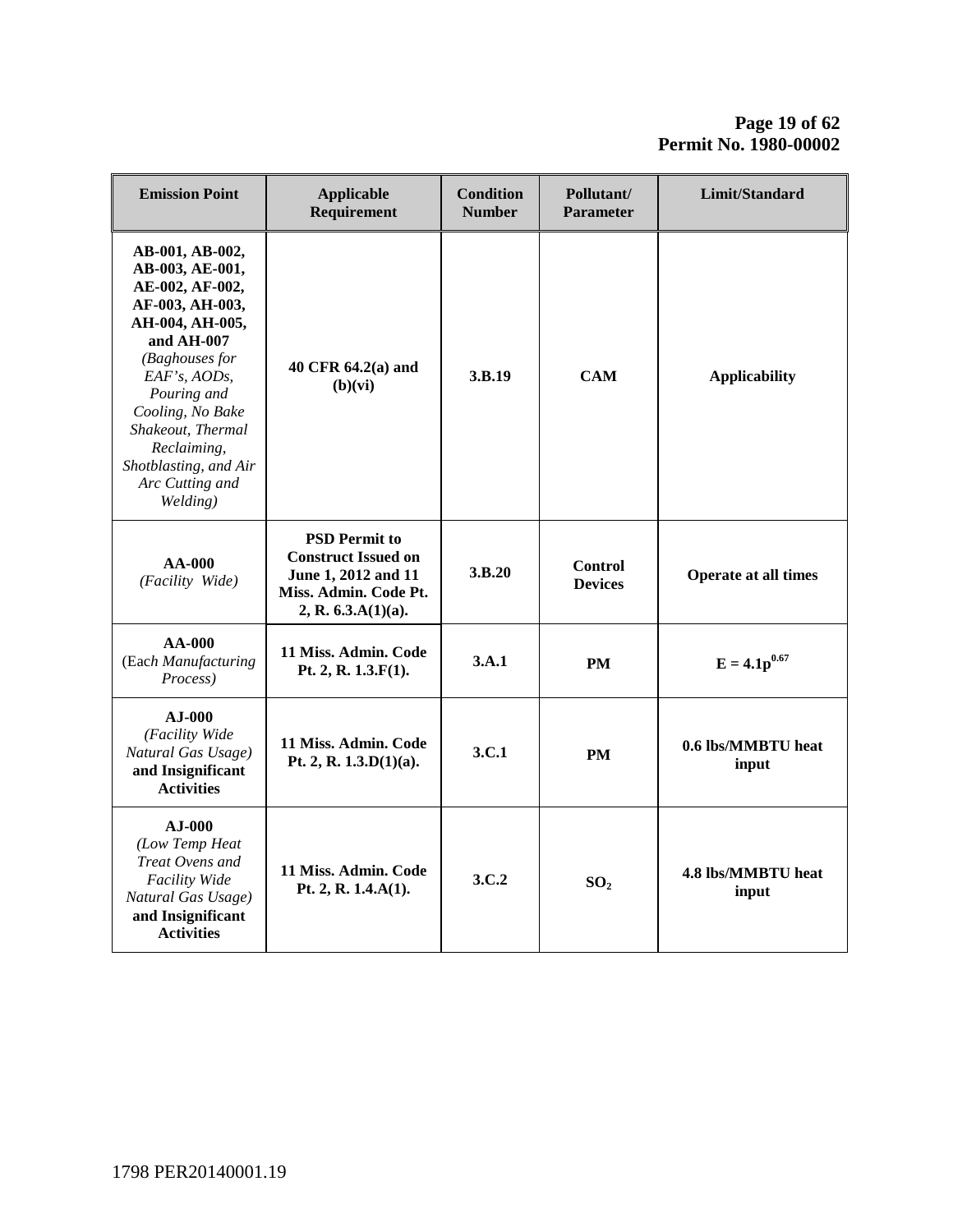| Emission Point | Applicable Requirement | Condition Number | Pollutant/ Parameter | Limit/Standard |
|---|---|---|---|---|
| **AB-001, AB-002, AB-003, AE-001, AE-002, AF-002, AF-003, AH-003, AH-004, AH-005, and AH-007** *(Baghouses for EAF's, AODs, Pouring and Cooling, No Bake Shakeout, Thermal Reclaiming, Shotblasting, and Air Arc Cutting and Welding)* | **40 CFR 64.2(a) and (b)(vi)** | **3.B.19** | **CAM** | **Applicability** |
| **AA-000** *(Facility Wide)* | **PSD Permit to Construct Issued on June 1, 2012 and 11 Miss. Admin. Code Pt. 2, R. 6.3.A(1)(a).** | **3.B.20** | **Control Devices** | **Operate at all times** |
| **AA-000** (Each *Manufacturing Process)* | **11 Miss. Admin. Code Pt. 2, R. 1.3.F(1).** | **3.A.1** | **PM** | $E = 4.1p^{0.67}$ |
| **AJ-000** *(Facility Wide Natural Gas Usage)* **and Insignificant Activities** | **11 Miss. Admin. Code Pt. 2, R. 1.3.D(1)(a).** | **3.C.1** | **PM** | **0.6 lbs/MMBTU heat input** |
| **AJ-000** *(Low Temp Heat Treat Ovens and Facility Wide Natural Gas Usage)* **and Insignificant Activities** | **11 Miss. Admin. Code Pt. 2, R. 1.4.A(1).** | **3.C.2** | $SO_2$ | **4.8 lbs/MMBTU heat input** |

1798 PER20140001.19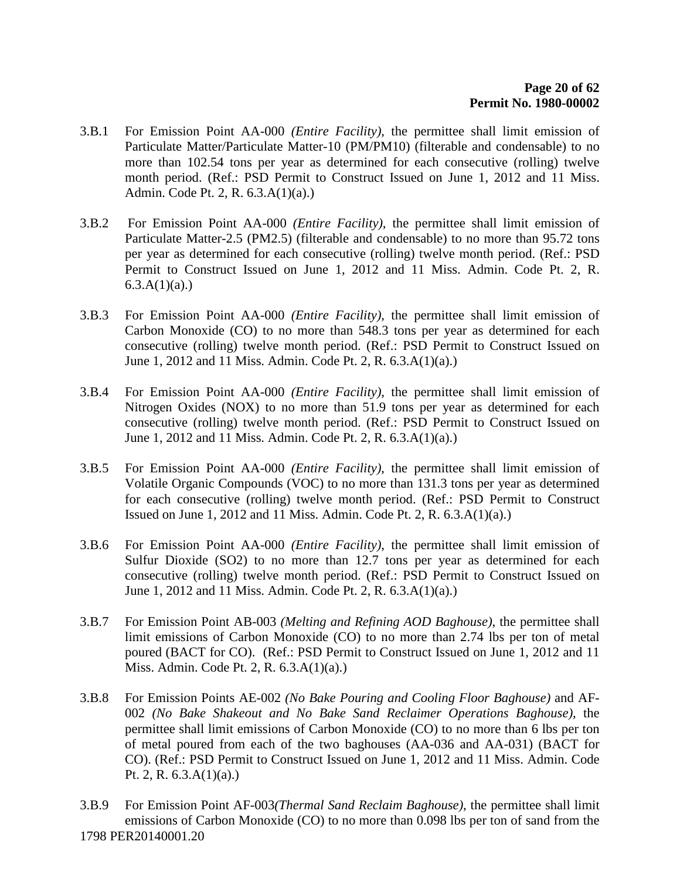3.B.1 For Emission Point AA-000 *(Entire Facility)*, the permittee shall limit emission of Particulate Matter/Particulate Matter-10 (PM/PM10) (filterable and condensable) to no more than 102.54 tons per year as determined for each consecutive (rolling) twelve month period. (Ref.: PSD Permit to Construct Issued on June 1, 2012 and 11 Miss. Admin. Code Pt. 2, R. 6.3.A(1)(a).)

3.B.2 For Emission Point AA-000 *(Entire Facility)*, the permittee shall limit emission of Particulate Matter-2.5 (PM2.5) (filterable and condensable) to no more than 95.72 tons per year as determined for each consecutive (rolling) twelve month period. (Ref.: PSD Permit to Construct Issued on June 1, 2012 and 11 Miss. Admin. Code Pt. 2, R. 6.3.A(1)(a).)

3.B.3 For Emission Point AA-000 *(Entire Facility)*, the permittee shall limit emission of Carbon Monoxide (CO) to no more than 548.3 tons per year as determined for each consecutive (rolling) twelve month period. (Ref.: PSD Permit to Construct Issued on June 1, 2012 and 11 Miss. Admin. Code Pt. 2, R. 6.3.A(1)(a).)

3.B.4 For Emission Point AA-000 *(Entire Facility)*, the permittee shall limit emission of Nitrogen Oxides (NOX) to no more than 51.9 tons per year as determined for each consecutive (rolling) twelve month period. (Ref.: PSD Permit to Construct Issued on June 1, 2012 and 11 Miss. Admin. Code Pt. 2, R. 6.3.A(1)(a).)

3.B.5 For Emission Point AA-000 *(Entire Facility)*, the permittee shall limit emission of Volatile Organic Compounds (VOC) to no more than 131.3 tons per year as determined for each consecutive (rolling) twelve month period. (Ref.: PSD Permit to Construct Issued on June 1, 2012 and 11 Miss. Admin. Code Pt. 2, R. 6.3.A(1)(a).)

3.B.6 For Emission Point AA-000 *(Entire Facility)*, the permittee shall limit emission of Sulfur Dioxide (SO2) to no more than 12.7 tons per year as determined for each consecutive (rolling) twelve month period. (Ref.: PSD Permit to Construct Issued on June 1, 2012 and 11 Miss. Admin. Code Pt. 2, R. 6.3.A(1)(a).)

3.B.7 For Emission Point AB-003 *(Melting and Refining AOD Baghouse)*, the permittee shall limit emissions of Carbon Monoxide (CO) to no more than 2.74 lbs per ton of metal poured (BACT for CO). (Ref.: PSD Permit to Construct Issued on June 1, 2012 and 11 Miss. Admin. Code Pt. 2, R. 6.3.A(1)(a).)

3.B.8 For Emission Points AE-002 *(No Bake Pouring and Cooling Floor Baghouse)* and AF-002 *(No Bake Shakeout and No Bake Sand Reclaimer Operations Baghouse)*, the permittee shall limit emissions of Carbon Monoxide (CO) to no more than 6 lbs per ton of metal poured from each of the two baghouses (AA-036 and AA-031) (BACT for CO). (Ref.: PSD Permit to Construct Issued on June 1, 2012 and 11 Miss. Admin. Code Pt. 2, R. 6.3.A(1)(a).)

3.B.9 For Emission Point AF-003*(Thermal Sand Reclaim Baghouse)*, the permittee shall limit emissions of Carbon Monoxide (CO) to no more than 0.098 lbs per ton of sand from the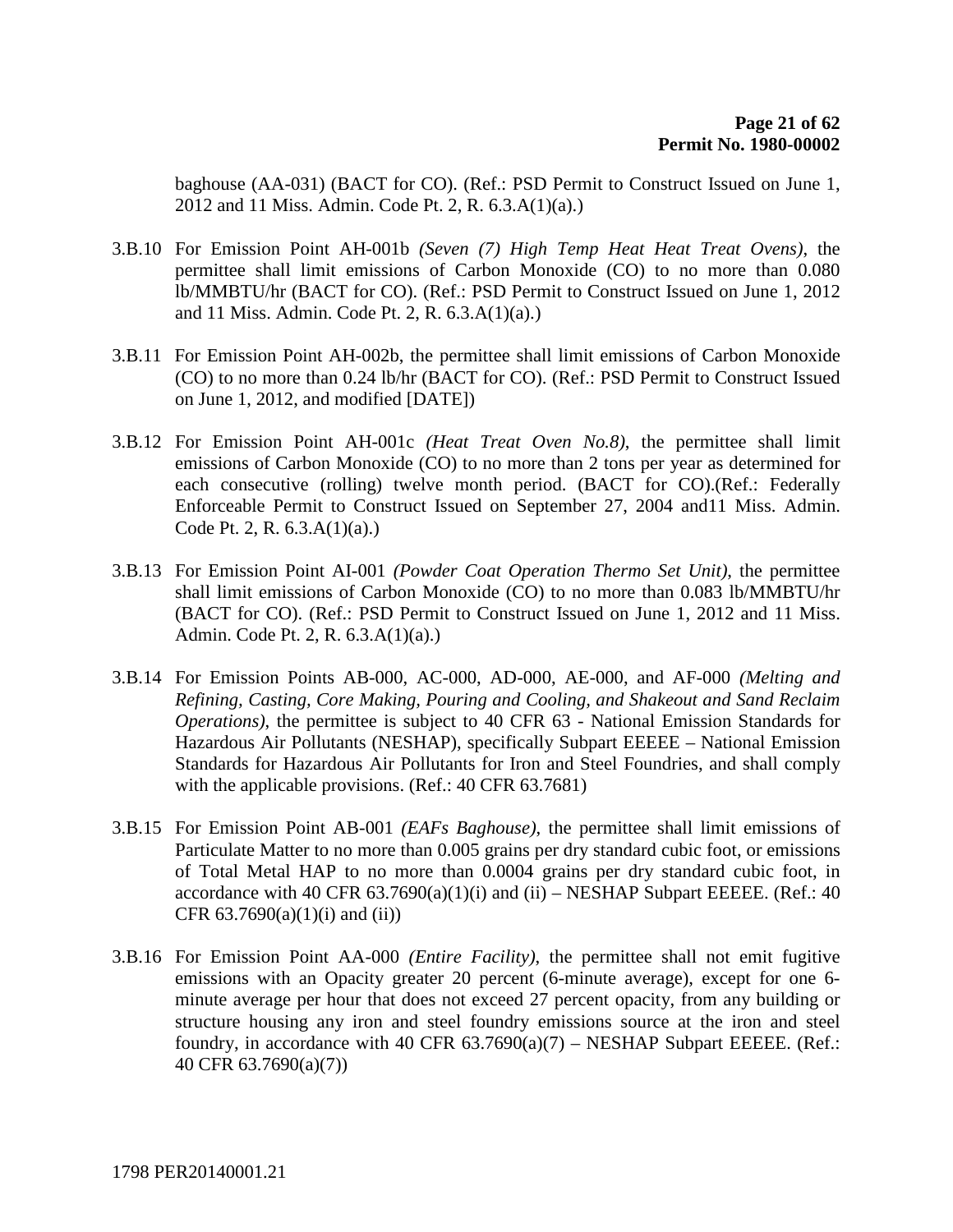baghouse (AA-031) (BACT for CO). (Ref.: PSD Permit to Construct Issued on June 1, 2012 and 11 Miss. Admin. Code Pt. 2, R. 6.3.A(1)(a).)

3.B.10 For Emission Point AH-001b *(Seven (7) High Temp Heat Heat Treat Ovens)*, the permittee shall limit emissions of Carbon Monoxide (CO) to no more than 0.080 lb/MMBTU/hr (BACT for CO). (Ref.: PSD Permit to Construct Issued on June 1, 2012 and 11 Miss. Admin. Code Pt. 2, R. 6.3.A(1)(a).)

3.B.11 For Emission Point AH-002b, the permittee shall limit emissions of Carbon Monoxide (CO) to no more than 0.24 lb/hr (BACT for CO). (Ref.: PSD Permit to Construct Issued on June 1, 2012, and modified [DATE])

3.B.12 For Emission Point AH-001c *(Heat Treat Oven No.8)*, the permittee shall limit emissions of Carbon Monoxide (CO) to no more than 2 tons per year as determined for each consecutive (rolling) twelve month period. (BACT for CO).(Ref.: Federally Enforceable Permit to Construct Issued on September 27, 2004 and11 Miss. Admin. Code Pt. 2, R. 6.3.A(1)(a).)

3.B.13 For Emission Point AI-001 *(Powder Coat Operation Thermo Set Unit)*, the permittee shall limit emissions of Carbon Monoxide (CO) to no more than 0.083 lb/MMBTU/hr (BACT for CO). (Ref.: PSD Permit to Construct Issued on June 1, 2012 and 11 Miss. Admin. Code Pt. 2, R. 6.3.A(1)(a).)

3.B.14 For Emission Points AB-000, AC-000, AD-000, AE-000, and AF-000 *(Melting and Refining, Casting, Core Making, Pouring and Cooling, and Shakeout and Sand Reclaim Operations)*, the permittee is subject to 40 CFR 63 - National Emission Standards for Hazardous Air Pollutants (NESHAP), specifically Subpart EEEEE – National Emission Standards for Hazardous Air Pollutants for Iron and Steel Foundries, and shall comply with the applicable provisions. (Ref.: 40 CFR 63.7681)

3.B.15 For Emission Point AB-001 *(EAFs Baghouse)*, the permittee shall limit emissions of Particulate Matter to no more than 0.005 grains per dry standard cubic foot, or emissions of Total Metal HAP to no more than 0.0004 grains per dry standard cubic foot, in accordance with 40 CFR 63.7690(a)(1)(i) and (ii) – NESHAP Subpart EEEEE. (Ref.: 40 CFR 63.7690(a)(1)(i) and (ii))

3.B.16 For Emission Point AA-000 *(Entire Facility)*, the permittee shall not emit fugitive emissions with an Opacity greater 20 percent (6-minute average), except for one 6-minute average per hour that does not exceed 27 percent opacity, from any building or structure housing any iron and steel foundry emissions source at the iron and steel foundry, in accordance with 40 CFR 63.7690(a)(7) – NESHAP Subpart EEEEE. (Ref.: 40 CFR 63.7690(a)(7))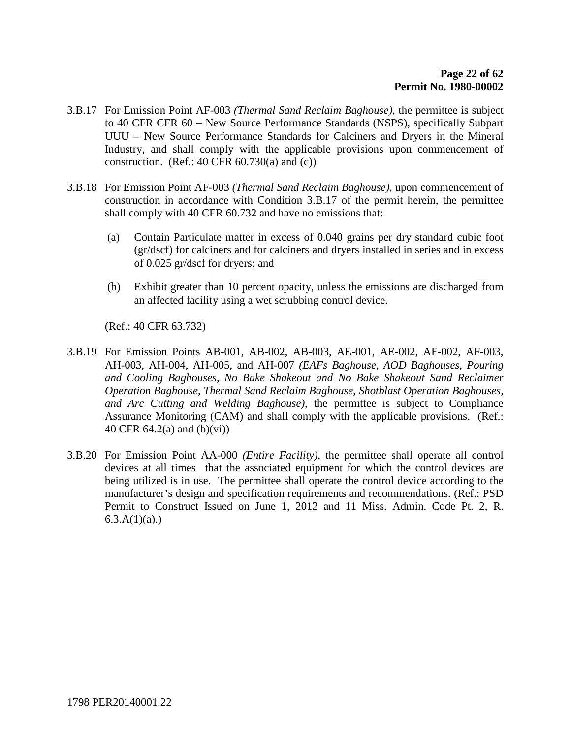3.B.17 For Emission Point AF-003 *(Thermal Sand Reclaim Baghouse)*, the permittee is subject to 40 CFR CFR 60 – New Source Performance Standards (NSPS), specifically Subpart UUU – New Source Performance Standards for Calciners and Dryers in the Mineral Industry, and shall comply with the applicable provisions upon commencement of construction. (Ref.: 40 CFR 60.730(a) and (c))

3.B.18 For Emission Point AF-003 *(Thermal Sand Reclaim Baghouse)*, upon commencement of construction in accordance with Condition 3.B.17 of the permit herein, the permittee shall comply with 40 CFR 60.732 and have no emissions that:

(a) Contain Particulate matter in excess of 0.040 grains per dry standard cubic foot (gr/dscf) for calciners and for calciners and dryers installed in series and in excess of 0.025 gr/dscf for dryers; and

(b) Exhibit greater than 10 percent opacity, unless the emissions are discharged from an affected facility using a wet scrubbing control device.

(Ref.: 40 CFR 63.732)

3.B.19 For Emission Points AB-001, AB-002, AB-003, AE-001, AE-002, AF-002, AF-003, AH-003, AH-004, AH-005, and AH-007 *(EAFs Baghouse, AOD Baghouses, Pouring and Cooling Baghouses, No Bake Shakeout and No Bake Shakeout Sand Reclaimer Operation Baghouse, Thermal Sand Reclaim Baghouse, Shotblast Operation Baghouses, and Arc Cutting and Welding Baghouse)*, the permittee is subject to Compliance Assurance Monitoring (CAM) and shall comply with the applicable provisions. (Ref.: 40 CFR 64.2(a) and (b)(vi))

3.B.20 For Emission Point AA-000 *(Entire Facility)*, the permittee shall operate all control devices at all times that the associated equipment for which the control devices are being utilized is in use. The permittee shall operate the control device according to the manufacturer's design and specification requirements and recommendations. (Ref.: PSD Permit to Construct Issued on June 1, 2012 and 11 Miss. Admin. Code Pt. 2, R. 6.3.A(1)(a).)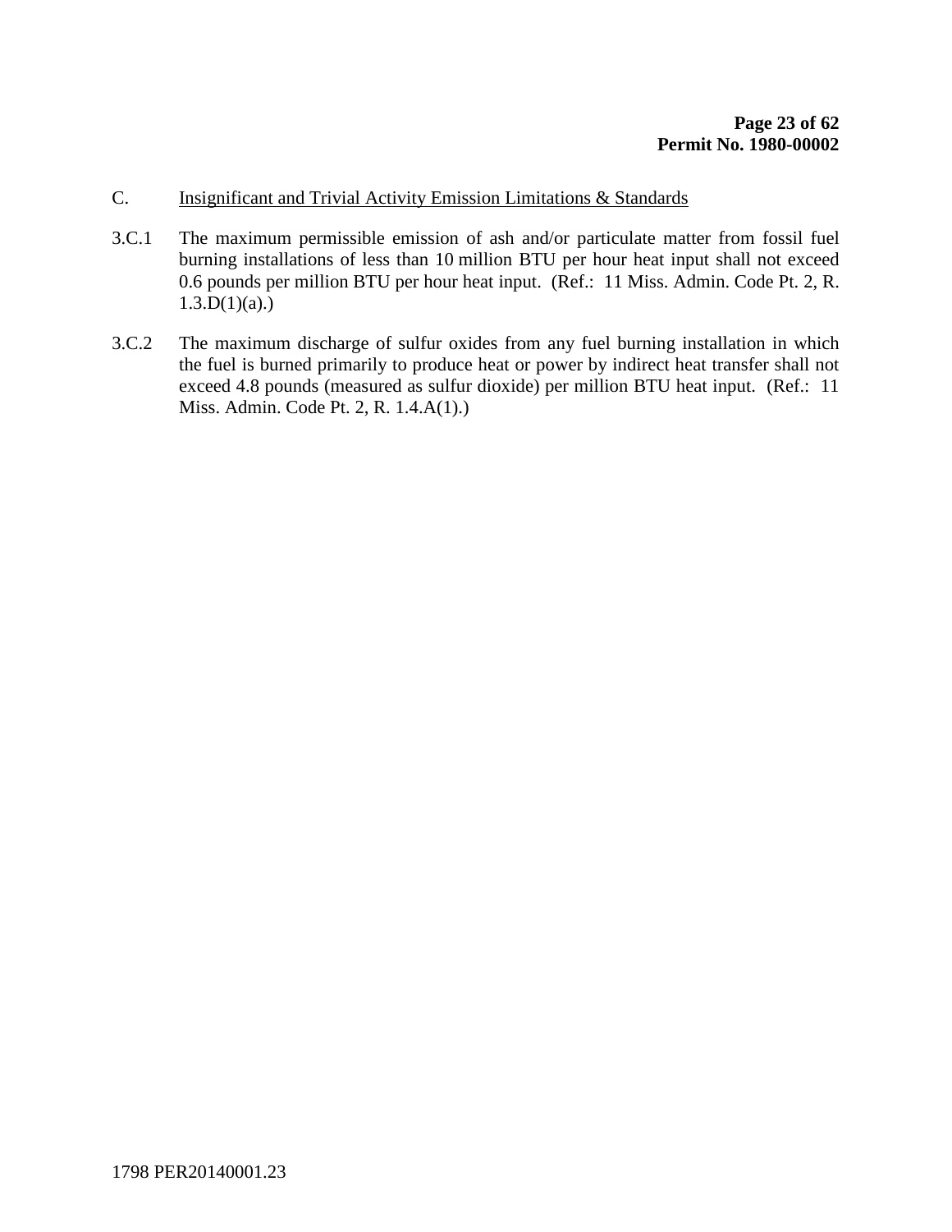C. <u>Insignificant and Trivial Activity Emission Limitations & Standards</u>

3.C.1 The maximum permissible emission of ash and/or particulate matter from fossil fuel burning installations of less than 10 million BTU per hour heat input shall not exceed 0.6 pounds per million BTU per hour heat input. (Ref.: 11 Miss. Admin. Code Pt. 2, R. 1.3.D(1)(a).)

3.C.2 The maximum discharge of sulfur oxides from any fuel burning installation in which the fuel is burned primarily to produce heat or power by indirect heat transfer shall not exceed 4.8 pounds (measured as sulfur dioxide) per million BTU heat input. (Ref.: 11 Miss. Admin. Code Pt. 2, R. 1.4.A(1).)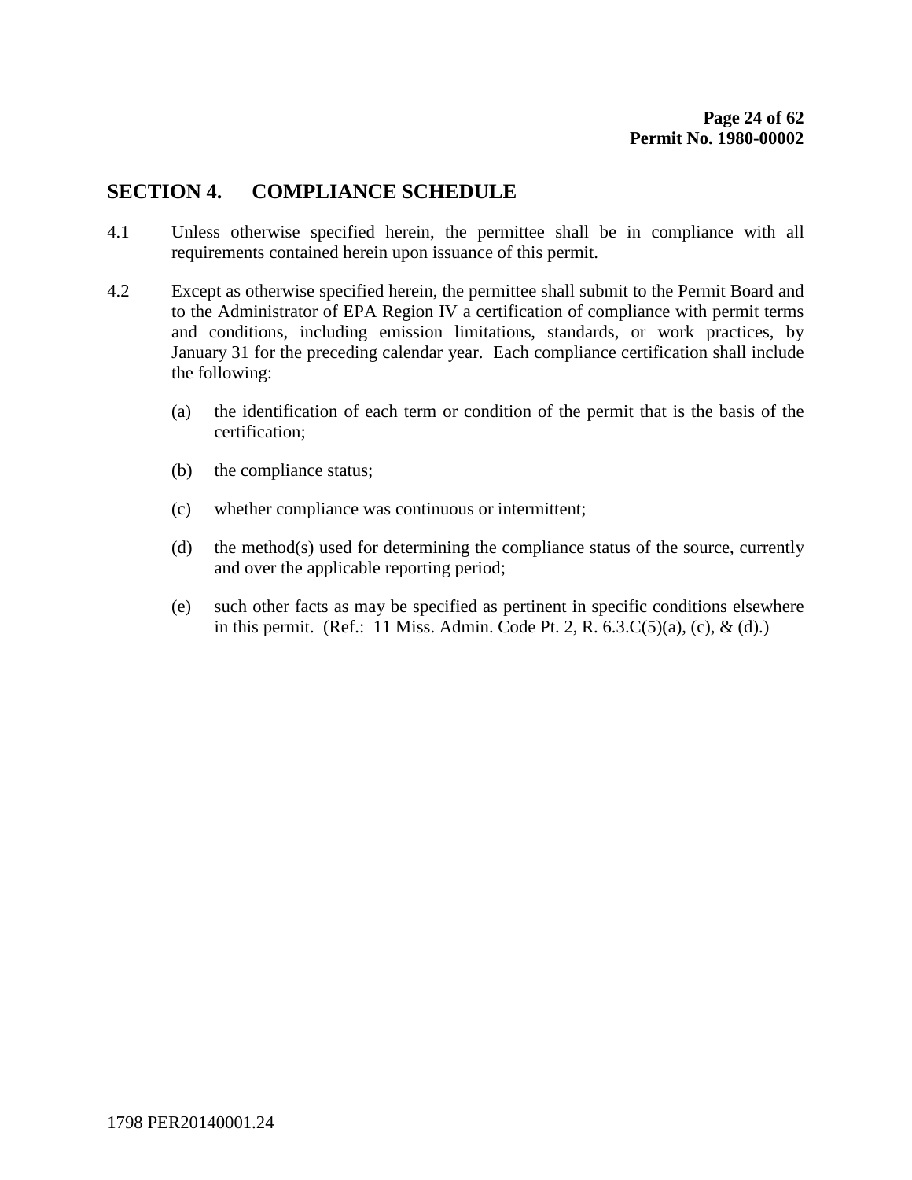## SECTION 4. COMPLIANCE SCHEDULE

4.1 Unless otherwise specified herein, the permittee shall be in compliance with all requirements contained herein upon issuance of this permit.

4.2 Except as otherwise specified herein, the permittee shall submit to the Permit Board and to the Administrator of EPA Region IV a certification of compliance with permit terms and conditions, including emission limitations, standards, or work practices, by January 31 for the preceding calendar year. Each compliance certification shall include the following:

(a) the identification of each term or condition of the permit that is the basis of the certification;

(b) the compliance status;

(c) whether compliance was continuous or intermittent;

(d) the method(s) used for determining the compliance status of the source, currently and over the applicable reporting period;

(e) such other facts as may be specified as pertinent in specific conditions elsewhere in this permit. (Ref.: 11 Miss. Admin. Code Pt. 2, R. 6.3.C(5)(a), (c), & (d).)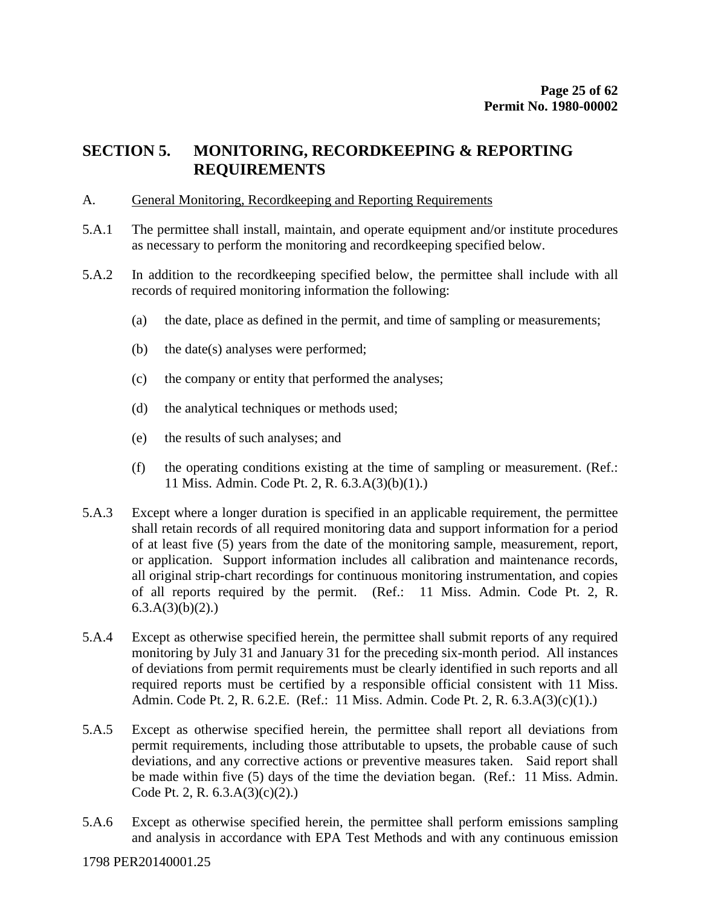## SECTION 5. MONITORING, RECORDKEEPING & REPORTING REQUIREMENTS

A. General Monitoring, Recordkeeping and Reporting Requirements

5.A.1 The permittee shall install, maintain, and operate equipment and/or institute procedures as necessary to perform the monitoring and recordkeeping specified below.

5.A.2 In addition to the recordkeeping specified below, the permittee shall include with all records of required monitoring information the following:

(a) the date, place as defined in the permit, and time of sampling or measurements;

(b) the date(s) analyses were performed;

(c) the company or entity that performed the analyses;

(d) the analytical techniques or methods used;

(e) the results of such analyses; and

(f) the operating conditions existing at the time of sampling or measurement. (Ref.: 11 Miss. Admin. Code Pt. 2, R. 6.3.A(3)(b)(1).)

5.A.3 Except where a longer duration is specified in an applicable requirement, the permittee shall retain records of all required monitoring data and support information for a period of at least five (5) years from the date of the monitoring sample, measurement, report, or application. Support information includes all calibration and maintenance records, all original strip-chart recordings for continuous monitoring instrumentation, and copies of all reports required by the permit. (Ref.: 11 Miss. Admin. Code Pt. 2, R. 6.3.A(3)(b)(2).)

5.A.4 Except as otherwise specified herein, the permittee shall submit reports of any required monitoring by July 31 and January 31 for the preceding six-month period. All instances of deviations from permit requirements must be clearly identified in such reports and all required reports must be certified by a responsible official consistent with 11 Miss. Admin. Code Pt. 2, R. 6.2.E. (Ref.: 11 Miss. Admin. Code Pt. 2, R. 6.3.A(3)(c)(1).)

5.A.5 Except as otherwise specified herein, the permittee shall report all deviations from permit requirements, including those attributable to upsets, the probable cause of such deviations, and any corrective actions or preventive measures taken. Said report shall be made within five (5) days of the time the deviation began. (Ref.: 11 Miss. Admin. Code Pt. 2, R. 6.3.A(3)(c)(2).)

5.A.6 Except as otherwise specified herein, the permittee shall perform emissions sampling and analysis in accordance with EPA Test Methods and with any continuous emission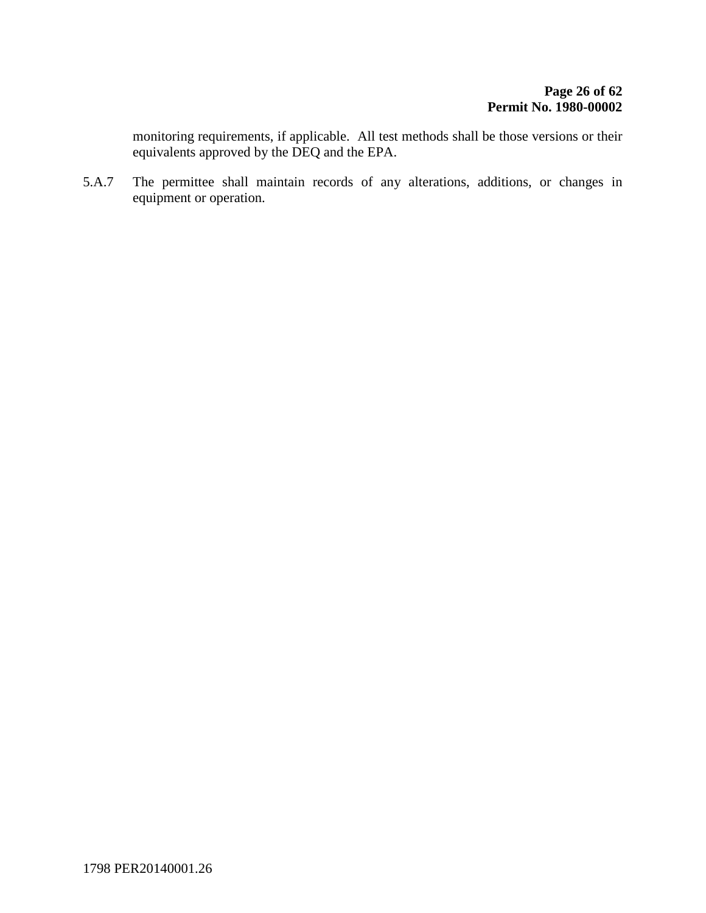monitoring requirements, if applicable. All test methods shall be those versions or their equivalents approved by the DEQ and the EPA.

5.A.7 The permittee shall maintain records of any alterations, additions, or changes in equipment or operation.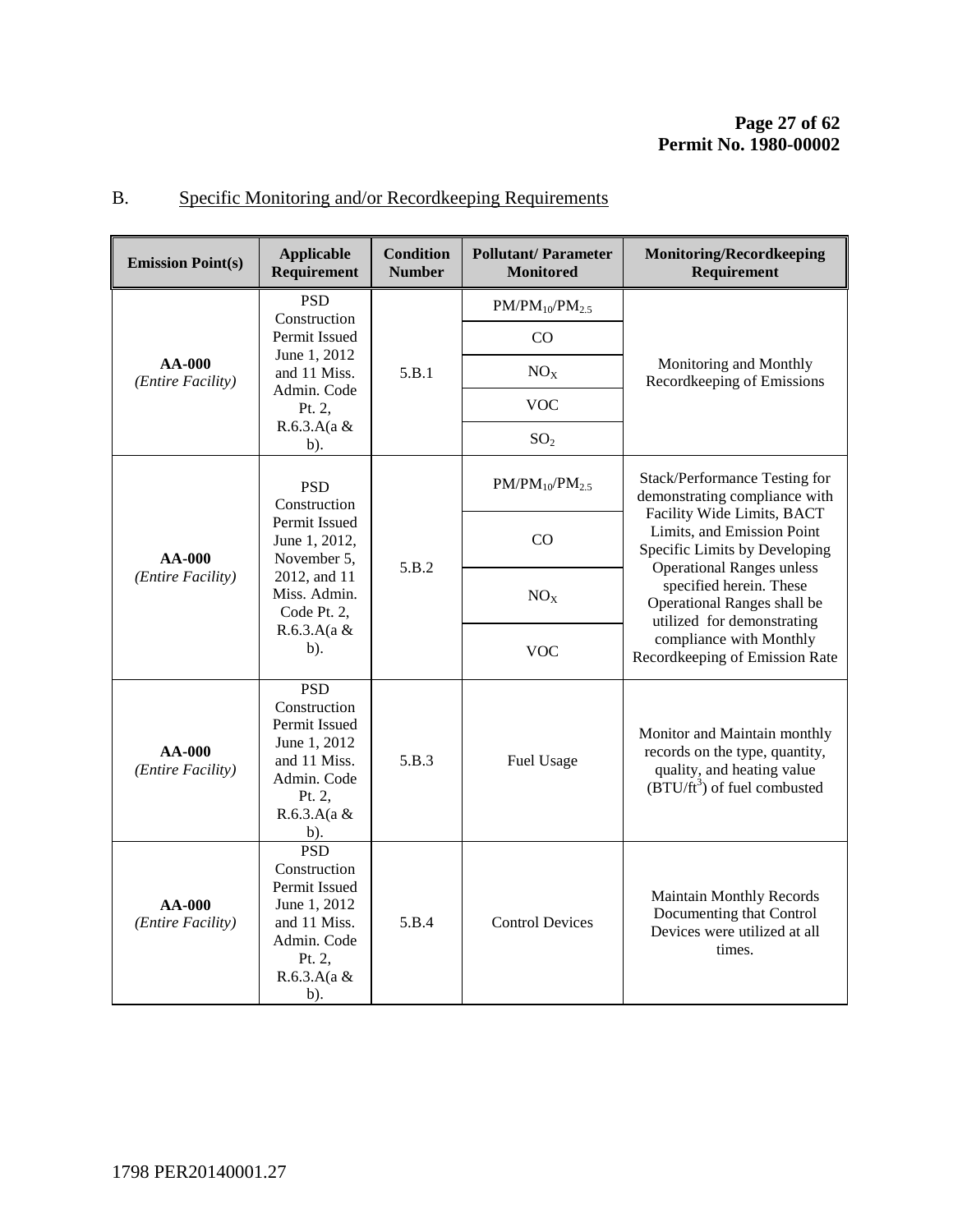## B. Specific Monitoring and/or Recordkeeping Requirements

| Emission Point(s) | Applicable Requirement | Condition Number | Pollutant/ Parameter Monitored | Monitoring/Recordkeeping Requirement |
|---|---|---|---|---|
| **AA-000** *(Entire Facility)* | PSD Construction Permit Issued June 1, 2012 and 11 Miss. Admin. Code Pt. 2, R.6.3.A(a & b). | 5.B.1 | $PM/PM_{10}/PM_{2.5}$ | Monitoring and Monthly Recordkeeping of Emissions |
| | | | CO | |
| | | | $NO_X$ | |
| | | | VOC | |
| | | | $SO_2$ | |
| **AA-000** *(Entire Facility)* | PSD Construction Permit Issued June 1, 2012, November 5, 2012, and 11 Miss. Admin. Code Pt. 2, R.6.3.A(a & b). | 5.B.2 | $PM/PM_{10}/PM_{2.5}$ | Stack/Performance Testing for demonstrating compliance with Facility Wide Limits, BACT Limits, and Emission Point Specific Limits by Developing Operational Ranges unless specified herein. These Operational Ranges shall be utilized for demonstrating compliance with Monthly Recordkeeping of Emission Rate |
| | | | CO | |
| | | | $NO_X$ | |
| | | | VOC | |
| **AA-000** *(Entire Facility)* | PSD Construction Permit Issued June 1, 2012 and 11 Miss. Admin. Code Pt. 2, R.6.3.A(a & b). | 5.B.3 | Fuel Usage | Monitor and Maintain monthly records on the type, quantity, quality, and heating value ($BTU/ft^3$) of fuel combusted |
| **AA-000** *(Entire Facility)* | PSD Construction Permit Issued June 1, 2012 and 11 Miss. Admin. Code Pt. 2, R.6.3.A(a & b). | 5.B.4 | Control Devices | Maintain Monthly Records Documenting that Control Devices were utilized at all times. |

1798 PER20140001.27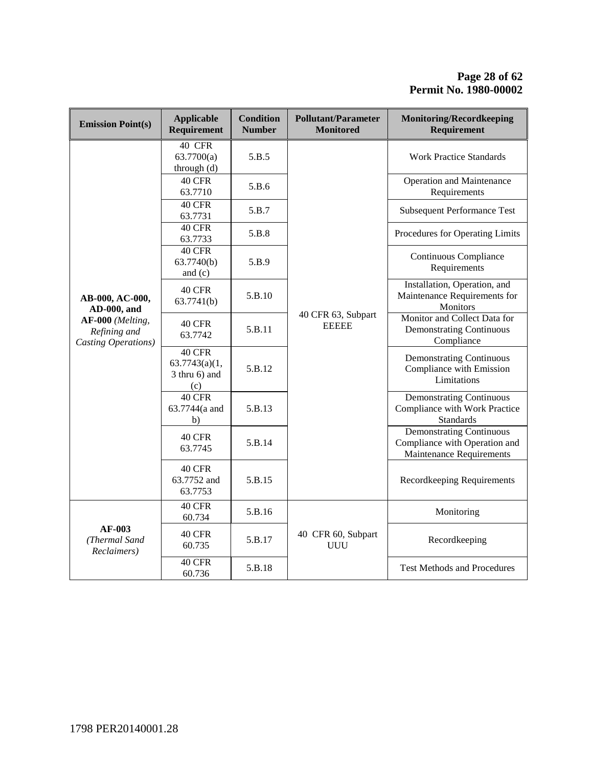| Emission Point(s) | Applicable Requirement | Condition Number | Pollutant/Parameter Monitored | Monitoring/Recordkeeping Requirement |
|---|---|---|---|---|
| **AB-000, AC-000, AD-000, and AF-000** *(Melting, Refining and Casting Operations)* | 40 CFR 63.7700(a) through (d) | 5.B.5 | 40 CFR 63, Subpart EEEEE | Work Practice Standards |
| | 40 CFR 63.7710 | 5.B.6 | | Operation and Maintenance Requirements |
| | 40 CFR 63.7731 | 5.B.7 | | Subsequent Performance Test |
| | 40 CFR 63.7733 | 5.B.8 | | Procedures for Operating Limits |
| | 40 CFR 63.7740(b) and (c) | 5.B.9 | | Continuous Compliance Requirements |
| | 40 CFR 63.7741(b) | 5.B.10 | | Installation, Operation, and Maintenance Requirements for Monitors |
| | 40 CFR 63.7742 | 5.B.11 | | Monitor and Collect Data for Demonstrating Continuous Compliance |
| | 40 CFR 63.7743(a)(1, 3 thru 6) and (c) | 5.B.12 | | Demonstrating Continuous Compliance with Emission Limitations |
| | 40 CFR 63.7744(a and b) | 5.B.13 | | Demonstrating Continuous Compliance with Work Practice Standards |
| | 40 CFR 63.7745 | 5.B.14 | | Demonstrating Continuous Compliance with Operation and Maintenance Requirements |
| | 40 CFR 63.7752 and 63.7753 | 5.B.15 | | Recordkeeping Requirements |
| **AF-003** *(Thermal Sand Reclaimers)* | 40 CFR 60.734 | 5.B.16 | 40 CFR 60, Subpart UUU | Monitoring |
| | 40 CFR 60.735 | 5.B.17 | | Recordkeeping |
| | 40 CFR 60.736 | 5.B.18 | | Test Methods and Procedures |

1798 PER20140001.28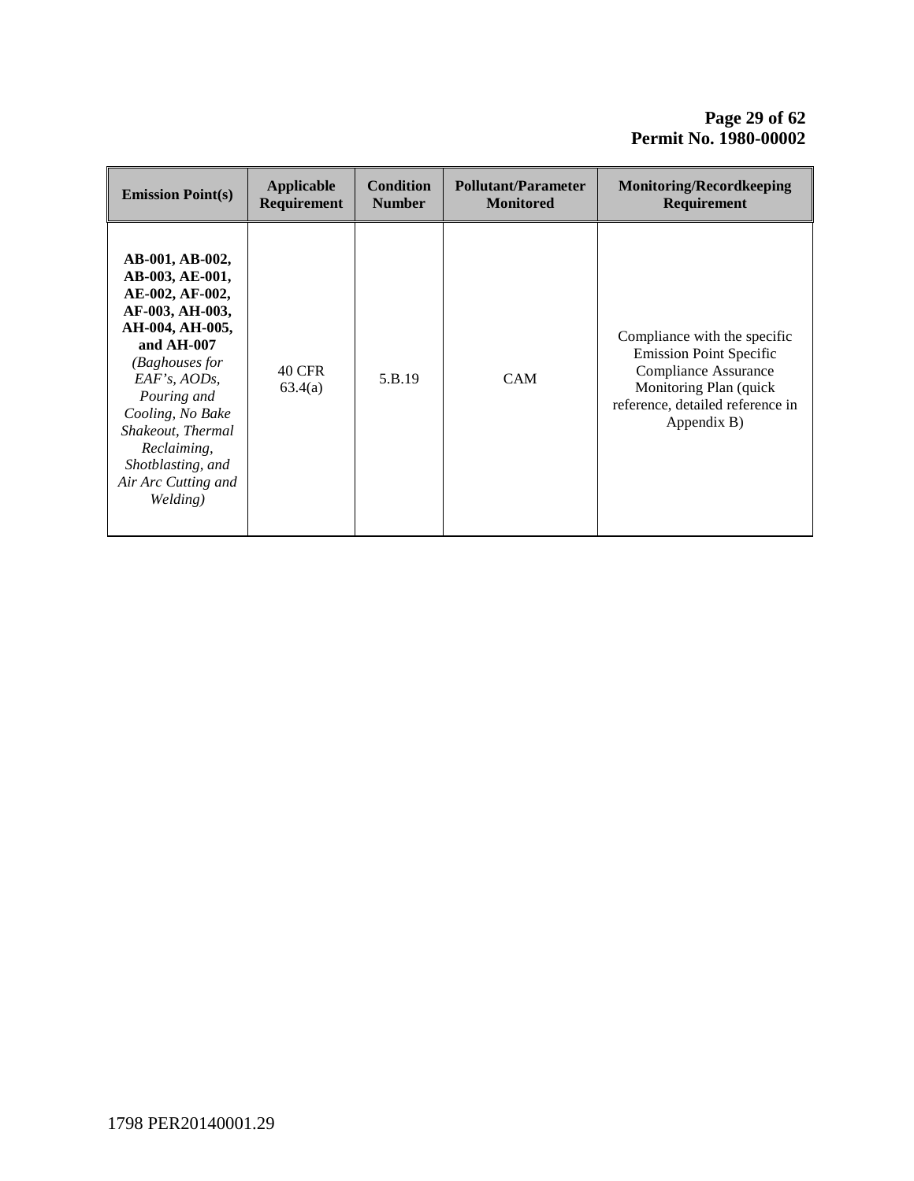| Emission Point(s) | Applicable Requirement | Condition Number | Pollutant/Parameter Monitored | Monitoring/Recordkeeping Requirement |
|---|---|---|---|---|
| **AB-001, AB-002, AB-003, AE-001, AE-002, AF-002, AF-003, AH-003, AH-004, AH-005, and AH-007** *(Baghouses for EAF's, AODs, Pouring and Cooling, No Bake Shakeout, Thermal Reclaiming, Shotblasting, and Air Arc Cutting and Welding)* | 40 CFR 63.4(a) | 5.B.19 | CAM | Compliance with the specific Emission Point Specific Compliance Assurance Monitoring Plan (quick reference, detailed reference in Appendix B) |

1798 PER20140001.29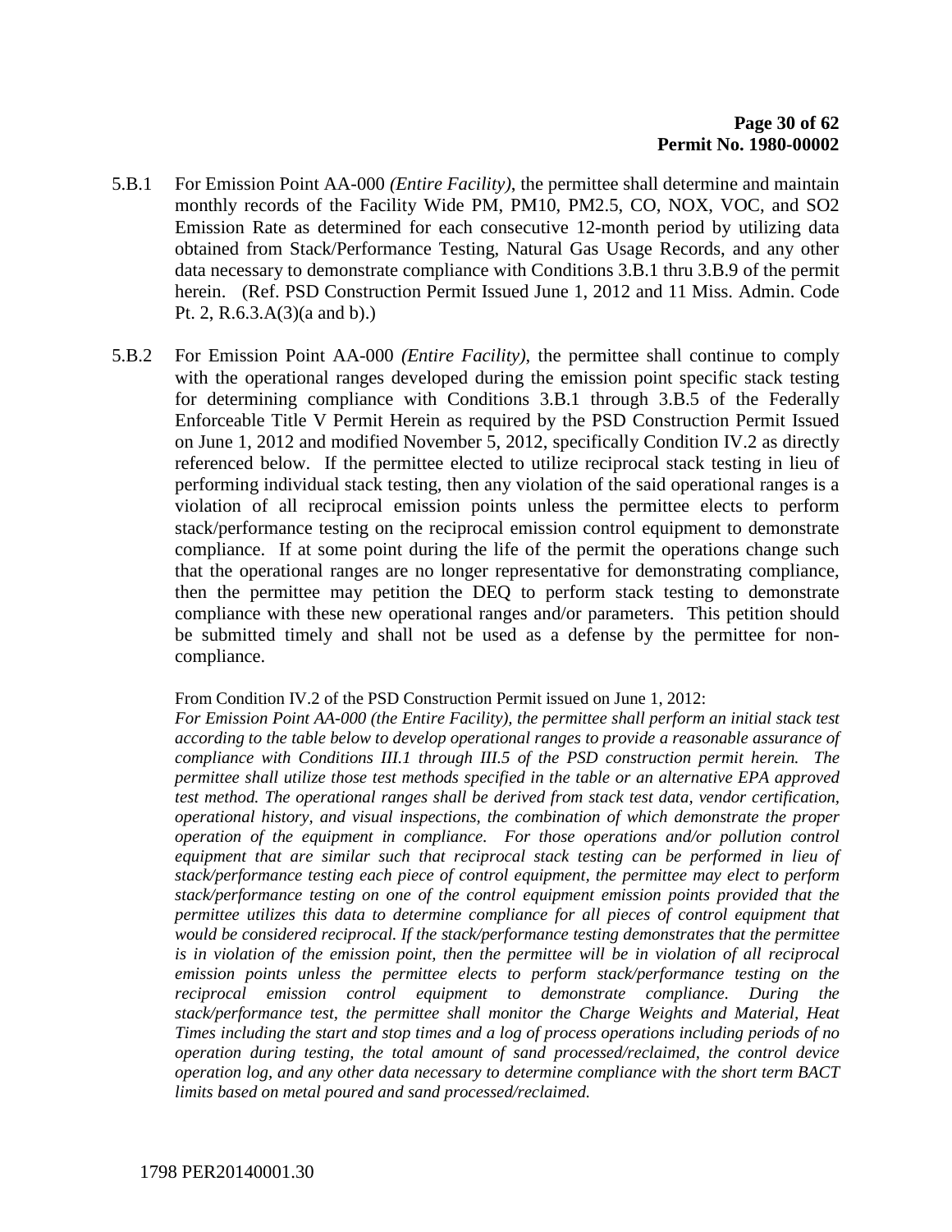5.B.1 For Emission Point AA-000 *(Entire Facility)*, the permittee shall determine and maintain monthly records of the Facility Wide PM, PM10, PM2.5, CO, NOX, VOC, and SO2 Emission Rate as determined for each consecutive 12-month period by utilizing data obtained from Stack/Performance Testing, Natural Gas Usage Records, and any other data necessary to demonstrate compliance with Conditions 3.B.1 thru 3.B.9 of the permit herein. (Ref. PSD Construction Permit Issued June 1, 2012 and 11 Miss. Admin. Code Pt. 2, R.6.3.A(3)(a and b).)

5.B.2 For Emission Point AA-000 *(Entire Facility)*, the permittee shall continue to comply with the operational ranges developed during the emission point specific stack testing for determining compliance with Conditions 3.B.1 through 3.B.5 of the Federally Enforceable Title V Permit Herein as required by the PSD Construction Permit Issued on June 1, 2012 and modified November 5, 2012, specifically Condition IV.2 as directly referenced below. If the permittee elected to utilize reciprocal stack testing in lieu of performing individual stack testing, then any violation of the said operational ranges is a violation of all reciprocal emission points unless the permittee elects to perform stack/performance testing on the reciprocal emission control equipment to demonstrate compliance. If at some point during the life of the permit the operations change such that the operational ranges are no longer representative for demonstrating compliance, then the permittee may petition the DEQ to perform stack testing to demonstrate compliance with these new operational ranges and/or parameters. This petition should be submitted timely and shall not be used as a defense by the permittee for non-compliance.

From Condition IV.2 of the PSD Construction Permit issued on June 1, 2012:
*For Emission Point AA-000 (the Entire Facility), the permittee shall perform an initial stack test according to the table below to develop operational ranges to provide a reasonable assurance of compliance with Conditions III.1 through III.5 of the PSD construction permit herein. The permittee shall utilize those test methods specified in the table or an alternative EPA approved test method. The operational ranges shall be derived from stack test data, vendor certification, operational history, and visual inspections, the combination of which demonstrate the proper operation of the equipment in compliance. For those operations and/or pollution control equipment that are similar such that reciprocal stack testing can be performed in lieu of stack/performance testing each piece of control equipment, the permittee may elect to perform stack/performance testing on one of the control equipment emission points provided that the permittee utilizes this data to determine compliance for all pieces of control equipment that would be considered reciprocal. If the stack/performance testing demonstrates that the permittee is in violation of the emission point, then the permittee will be in violation of all reciprocal emission points unless the permittee elects to perform stack/performance testing on the reciprocal emission control equipment to demonstrate compliance. During the stack/performance test, the permittee shall monitor the Charge Weights and Material, Heat Times including the start and stop times and a log of process operations including periods of no operation during testing, the total amount of sand processed/reclaimed, the control device operation log, and any other data necessary to determine compliance with the short term BACT limits based on metal poured and sand processed/reclaimed.*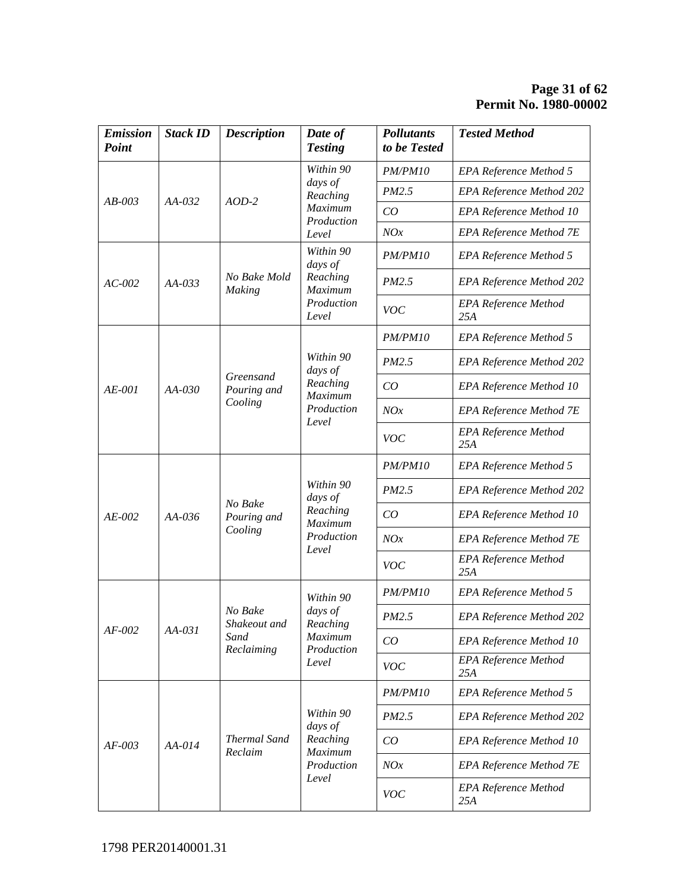| *Emission Point* | *Stack ID* | *Description* | *Date of Testing* | *Pollutants to be Tested* | *Tested Method* |
|---|---|---|---|---|---|
| *AB-003* | *AA-032* | *AOD-2* | *Within 90 days of Reaching Maximum Production Level* | *PM/PM10* | *EPA Reference Method 5* |
| | | | | *PM2.5* | *EPA Reference Method 202* |
| | | | | *CO* | *EPA Reference Method 10* |
| | | | | *NOx* | *EPA Reference Method 7E* |
| *AC-002* | *AA-033* | *No Bake Mold Making* | *Within 90 days of Reaching Maximum Production Level* | *PM/PM10* | *EPA Reference Method 5* |
| | | | | *PM2.5* | *EPA Reference Method 202* |
| | | | | *VOC* | *EPA Reference Method 25A* |
| *AE-001* | *AA-030* | *Greensand Pouring and Cooling* | *Within 90 days of Reaching Maximum Production Level* | *PM/PM10* | *EPA Reference Method 5* |
| | | | | *PM2.5* | *EPA Reference Method 202* |
| | | | | *CO* | *EPA Reference Method 10* |
| | | | | *NOx* | *EPA Reference Method 7E* |
| | | | | *VOC* | *EPA Reference Method 25A* |
| *AE-002* | *AA-036* | *No Bake Pouring and Cooling* | *Within 90 days of Reaching Maximum Production Level* | *PM/PM10* | *EPA Reference Method 5* |
| | | | | *PM2.5* | *EPA Reference Method 202* |
| | | | | *CO* | *EPA Reference Method 10* |
| | | | | *NOx* | *EPA Reference Method 7E* |
| | | | | *VOC* | *EPA Reference Method 25A* |
| *AF-002* | *AA-031* | *No Bake Shakeout and Sand Reclaiming* | *Within 90 days of Reaching Maximum Production Level* | *PM/PM10* | *EPA Reference Method 5* |
| | | | | *PM2.5* | *EPA Reference Method 202* |
| | | | | *CO* | *EPA Reference Method 10* |
| | | | | *VOC* | *EPA Reference Method 25A* |
| *AF-003* | *AA-014* | *Thermal Sand Reclaim* | *Within 90 days of Reaching Maximum Production Level* | *PM/PM10* | *EPA Reference Method 5* |
| | | | | *PM2.5* | *EPA Reference Method 202* |
| | | | | *CO* | *EPA Reference Method 10* |
| | | | | *NOx* | *EPA Reference Method 7E* |
| | | | | *VOC* | *EPA Reference Method 25A* |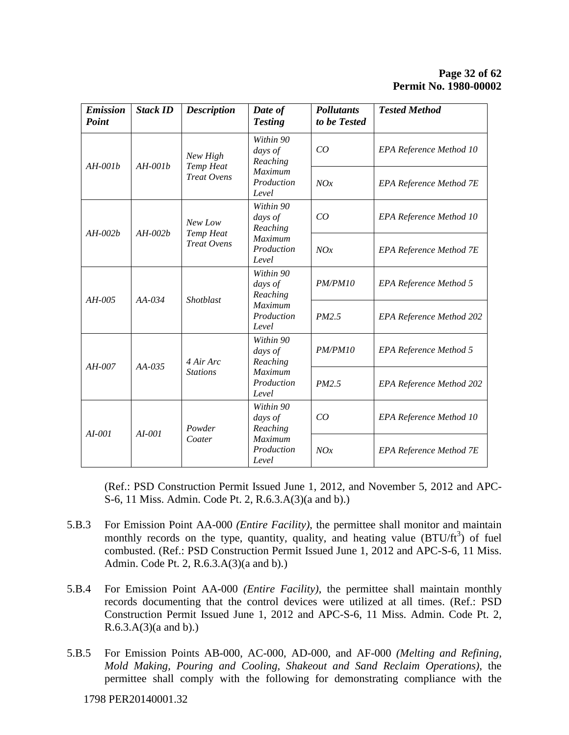| *Emission Point* | *Stack ID* | *Description* | *Date of Testing* | *Pollutants to be Tested* | *Tested Method* |
|---|---|---|---|---|---|
| *AH-001b* | *AH-001b* | *New High Temp Heat Treat Ovens* | *Within 90 days of Reaching Maximum Production Level* | *CO* | *EPA Reference Method 10* |
| | | | | *NOx* | *EPA Reference Method 7E* |
| *AH-002b* | *AH-002b* | *New Low Temp Heat Treat Ovens* | *Within 90 days of Reaching Maximum Production Level* | *CO* | *EPA Reference Method 10* |
| | | | | *NOx* | *EPA Reference Method 7E* |
| *AH-005* | *AA-034* | *Shotblast* | *Within 90 days of Reaching Maximum Production Level* | *PM/PM10* | *EPA Reference Method 5* |
| | | | | *PM2.5* | *EPA Reference Method 202* |
| *AH-007* | *AA-035* | *4 Air Arc Stations* | *Within 90 days of Reaching Maximum Production Level* | *PM/PM10* | *EPA Reference Method 5* |
| | | | | *PM2.5* | *EPA Reference Method 202* |
| *AI-001* | *AI-001* | *Powder Coater* | *Within 90 days of Reaching Maximum Production Level* | *CO* | *EPA Reference Method 10* |
| | | | | *NOx* | *EPA Reference Method 7E* |

(Ref.: PSD Construction Permit Issued June 1, 2012, and November 5, 2012 and APC-S-6, 11 Miss. Admin. Code Pt. 2, R.6.3.A(3)(a and b).)

5.B.3 For Emission Point AA-000 *(Entire Facility)*, the permittee shall monitor and maintain monthly records on the type, quantity, quality, and heating value (BTU/ft$^3$) of fuel combusted. (Ref.: PSD Construction Permit Issued June 1, 2012 and APC-S-6, 11 Miss. Admin. Code Pt. 2, R.6.3.A(3)(a and b).)

5.B.4 For Emission Point AA-000 *(Entire Facility)*, the permittee shall maintain monthly records documenting that the control devices were utilized at all times. (Ref.: PSD Construction Permit Issued June 1, 2012 and APC-S-6, 11 Miss. Admin. Code Pt. 2, R.6.3.A(3)(a and b).)

5.B.5 For Emission Points AB-000, AC-000, AD-000, and AF-000 *(Melting and Refining, Mold Making, Pouring and Cooling, Shakeout and Sand Reclaim Operations)*, the permittee shall comply with the following for demonstrating compliance with the

1798 PER20140001.32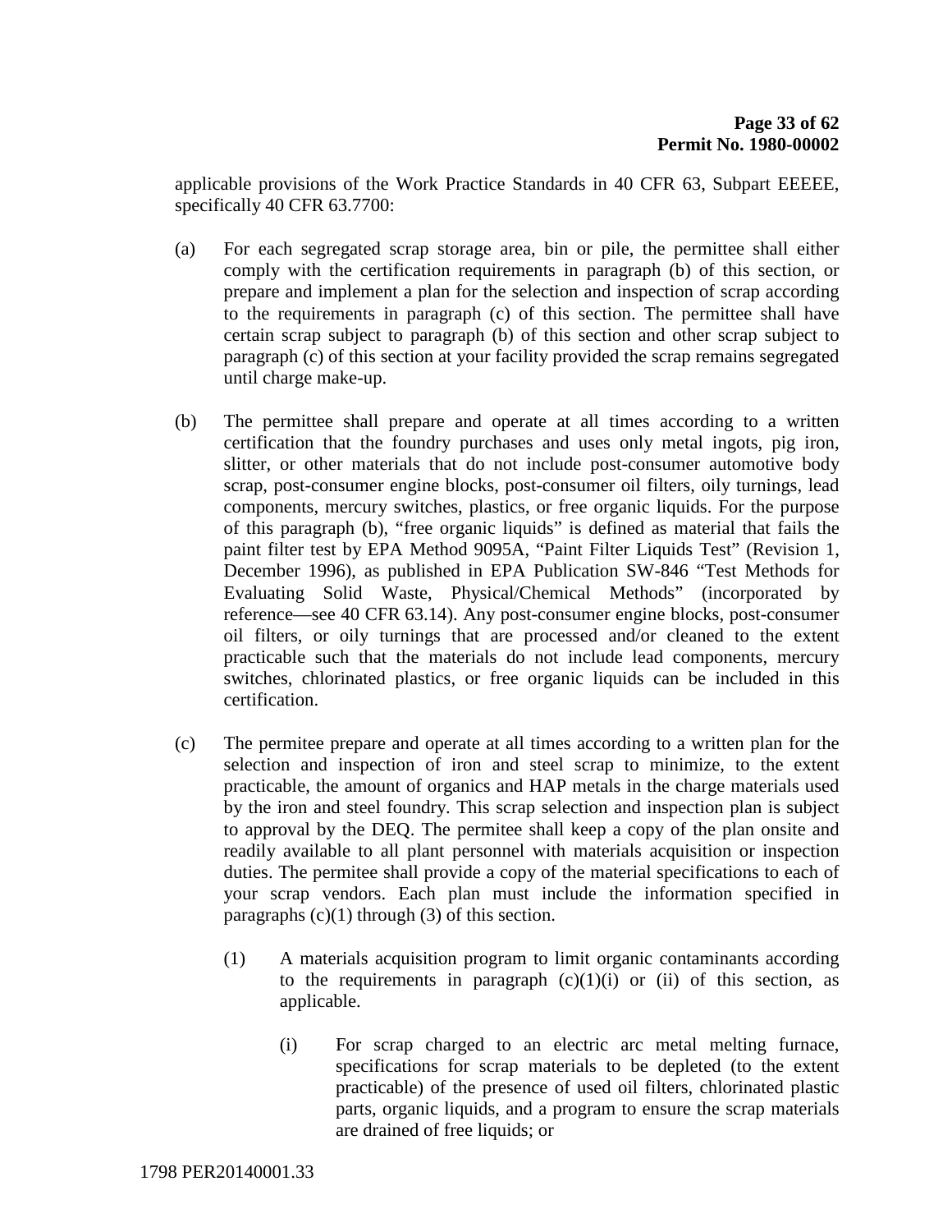applicable provisions of the Work Practice Standards in 40 CFR 63, Subpart EEEEE, specifically 40 CFR 63.7700:

(a) For each segregated scrap storage area, bin or pile, the permittee shall either comply with the certification requirements in paragraph (b) of this section, or prepare and implement a plan for the selection and inspection of scrap according to the requirements in paragraph (c) of this section. The permittee shall have certain scrap subject to paragraph (b) of this section and other scrap subject to paragraph (c) of this section at your facility provided the scrap remains segregated until charge make-up.

(b) The permittee shall prepare and operate at all times according to a written certification that the foundry purchases and uses only metal ingots, pig iron, slitter, or other materials that do not include post-consumer automotive body scrap, post-consumer engine blocks, post-consumer oil filters, oily turnings, lead components, mercury switches, plastics, or free organic liquids. For the purpose of this paragraph (b), "free organic liquids" is defined as material that fails the paint filter test by EPA Method 9095A, "Paint Filter Liquids Test" (Revision 1, December 1996), as published in EPA Publication SW-846 "Test Methods for Evaluating Solid Waste, Physical/Chemical Methods" (incorporated by reference—see 40 CFR 63.14). Any post-consumer engine blocks, post-consumer oil filters, or oily turnings that are processed and/or cleaned to the extent practicable such that the materials do not include lead components, mercury switches, chlorinated plastics, or free organic liquids can be included in this certification.

(c) The permitee prepare and operate at all times according to a written plan for the selection and inspection of iron and steel scrap to minimize, to the extent practicable, the amount of organics and HAP metals in the charge materials used by the iron and steel foundry. This scrap selection and inspection plan is subject to approval by the DEQ. The permitee shall keep a copy of the plan onsite and readily available to all plant personnel with materials acquisition or inspection duties. The permitee shall provide a copy of the material specifications to each of your scrap vendors. Each plan must include the information specified in paragraphs (c)(1) through (3) of this section.

    (1) A materials acquisition program to limit organic contaminants according to the requirements in paragraph (c)(1)(i) or (ii) of this section, as applicable.

        (i) For scrap charged to an electric arc metal melting furnace, specifications for scrap materials to be depleted (to the extent practicable) of the presence of used oil filters, chlorinated plastic parts, organic liquids, and a program to ensure the scrap materials are drained of free liquids; or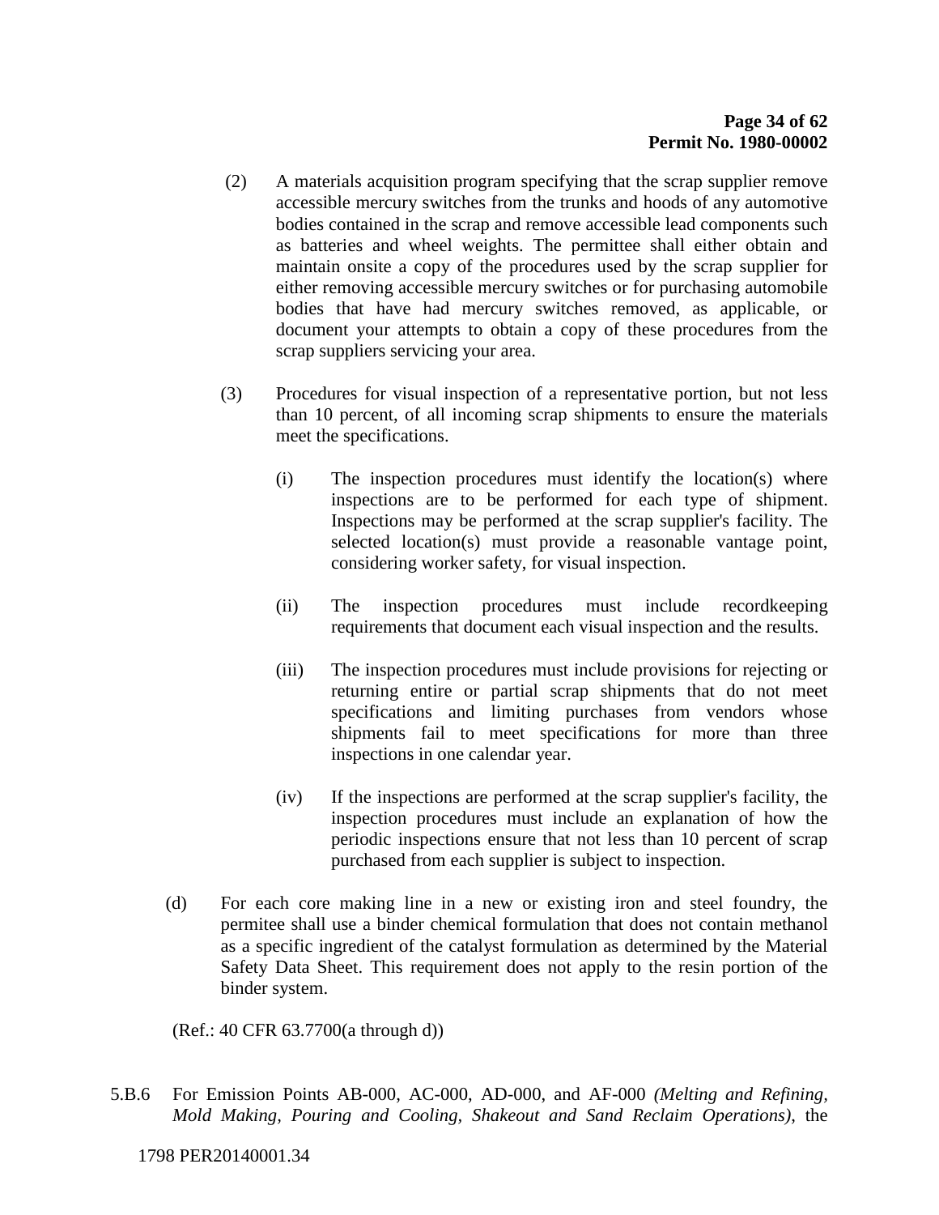(2) A materials acquisition program specifying that the scrap supplier remove accessible mercury switches from the trunks and hoods of any automotive bodies contained in the scrap and remove accessible lead components such as batteries and wheel weights. The permittee shall either obtain and maintain onsite a copy of the procedures used by the scrap supplier for either removing accessible mercury switches or for purchasing automobile bodies that have had mercury switches removed, as applicable, or document your attempts to obtain a copy of these procedures from the scrap suppliers servicing your area.

(3) Procedures for visual inspection of a representative portion, but not less than 10 percent, of all incoming scrap shipments to ensure the materials meet the specifications.

(i) The inspection procedures must identify the location(s) where inspections are to be performed for each type of shipment. Inspections may be performed at the scrap supplier's facility. The selected location(s) must provide a reasonable vantage point, considering worker safety, for visual inspection.

(ii) The inspection procedures must include recordkeeping requirements that document each visual inspection and the results.

(iii) The inspection procedures must include provisions for rejecting or returning entire or partial scrap shipments that do not meet specifications and limiting purchases from vendors whose shipments fail to meet specifications for more than three inspections in one calendar year.

(iv) If the inspections are performed at the scrap supplier's facility, the inspection procedures must include an explanation of how the periodic inspections ensure that not less than 10 percent of scrap purchased from each supplier is subject to inspection.

(d) For each core making line in a new or existing iron and steel foundry, the permitee shall use a binder chemical formulation that does not contain methanol as a specific ingredient of the catalyst formulation as determined by the Material Safety Data Sheet. This requirement does not apply to the resin portion of the binder system.

(Ref.: 40 CFR 63.7700(a through d))

5.B.6 For Emission Points AB-000, AC-000, AD-000, and AF-000 *(Melting and Refining, Mold Making, Pouring and Cooling, Shakeout and Sand Reclaim Operations)*, the

1798 PER20140001.34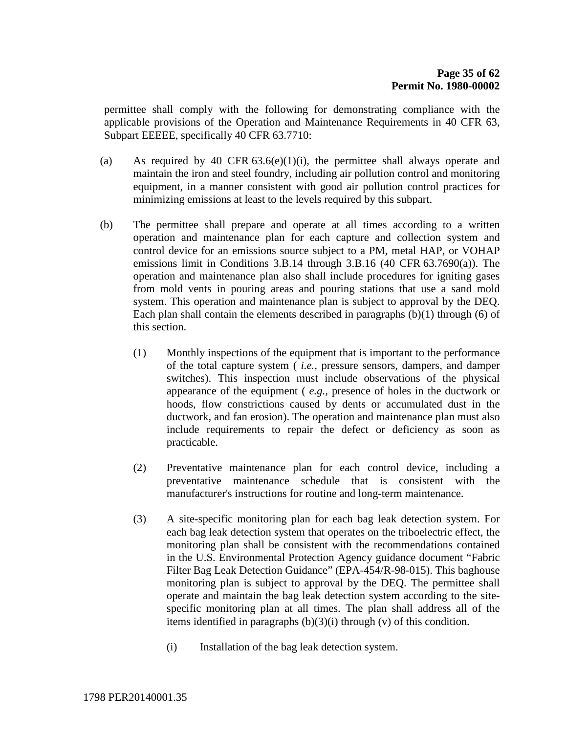permittee shall comply with the following for demonstrating compliance with the applicable provisions of the Operation and Maintenance Requirements in 40 CFR 63, Subpart EEEEE, specifically 40 CFR 63.7710:

(a) As required by 40 CFR 63.6(e)(1)(i), the permittee shall always operate and maintain the iron and steel foundry, including air pollution control and monitoring equipment, in a manner consistent with good air pollution control practices for minimizing emissions at least to the levels required by this subpart.

(b) The permittee shall prepare and operate at all times according to a written operation and maintenance plan for each capture and collection system and control device for an emissions source subject to a PM, metal HAP, or VOHAP emissions limit in Conditions 3.B.14 through 3.B.16 (40 CFR 63.7690(a)). The operation and maintenance plan also shall include procedures for igniting gases from mold vents in pouring areas and pouring stations that use a sand mold system. This operation and maintenance plan is subject to approval by the DEQ. Each plan shall contain the elements described in paragraphs (b)(1) through (6) of this section.

  (1) Monthly inspections of the equipment that is important to the performance of the total capture system ( *i.e.*, pressure sensors, dampers, and damper switches). This inspection must include observations of the physical appearance of the equipment ( *e.g.*, presence of holes in the ductwork or hoods, flow constrictions caused by dents or accumulated dust in the ductwork, and fan erosion). The operation and maintenance plan must also include requirements to repair the defect or deficiency as soon as practicable.

  (2) Preventative maintenance plan for each control device, including a preventative maintenance schedule that is consistent with the manufacturer's instructions for routine and long-term maintenance.

  (3) A site-specific monitoring plan for each bag leak detection system. For each bag leak detection system that operates on the triboelectric effect, the monitoring plan shall be consistent with the recommendations contained in the U.S. Environmental Protection Agency guidance document "Fabric Filter Bag Leak Detection Guidance" (EPA-454/R-98-015). This baghouse monitoring plan is subject to approval by the DEQ. The permittee shall operate and maintain the bag leak detection system according to the site-specific monitoring plan at all times. The plan shall address all of the items identified in paragraphs (b)(3)(i) through (v) of this condition.

    (i) Installation of the bag leak detection system.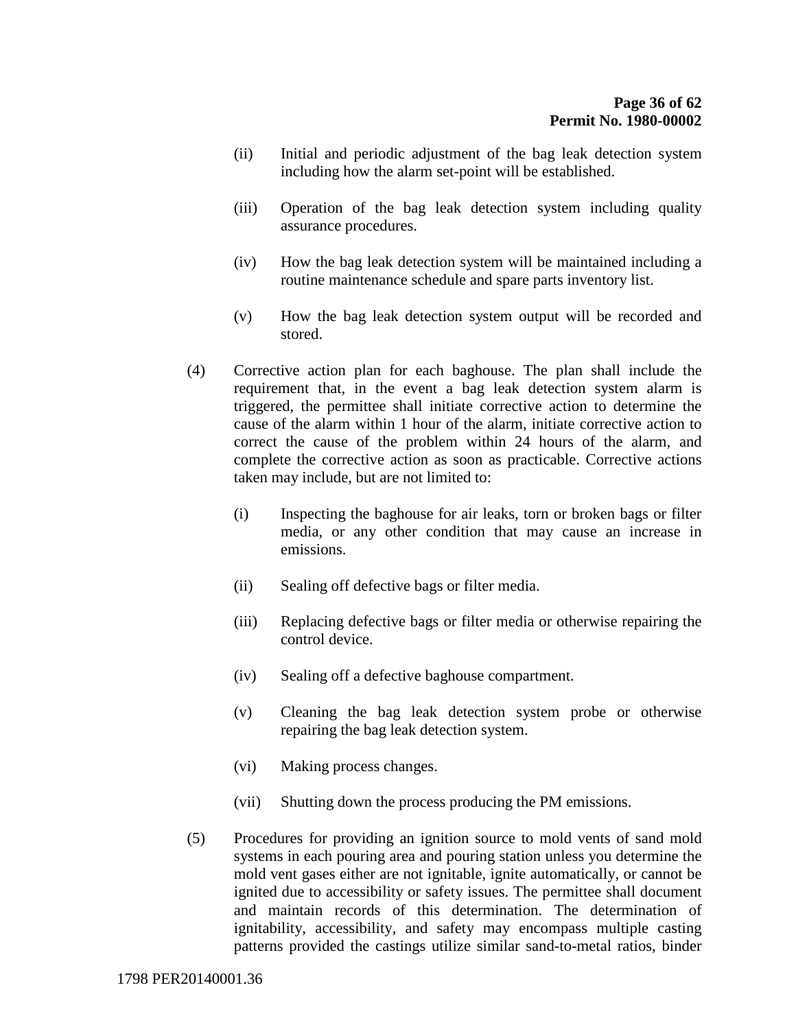(ii) Initial and periodic adjustment of the bag leak detection system including how the alarm set-point will be established.

(iii) Operation of the bag leak detection system including quality assurance procedures.

(iv) How the bag leak detection system will be maintained including a routine maintenance schedule and spare parts inventory list.

(v) How the bag leak detection system output will be recorded and stored.

(4) Corrective action plan for each baghouse. The plan shall include the requirement that, in the event a bag leak detection system alarm is triggered, the permittee shall initiate corrective action to determine the cause of the alarm within 1 hour of the alarm, initiate corrective action to correct the cause of the problem within 24 hours of the alarm, and complete the corrective action as soon as practicable. Corrective actions taken may include, but are not limited to:

(i) Inspecting the baghouse for air leaks, torn or broken bags or filter media, or any other condition that may cause an increase in emissions.

(ii) Sealing off defective bags or filter media.

(iii) Replacing defective bags or filter media or otherwise repairing the control device.

(iv) Sealing off a defective baghouse compartment.

(v) Cleaning the bag leak detection system probe or otherwise repairing the bag leak detection system.

(vi) Making process changes.

(vii) Shutting down the process producing the PM emissions.

(5) Procedures for providing an ignition source to mold vents of sand mold systems in each pouring area and pouring station unless you determine the mold vent gases either are not ignitable, ignite automatically, or cannot be ignited due to accessibility or safety issues. The permittee shall document and maintain records of this determination. The determination of ignitability, accessibility, and safety may encompass multiple casting patterns provided the castings utilize similar sand-to-metal ratios, binder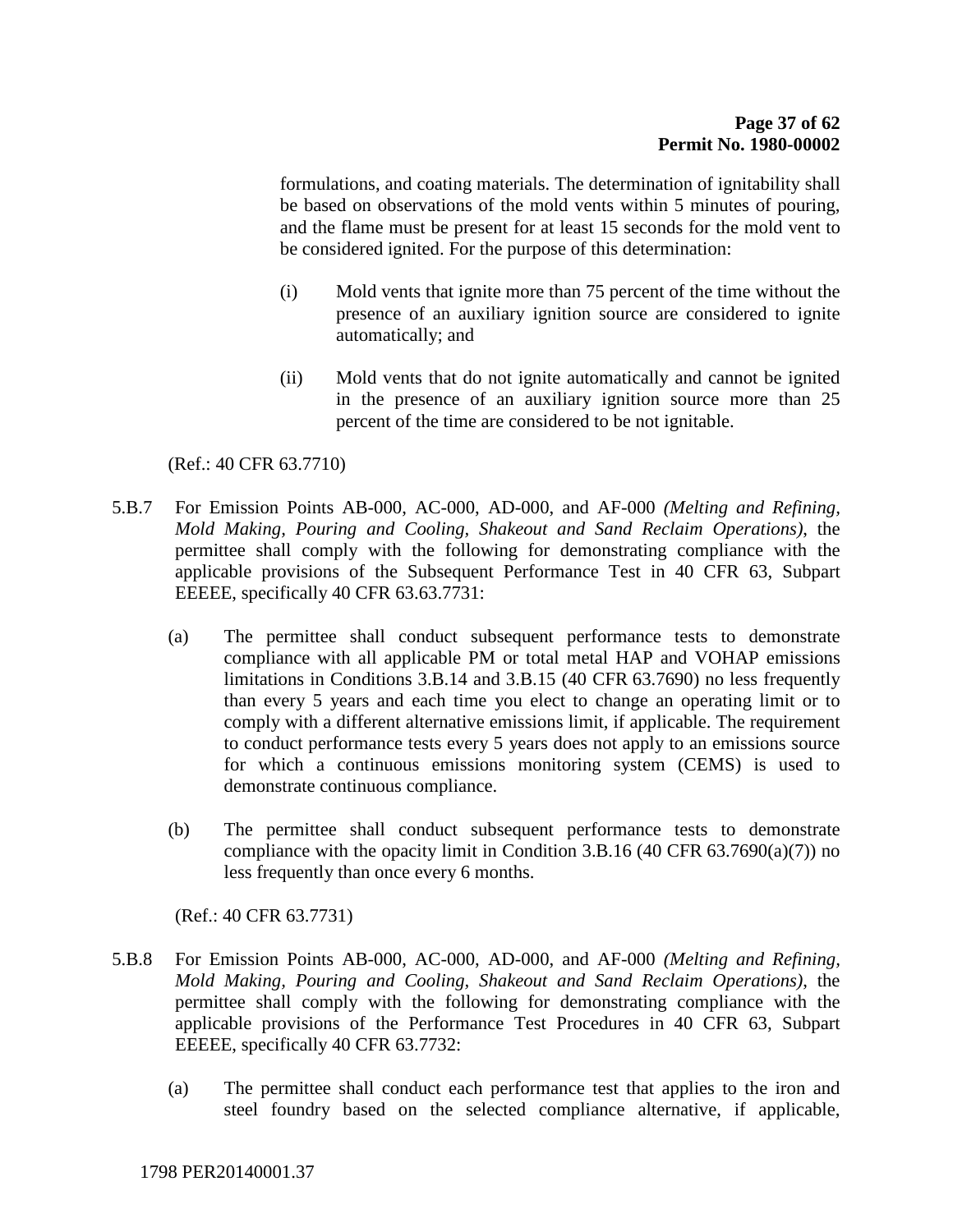formulations, and coating materials. The determination of ignitability shall be based on observations of the mold vents within 5 minutes of pouring, and the flame must be present for at least 15 seconds for the mold vent to be considered ignited. For the purpose of this determination:

(i) Mold vents that ignite more than 75 percent of the time without the presence of an auxiliary ignition source are considered to ignite automatically; and

(ii) Mold vents that do not ignite automatically and cannot be ignited in the presence of an auxiliary ignition source more than 25 percent of the time are considered to be not ignitable.

(Ref.: 40 CFR 63.7710)

5.B.7 For Emission Points AB-000, AC-000, AD-000, and AF-000 *(Melting and Refining, Mold Making, Pouring and Cooling, Shakeout and Sand Reclaim Operations)*, the permittee shall comply with the following for demonstrating compliance with the applicable provisions of the Subsequent Performance Test in 40 CFR 63, Subpart EEEEE, specifically 40 CFR 63.63.7731:

(a) The permittee shall conduct subsequent performance tests to demonstrate compliance with all applicable PM or total metal HAP and VOHAP emissions limitations in Conditions 3.B.14 and 3.B.15 (40 CFR 63.7690) no less frequently than every 5 years and each time you elect to change an operating limit or to comply with a different alternative emissions limit, if applicable. The requirement to conduct performance tests every 5 years does not apply to an emissions source for which a continuous emissions monitoring system (CEMS) is used to demonstrate continuous compliance.

(b) The permittee shall conduct subsequent performance tests to demonstrate compliance with the opacity limit in Condition 3.B.16 (40 CFR 63.7690(a)(7)) no less frequently than once every 6 months.

(Ref.: 40 CFR 63.7731)

5.B.8 For Emission Points AB-000, AC-000, AD-000, and AF-000 *(Melting and Refining, Mold Making, Pouring and Cooling, Shakeout and Sand Reclaim Operations)*, the permittee shall comply with the following for demonstrating compliance with the applicable provisions of the Performance Test Procedures in 40 CFR 63, Subpart EEEEE, specifically 40 CFR 63.7732:

(a) The permittee shall conduct each performance test that applies to the iron and steel foundry based on the selected compliance alternative, if applicable,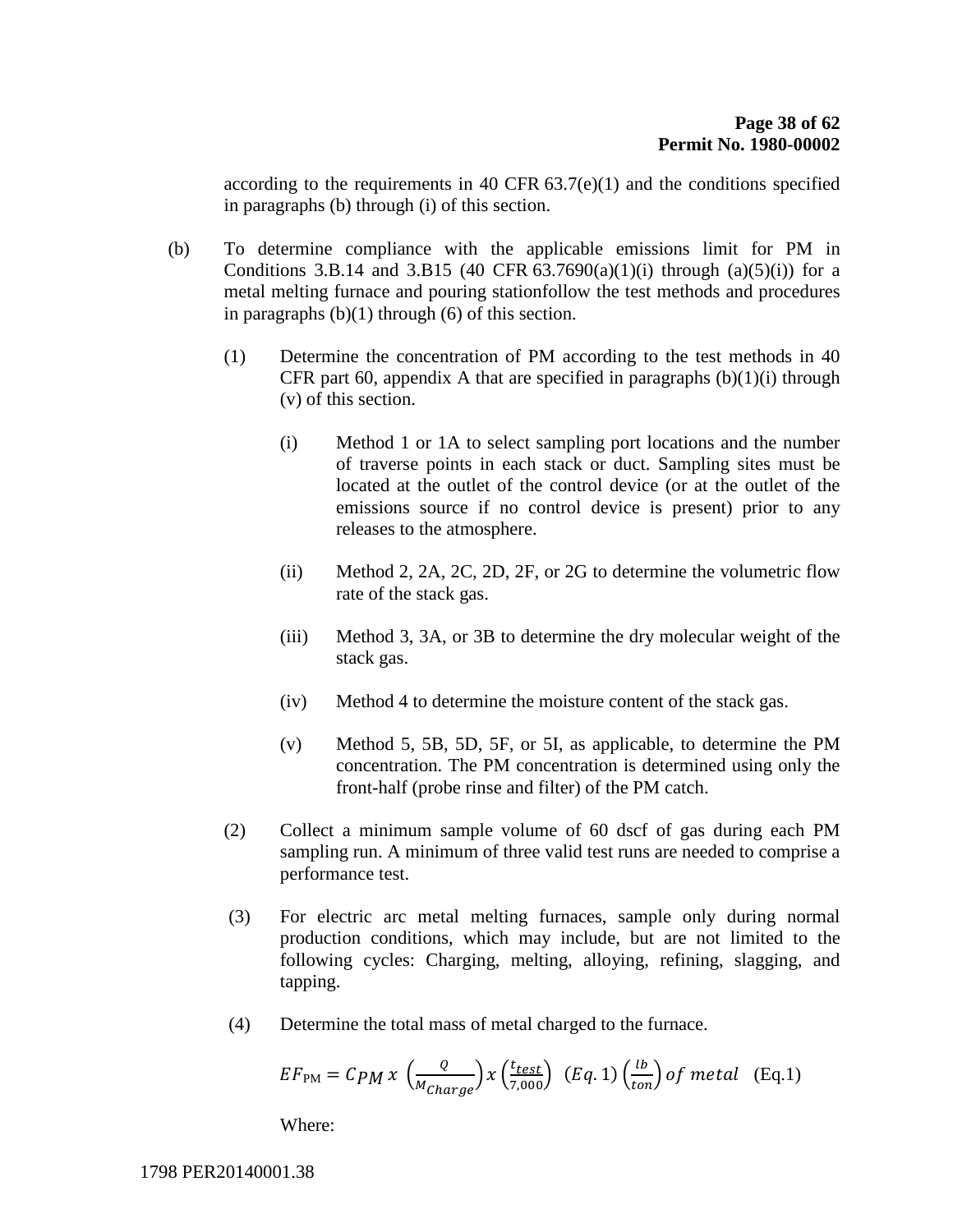according to the requirements in 40 CFR 63.7(e)(1) and the conditions specified in paragraphs (b) through (i) of this section.

(b) To determine compliance with the applicable emissions limit for PM in Conditions 3.B.14 and 3.B15 (40 CFR 63.7690(a)(1)(i) through (a)(5)(i)) for a metal melting furnace and pouring stationfollow the test methods and procedures in paragraphs (b)(1) through (6) of this section.

(1) Determine the concentration of PM according to the test methods in 40 CFR part 60, appendix A that are specified in paragraphs (b)(1)(i) through (v) of this section.

(i) Method 1 or 1A to select sampling port locations and the number of traverse points in each stack or duct. Sampling sites must be located at the outlet of the control device (or at the outlet of the emissions source if no control device is present) prior to any releases to the atmosphere.

(ii) Method 2, 2A, 2C, 2D, 2F, or 2G to determine the volumetric flow rate of the stack gas.

(iii) Method 3, 3A, or 3B to determine the dry molecular weight of the stack gas.

(iv) Method 4 to determine the moisture content of the stack gas.

(v) Method 5, 5B, 5D, 5F, or 5I, as applicable, to determine the PM concentration. The PM concentration is determined using only the front-half (probe rinse and filter) of the PM catch.

(2) Collect a minimum sample volume of 60 dscf of gas during each PM sampling run. A minimum of three valid test runs are needed to comprise a performance test.

(3) For electric arc metal melting furnaces, sample only during normal production conditions, which may include, but are not limited to the following cycles: Charging, melting, alloying, refining, slagging, and tapping.

(4) Determine the total mass of metal charged to the furnace.

$$EF_{\mathrm{PM}} = C_{PM}\, x \, \left(\frac{Q}{M_{Charge}}\right) x \left(\frac{t_{test}}{7{,}000}\right) \;\; (Eq.1) \left(\frac{lb}{ton}\right) of\ metal \quad \text{(Eq.1)}$$

Where: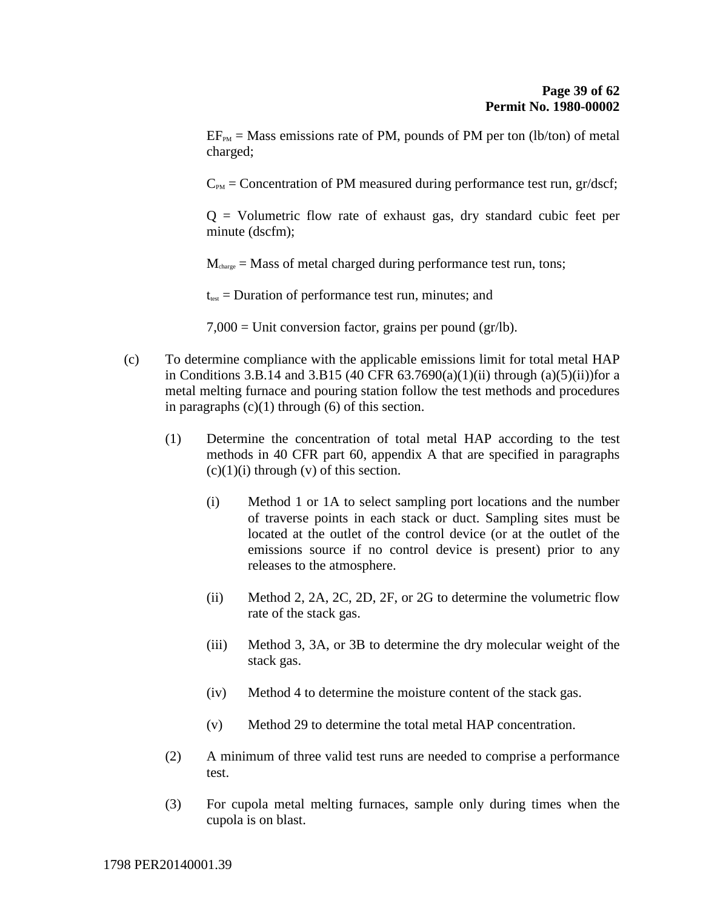$EF_{PM}$ = Mass emissions rate of PM, pounds of PM per ton (lb/ton) of metal charged;

$C_{PM}$ = Concentration of PM measured during performance test run, gr/dscf;

Q = Volumetric flow rate of exhaust gas, dry standard cubic feet per minute (dscfm);

$M_{charge}$ = Mass of metal charged during performance test run, tons;

$t_{test}$ = Duration of performance test run, minutes; and

7,000 = Unit conversion factor, grains per pound (gr/lb).

(c) To determine compliance with the applicable emissions limit for total metal HAP in Conditions 3.B.14 and 3.B15 (40 CFR 63.7690(a)(1)(ii) through (a)(5)(ii))for a metal melting furnace and pouring station follow the test methods and procedures in paragraphs (c)(1) through (6) of this section.

(1) Determine the concentration of total metal HAP according to the test methods in 40 CFR part 60, appendix A that are specified in paragraphs (c)(1)(i) through (v) of this section.

(i) Method 1 or 1A to select sampling port locations and the number of traverse points in each stack or duct. Sampling sites must be located at the outlet of the control device (or at the outlet of the emissions source if no control device is present) prior to any releases to the atmosphere.

(ii) Method 2, 2A, 2C, 2D, 2F, or 2G to determine the volumetric flow rate of the stack gas.

(iii) Method 3, 3A, or 3B to determine the dry molecular weight of the stack gas.

(iv) Method 4 to determine the moisture content of the stack gas.

(v) Method 29 to determine the total metal HAP concentration.

(2) A minimum of three valid test runs are needed to comprise a performance test.

(3) For cupola metal melting furnaces, sample only during times when the cupola is on blast.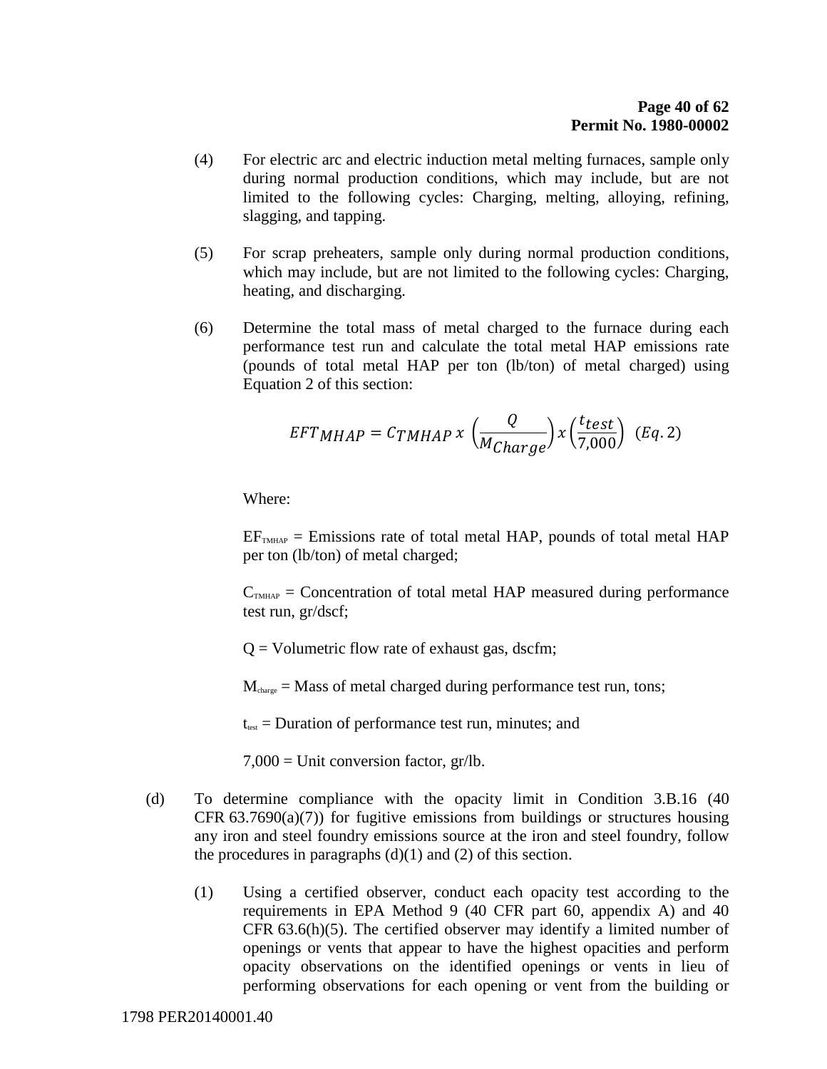(4) For electric arc and electric induction metal melting furnaces, sample only during normal production conditions, which may include, but are not limited to the following cycles: Charging, melting, alloying, refining, slagging, and tapping.

(5) For scrap preheaters, sample only during normal production conditions, which may include, but are not limited to the following cycles: Charging, heating, and discharging.

(6) Determine the total mass of metal charged to the furnace during each performance test run and calculate the total metal HAP emissions rate (pounds of total metal HAP per ton (lb/ton) of metal charged) using Equation 2 of this section:

$$EFT_{MHAP} = C_{TMHAP}\ x\ \left(\frac{Q}{M_{Charge}}\right) x \left(\frac{t_{test}}{7{,}000}\right) \quad (Eq. 2)$$

Where:

$EF_{TMHAP}$ = Emissions rate of total metal HAP, pounds of total metal HAP per ton (lb/ton) of metal charged;

$C_{TMHAP}$ = Concentration of total metal HAP measured during performance test run, gr/dscf;

Q = Volumetric flow rate of exhaust gas, dscfm;

$M_{charge}$ = Mass of metal charged during performance test run, tons;

$t_{test}$ = Duration of performance test run, minutes; and

7,000 = Unit conversion factor, gr/lb.

(d) To determine compliance with the opacity limit in Condition 3.B.16 (40 CFR 63.7690(a)(7)) for fugitive emissions from buildings or structures housing any iron and steel foundry emissions source at the iron and steel foundry, follow the procedures in paragraphs (d)(1) and (2) of this section.

(1) Using a certified observer, conduct each opacity test according to the requirements in EPA Method 9 (40 CFR part 60, appendix A) and 40 CFR 63.6(h)(5). The certified observer may identify a limited number of openings or vents that appear to have the highest opacities and perform opacity observations on the identified openings or vents in lieu of performing observations for each opening or vent from the building or

1798 PER20140001.40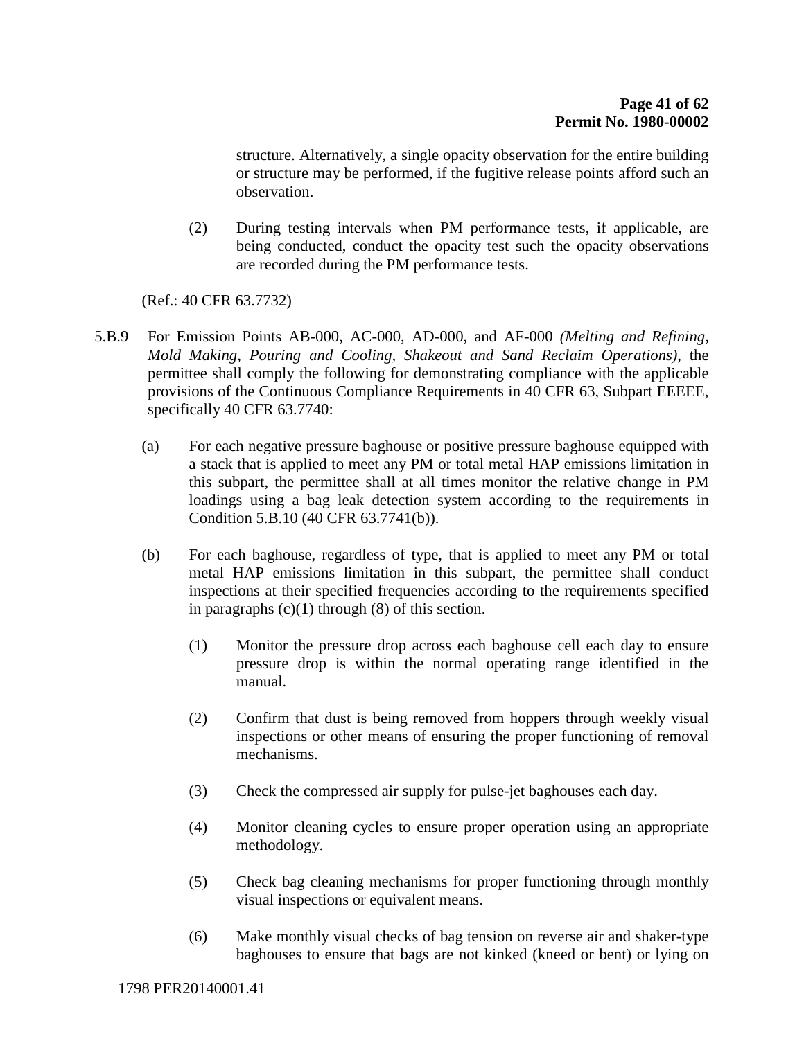structure. Alternatively, a single opacity observation for the entire building or structure may be performed, if the fugitive release points afford such an observation.

(2) During testing intervals when PM performance tests, if applicable, are being conducted, conduct the opacity test such the opacity observations are recorded during the PM performance tests.

(Ref.: 40 CFR 63.7732)

5.B.9 For Emission Points AB-000, AC-000, AD-000, and AF-000 *(Melting and Refining, Mold Making, Pouring and Cooling, Shakeout and Sand Reclaim Operations)*, the permittee shall comply the following for demonstrating compliance with the applicable provisions of the Continuous Compliance Requirements in 40 CFR 63, Subpart EEEEE, specifically 40 CFR 63.7740:

(a) For each negative pressure baghouse or positive pressure baghouse equipped with a stack that is applied to meet any PM or total metal HAP emissions limitation in this subpart, the permittee shall at all times monitor the relative change in PM loadings using a bag leak detection system according to the requirements in Condition 5.B.10 (40 CFR 63.7741(b)).

(b) For each baghouse, regardless of type, that is applied to meet any PM or total metal HAP emissions limitation in this subpart, the permittee shall conduct inspections at their specified frequencies according to the requirements specified in paragraphs (c)(1) through (8) of this section.

(1) Monitor the pressure drop across each baghouse cell each day to ensure pressure drop is within the normal operating range identified in the manual.

(2) Confirm that dust is being removed from hoppers through weekly visual inspections or other means of ensuring the proper functioning of removal mechanisms.

(3) Check the compressed air supply for pulse-jet baghouses each day.

(4) Monitor cleaning cycles to ensure proper operation using an appropriate methodology.

(5) Check bag cleaning mechanisms for proper functioning through monthly visual inspections or equivalent means.

(6) Make monthly visual checks of bag tension on reverse air and shaker-type baghouses to ensure that bags are not kinked (kneed or bent) or lying on

1798 PER20140001.41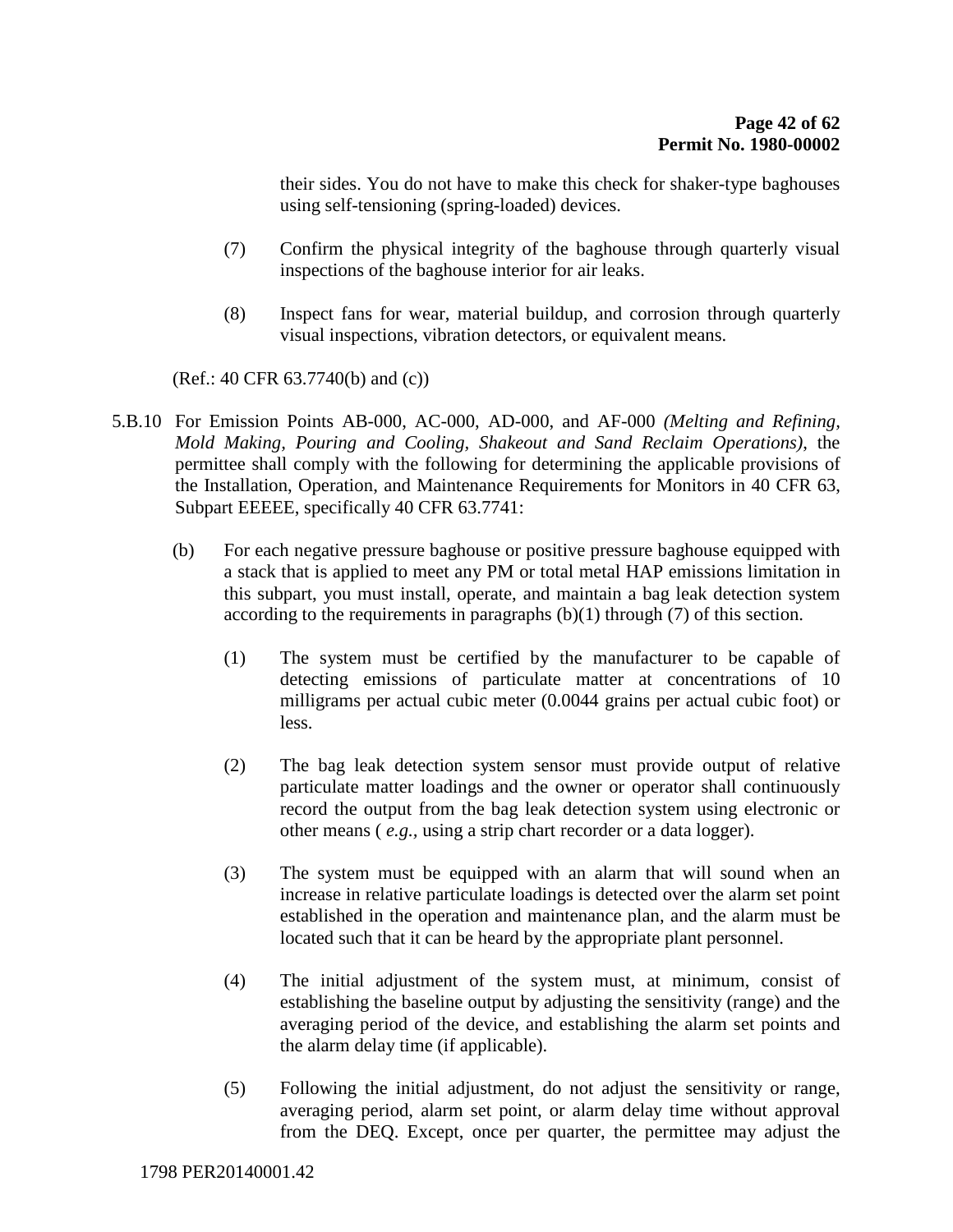their sides. You do not have to make this check for shaker-type baghouses using self-tensioning (spring-loaded) devices.

(7) Confirm the physical integrity of the baghouse through quarterly visual inspections of the baghouse interior for air leaks.

(8) Inspect fans for wear, material buildup, and corrosion through quarterly visual inspections, vibration detectors, or equivalent means.

(Ref.: 40 CFR 63.7740(b) and (c))

5.B.10 For Emission Points AB-000, AC-000, AD-000, and AF-000 *(Melting and Refining, Mold Making, Pouring and Cooling, Shakeout and Sand Reclaim Operations)*, the permittee shall comply with the following for determining the applicable provisions of the Installation, Operation, and Maintenance Requirements for Monitors in 40 CFR 63, Subpart EEEEE, specifically 40 CFR 63.7741:

(b) For each negative pressure baghouse or positive pressure baghouse equipped with a stack that is applied to meet any PM or total metal HAP emissions limitation in this subpart, you must install, operate, and maintain a bag leak detection system according to the requirements in paragraphs (b)(1) through (7) of this section.

(1) The system must be certified by the manufacturer to be capable of detecting emissions of particulate matter at concentrations of 10 milligrams per actual cubic meter (0.0044 grains per actual cubic foot) or less.

(2) The bag leak detection system sensor must provide output of relative particulate matter loadings and the owner or operator shall continuously record the output from the bag leak detection system using electronic or other means ( *e.g.,* using a strip chart recorder or a data logger).

(3) The system must be equipped with an alarm that will sound when an increase in relative particulate loadings is detected over the alarm set point established in the operation and maintenance plan, and the alarm must be located such that it can be heard by the appropriate plant personnel.

(4) The initial adjustment of the system must, at minimum, consist of establishing the baseline output by adjusting the sensitivity (range) and the averaging period of the device, and establishing the alarm set points and the alarm delay time (if applicable).

(5) Following the initial adjustment, do not adjust the sensitivity or range, averaging period, alarm set point, or alarm delay time without approval from the DEQ. Except, once per quarter, the permittee may adjust the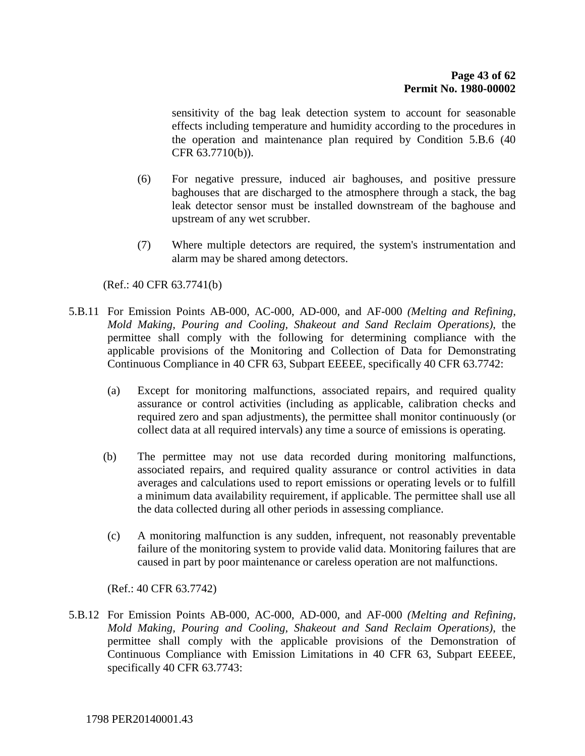sensitivity of the bag leak detection system to account for seasonable effects including temperature and humidity according to the procedures in the operation and maintenance plan required by Condition 5.B.6 (40 CFR 63.7710(b)).

(6) For negative pressure, induced air baghouses, and positive pressure baghouses that are discharged to the atmosphere through a stack, the bag leak detector sensor must be installed downstream of the baghouse and upstream of any wet scrubber.

(7) Where multiple detectors are required, the system's instrumentation and alarm may be shared among detectors.

(Ref.: 40 CFR 63.7741(b)

5.B.11 For Emission Points AB-000, AC-000, AD-000, and AF-000 *(Melting and Refining, Mold Making, Pouring and Cooling, Shakeout and Sand Reclaim Operations)*, the permittee shall comply with the following for determining compliance with the applicable provisions of the Monitoring and Collection of Data for Demonstrating Continuous Compliance in 40 CFR 63, Subpart EEEEE, specifically 40 CFR 63.7742:

(a) Except for monitoring malfunctions, associated repairs, and required quality assurance or control activities (including as applicable, calibration checks and required zero and span adjustments), the permittee shall monitor continuously (or collect data at all required intervals) any time a source of emissions is operating.

(b) The permittee may not use data recorded during monitoring malfunctions, associated repairs, and required quality assurance or control activities in data averages and calculations used to report emissions or operating levels or to fulfill a minimum data availability requirement, if applicable. The permittee shall use all the data collected during all other periods in assessing compliance.

(c) A monitoring malfunction is any sudden, infrequent, not reasonably preventable failure of the monitoring system to provide valid data. Monitoring failures that are caused in part by poor maintenance or careless operation are not malfunctions.

(Ref.: 40 CFR 63.7742)

5.B.12 For Emission Points AB-000, AC-000, AD-000, and AF-000 *(Melting and Refining, Mold Making, Pouring and Cooling, Shakeout and Sand Reclaim Operations)*, the permittee shall comply with the applicable provisions of the Demonstration of Continuous Compliance with Emission Limitations in 40 CFR 63, Subpart EEEEE, specifically 40 CFR 63.7743:

1798 PER20140001.43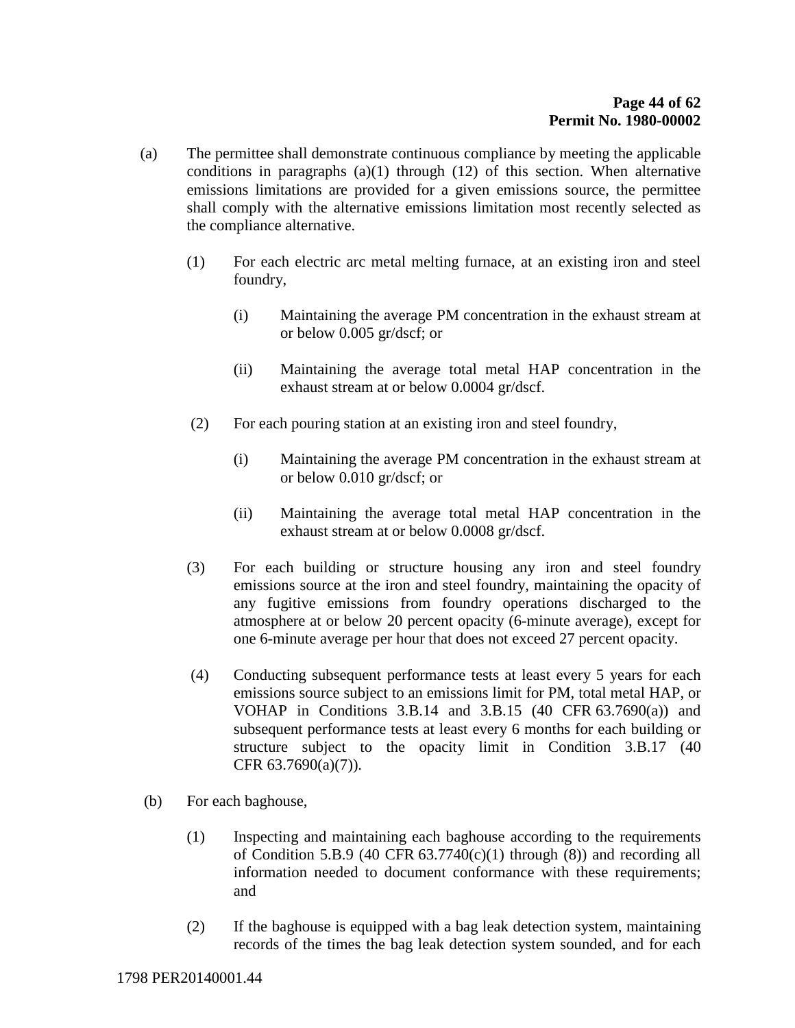(a) The permittee shall demonstrate continuous compliance by meeting the applicable conditions in paragraphs (a)(1) through (12) of this section. When alternative emissions limitations are provided for a given emissions source, the permittee shall comply with the alternative emissions limitation most recently selected as the compliance alternative.

  (1) For each electric arc metal melting furnace, at an existing iron and steel foundry,

    (i) Maintaining the average PM concentration in the exhaust stream at or below 0.005 gr/dscf; or

    (ii) Maintaining the average total metal HAP concentration in the exhaust stream at or below 0.0004 gr/dscf.

  (2) For each pouring station at an existing iron and steel foundry,

    (i) Maintaining the average PM concentration in the exhaust stream at or below 0.010 gr/dscf; or

    (ii) Maintaining the average total metal HAP concentration in the exhaust stream at or below 0.0008 gr/dscf.

  (3) For each building or structure housing any iron and steel foundry emissions source at the iron and steel foundry, maintaining the opacity of any fugitive emissions from foundry operations discharged to the atmosphere at or below 20 percent opacity (6-minute average), except for one 6-minute average per hour that does not exceed 27 percent opacity.

  (4) Conducting subsequent performance tests at least every 5 years for each emissions source subject to an emissions limit for PM, total metal HAP, or VOHAP in Conditions 3.B.14 and 3.B.15 (40 CFR 63.7690(a)) and subsequent performance tests at least every 6 months for each building or structure subject to the opacity limit in Condition 3.B.17 (40 CFR 63.7690(a)(7)).

(b) For each baghouse,

  (1) Inspecting and maintaining each baghouse according to the requirements of Condition 5.B.9 (40 CFR 63.7740(c)(1) through (8)) and recording all information needed to document conformance with these requirements; and

  (2) If the baghouse is equipped with a bag leak detection system, maintaining records of the times the bag leak detection system sounded, and for each

1798 PER20140001.44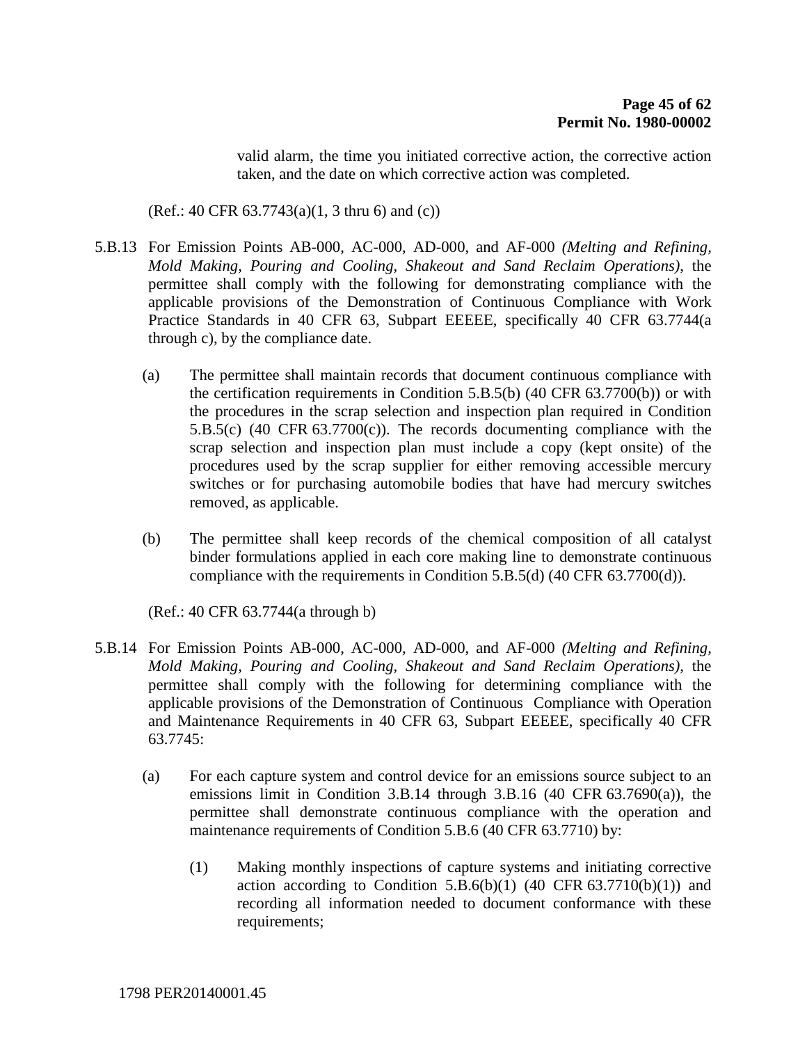valid alarm, the time you initiated corrective action, the corrective action taken, and the date on which corrective action was completed.

(Ref.: 40 CFR 63.7743(a)(1, 3 thru 6) and (c))

5.B.13 For Emission Points AB-000, AC-000, AD-000, and AF-000 *(Melting and Refining, Mold Making, Pouring and Cooling, Shakeout and Sand Reclaim Operations)*, the permittee shall comply with the following for demonstrating compliance with the applicable provisions of the Demonstration of Continuous Compliance with Work Practice Standards in 40 CFR 63, Subpart EEEEE, specifically 40 CFR 63.7744(a through c), by the compliance date.

(a) The permittee shall maintain records that document continuous compliance with the certification requirements in Condition 5.B.5(b) (40 CFR 63.7700(b)) or with the procedures in the scrap selection and inspection plan required in Condition 5.B.5(c) (40 CFR 63.7700(c)). The records documenting compliance with the scrap selection and inspection plan must include a copy (kept onsite) of the procedures used by the scrap supplier for either removing accessible mercury switches or for purchasing automobile bodies that have had mercury switches removed, as applicable.

(b) The permittee shall keep records of the chemical composition of all catalyst binder formulations applied in each core making line to demonstrate continuous compliance with the requirements in Condition 5.B.5(d) (40 CFR 63.7700(d)).

(Ref.: 40 CFR 63.7744(a through b)

5.B.14 For Emission Points AB-000, AC-000, AD-000, and AF-000 *(Melting and Refining, Mold Making, Pouring and Cooling, Shakeout and Sand Reclaim Operations)*, the permittee shall comply with the following for determining compliance with the applicable provisions of the Demonstration of Continuous Compliance with Operation and Maintenance Requirements in 40 CFR 63, Subpart EEEEE, specifically 40 CFR 63.7745:

(a) For each capture system and control device for an emissions source subject to an emissions limit in Condition 3.B.14 through 3.B.16 (40 CFR 63.7690(a)), the permittee shall demonstrate continuous compliance with the operation and maintenance requirements of Condition 5.B.6 (40 CFR 63.7710) by:

(1) Making monthly inspections of capture systems and initiating corrective action according to Condition 5.B.6(b)(1) (40 CFR 63.7710(b)(1)) and recording all information needed to document conformance with these requirements;

1798 PER20140001.45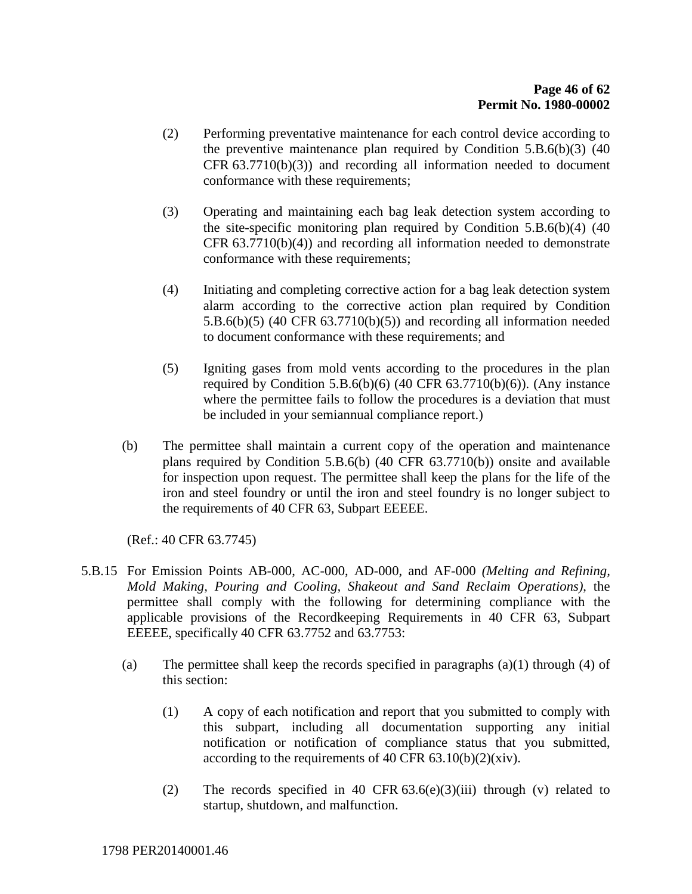(2) Performing preventative maintenance for each control device according to the preventive maintenance plan required by Condition 5.B.6(b)(3) (40 CFR 63.7710(b)(3)) and recording all information needed to document conformance with these requirements;

(3) Operating and maintaining each bag leak detection system according to the site-specific monitoring plan required by Condition 5.B.6(b)(4) (40 CFR 63.7710(b)(4)) and recording all information needed to demonstrate conformance with these requirements;

(4) Initiating and completing corrective action for a bag leak detection system alarm according to the corrective action plan required by Condition 5.B.6(b)(5) (40 CFR 63.7710(b)(5)) and recording all information needed to document conformance with these requirements; and

(5) Igniting gases from mold vents according to the procedures in the plan required by Condition 5.B.6(b)(6) (40 CFR 63.7710(b)(6)). (Any instance where the permittee fails to follow the procedures is a deviation that must be included in your semiannual compliance report.)

(b) The permittee shall maintain a current copy of the operation and maintenance plans required by Condition 5.B.6(b) (40 CFR 63.7710(b)) onsite and available for inspection upon request. The permittee shall keep the plans for the life of the iron and steel foundry or until the iron and steel foundry is no longer subject to the requirements of 40 CFR 63, Subpart EEEEE.

(Ref.: 40 CFR 63.7745)

5.B.15 For Emission Points AB-000, AC-000, AD-000, and AF-000 *(Melting and Refining, Mold Making, Pouring and Cooling, Shakeout and Sand Reclaim Operations)*, the permittee shall comply with the following for determining compliance with the applicable provisions of the Recordkeeping Requirements in 40 CFR 63, Subpart EEEEE, specifically 40 CFR 63.7752 and 63.7753:

(a) The permittee shall keep the records specified in paragraphs (a)(1) through (4) of this section:

(1) A copy of each notification and report that you submitted to comply with this subpart, including all documentation supporting any initial notification or notification of compliance status that you submitted, according to the requirements of 40 CFR 63.10(b)(2)(xiv).

(2) The records specified in 40 CFR 63.6(e)(3)(iii) through (v) related to startup, shutdown, and malfunction.

1798 PER20140001.46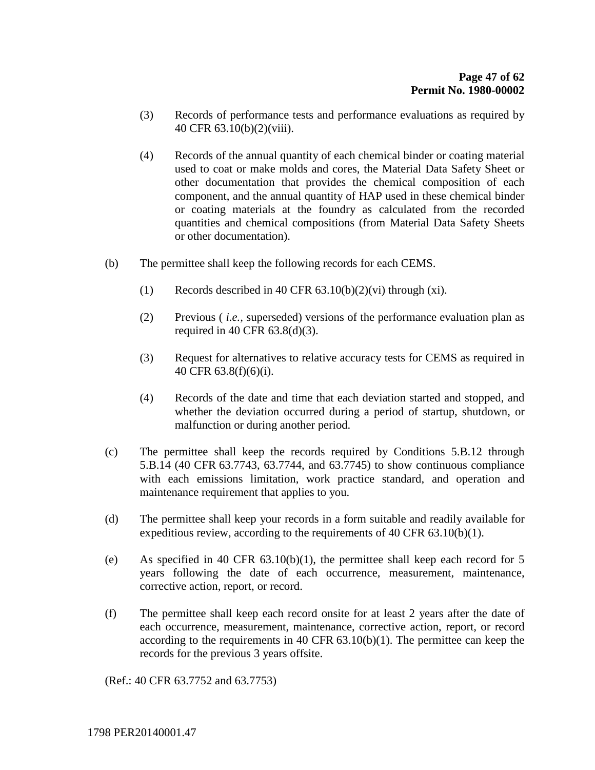(3) Records of performance tests and performance evaluations as required by 40 CFR 63.10(b)(2)(viii).

(4) Records of the annual quantity of each chemical binder or coating material used to coat or make molds and cores, the Material Data Safety Sheet or other documentation that provides the chemical composition of each component, and the annual quantity of HAP used in these chemical binder or coating materials at the foundry as calculated from the recorded quantities and chemical compositions (from Material Data Safety Sheets or other documentation).

(b) The permittee shall keep the following records for each CEMS.

(1) Records described in 40 CFR 63.10(b)(2)(vi) through (xi).

(2) Previous ( *i.e.*, superseded) versions of the performance evaluation plan as required in 40 CFR 63.8(d)(3).

(3) Request for alternatives to relative accuracy tests for CEMS as required in 40 CFR 63.8(f)(6)(i).

(4) Records of the date and time that each deviation started and stopped, and whether the deviation occurred during a period of startup, shutdown, or malfunction or during another period.

(c) The permittee shall keep the records required by Conditions 5.B.12 through 5.B.14 (40 CFR 63.7743, 63.7744, and 63.7745) to show continuous compliance with each emissions limitation, work practice standard, and operation and maintenance requirement that applies to you.

(d) The permittee shall keep your records in a form suitable and readily available for expeditious review, according to the requirements of 40 CFR 63.10(b)(1).

(e) As specified in 40 CFR 63.10(b)(1), the permittee shall keep each record for 5 years following the date of each occurrence, measurement, maintenance, corrective action, report, or record.

(f) The permittee shall keep each record onsite for at least 2 years after the date of each occurrence, measurement, maintenance, corrective action, report, or record according to the requirements in 40 CFR 63.10(b)(1). The permittee can keep the records for the previous 3 years offsite.

(Ref.: 40 CFR 63.7752 and 63.7753)

1798 PER20140001.47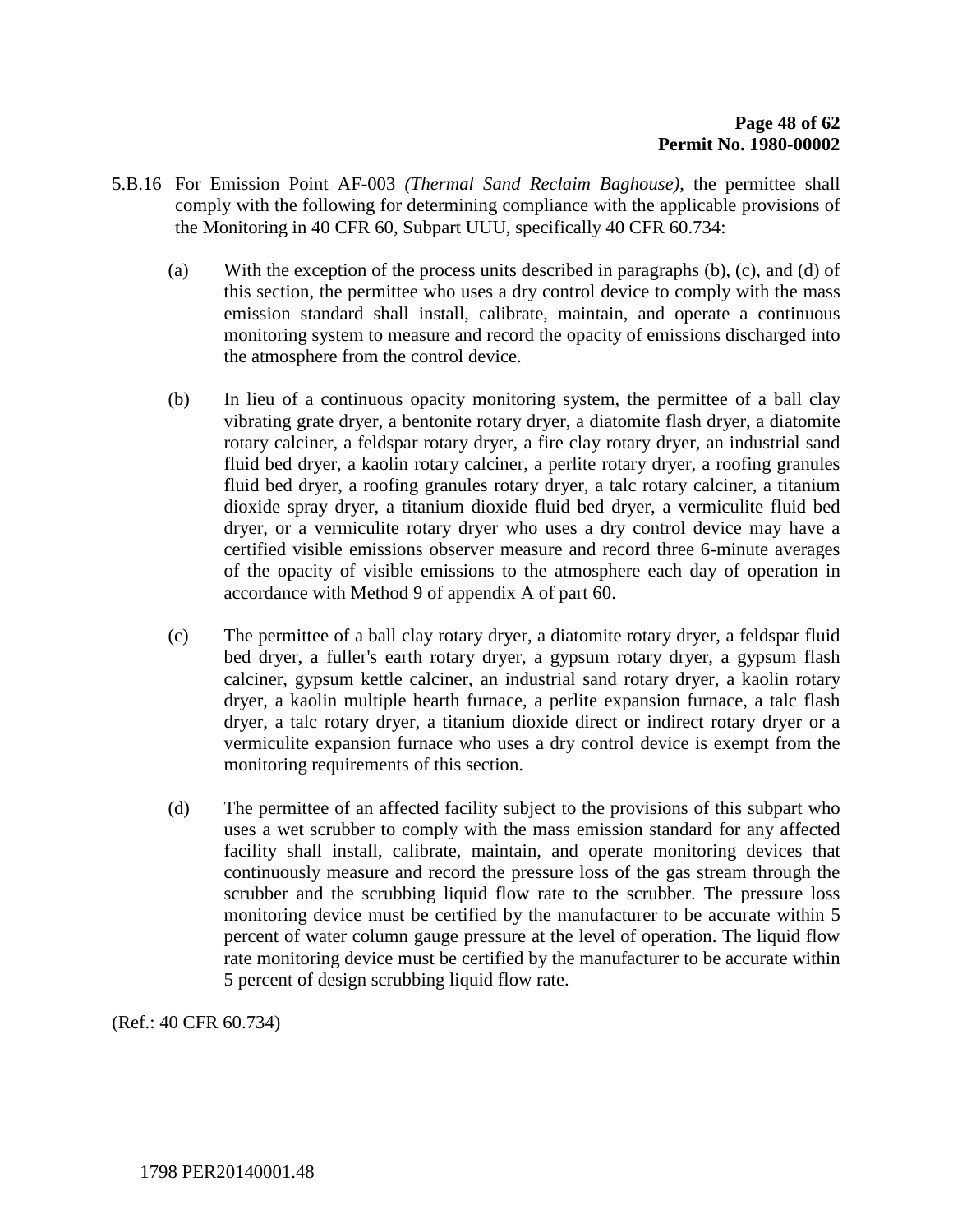5.B.16 For Emission Point AF-003 *(Thermal Sand Reclaim Baghouse)*, the permittee shall comply with the following for determining compliance with the applicable provisions of the Monitoring in 40 CFR 60, Subpart UUU, specifically 40 CFR 60.734:

(a) With the exception of the process units described in paragraphs (b), (c), and (d) of this section, the permittee who uses a dry control device to comply with the mass emission standard shall install, calibrate, maintain, and operate a continuous monitoring system to measure and record the opacity of emissions discharged into the atmosphere from the control device.

(b) In lieu of a continuous opacity monitoring system, the permittee of a ball clay vibrating grate dryer, a bentonite rotary dryer, a diatomite flash dryer, a diatomite rotary calciner, a feldspar rotary dryer, a fire clay rotary dryer, an industrial sand fluid bed dryer, a kaolin rotary calciner, a perlite rotary dryer, a roofing granules fluid bed dryer, a roofing granules rotary dryer, a talc rotary calciner, a titanium dioxide spray dryer, a titanium dioxide fluid bed dryer, a vermiculite fluid bed dryer, or a vermiculite rotary dryer who uses a dry control device may have a certified visible emissions observer measure and record three 6-minute averages of the opacity of visible emissions to the atmosphere each day of operation in accordance with Method 9 of appendix A of part 60.

(c) The permittee of a ball clay rotary dryer, a diatomite rotary dryer, a feldspar fluid bed dryer, a fuller's earth rotary dryer, a gypsum rotary dryer, a gypsum flash calciner, gypsum kettle calciner, an industrial sand rotary dryer, a kaolin rotary dryer, a kaolin multiple hearth furnace, a perlite expansion furnace, a talc flash dryer, a talc rotary dryer, a titanium dioxide direct or indirect rotary dryer or a vermiculite expansion furnace who uses a dry control device is exempt from the monitoring requirements of this section.

(d) The permittee of an affected facility subject to the provisions of this subpart who uses a wet scrubber to comply with the mass emission standard for any affected facility shall install, calibrate, maintain, and operate monitoring devices that continuously measure and record the pressure loss of the gas stream through the scrubber and the scrubbing liquid flow rate to the scrubber. The pressure loss monitoring device must be certified by the manufacturer to be accurate within 5 percent of water column gauge pressure at the level of operation. The liquid flow rate monitoring device must be certified by the manufacturer to be accurate within 5 percent of design scrubbing liquid flow rate.

(Ref.: 40 CFR 60.734)

1798 PER20140001.48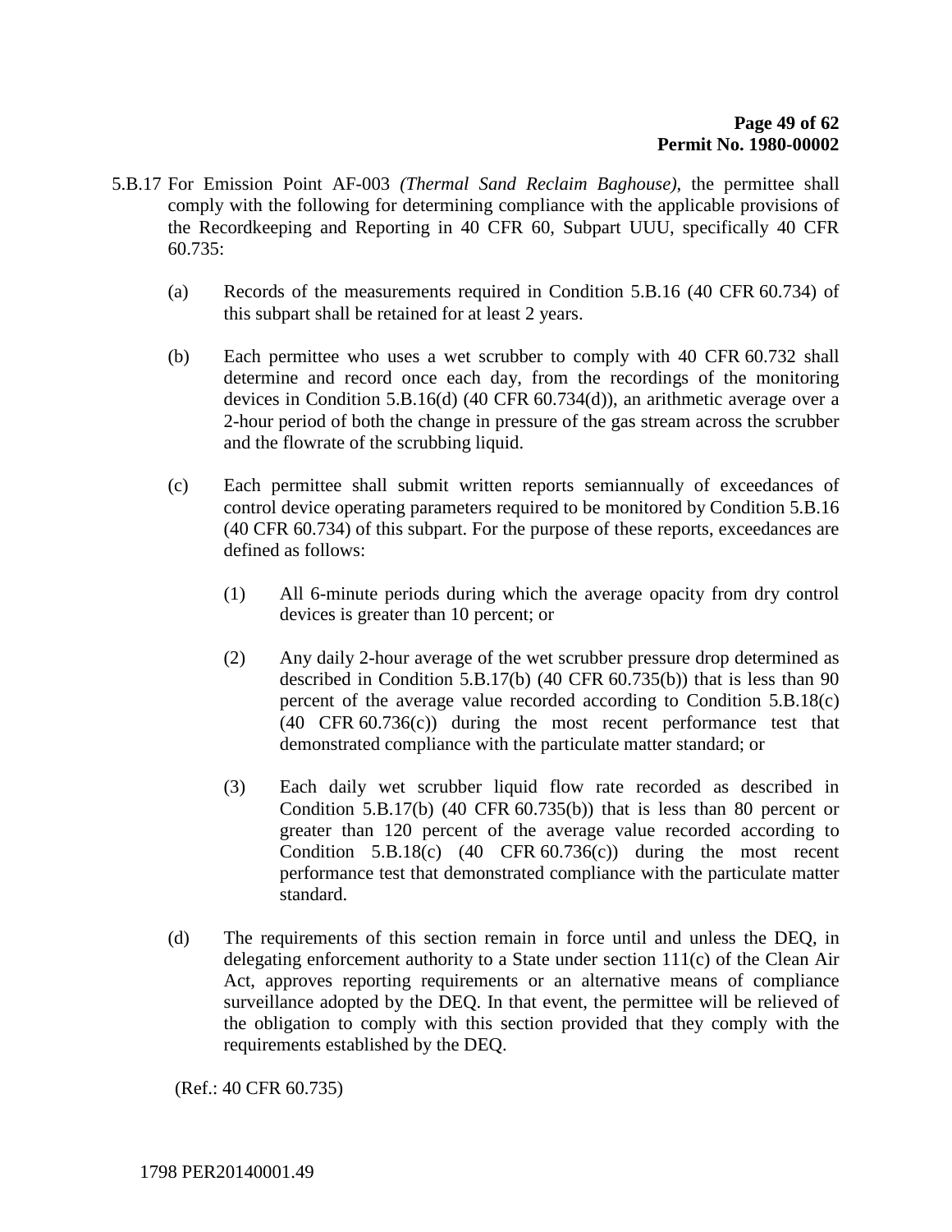5.B.17 For Emission Point AF-003 *(Thermal Sand Reclaim Baghouse)*, the permittee shall comply with the following for determining compliance with the applicable provisions of the Recordkeeping and Reporting in 40 CFR 60, Subpart UUU, specifically 40 CFR 60.735:

(a) Records of the measurements required in Condition 5.B.16 (40 CFR 60.734) of this subpart shall be retained for at least 2 years.

(b) Each permittee who uses a wet scrubber to comply with 40 CFR 60.732 shall determine and record once each day, from the recordings of the monitoring devices in Condition 5.B.16(d) (40 CFR 60.734(d)), an arithmetic average over a 2-hour period of both the change in pressure of the gas stream across the scrubber and the flowrate of the scrubbing liquid.

(c) Each permittee shall submit written reports semiannually of exceedances of control device operating parameters required to be monitored by Condition 5.B.16 (40 CFR 60.734) of this subpart. For the purpose of these reports, exceedances are defined as follows:

(1) All 6-minute periods during which the average opacity from dry control devices is greater than 10 percent; or

(2) Any daily 2-hour average of the wet scrubber pressure drop determined as described in Condition 5.B.17(b) (40 CFR 60.735(b)) that is less than 90 percent of the average value recorded according to Condition 5.B.18(c) (40 CFR 60.736(c)) during the most recent performance test that demonstrated compliance with the particulate matter standard; or

(3) Each daily wet scrubber liquid flow rate recorded as described in Condition 5.B.17(b) (40 CFR 60.735(b)) that is less than 80 percent or greater than 120 percent of the average value recorded according to Condition 5.B.18(c) (40 CFR 60.736(c)) during the most recent performance test that demonstrated compliance with the particulate matter standard.

(d) The requirements of this section remain in force until and unless the DEQ, in delegating enforcement authority to a State under section 111(c) of the Clean Air Act, approves reporting requirements or an alternative means of compliance surveillance adopted by the DEQ. In that event, the permittee will be relieved of the obligation to comply with this section provided that they comply with the requirements established by the DEQ.

(Ref.: 40 CFR 60.735)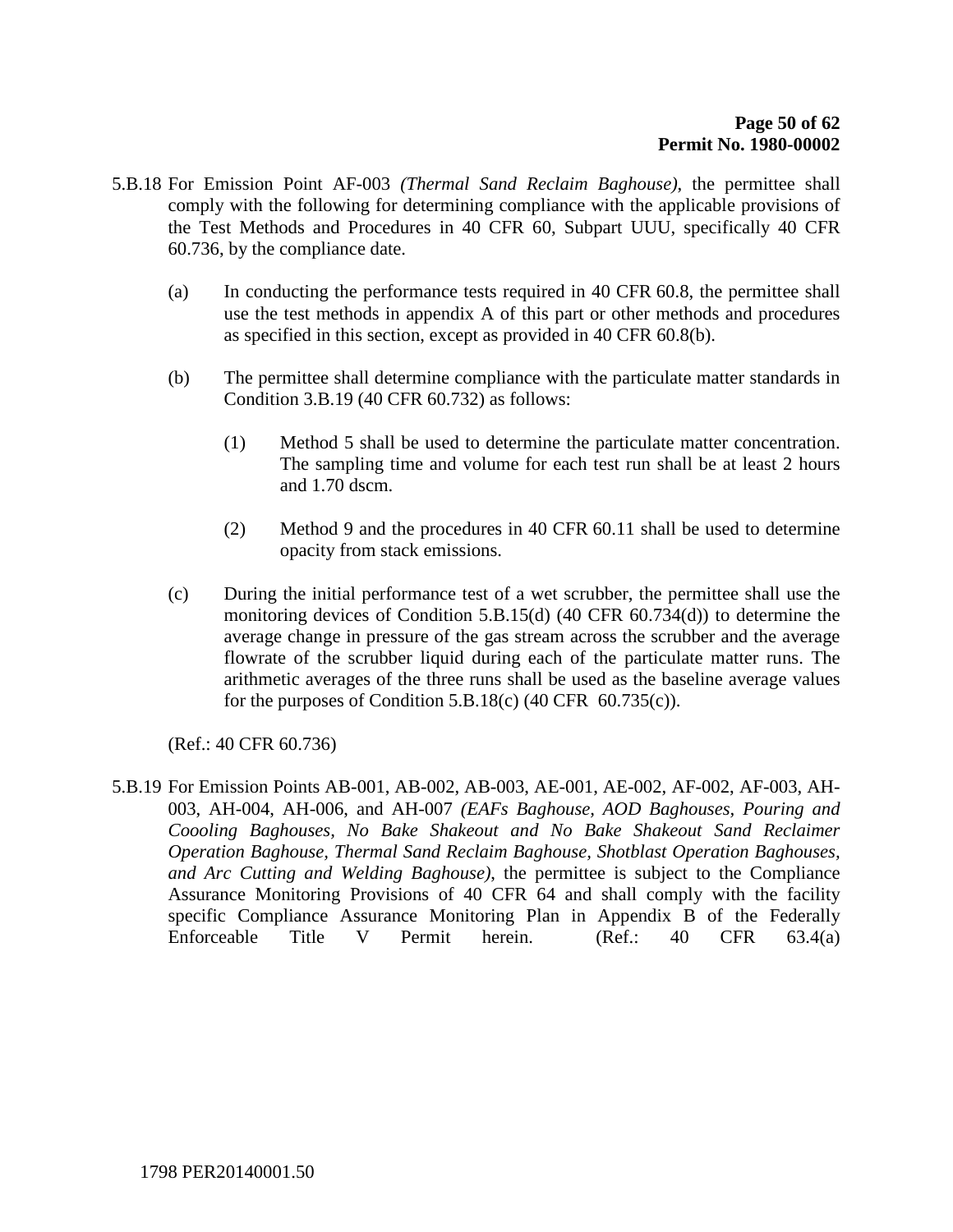5.B.18 For Emission Point AF-003 *(Thermal Sand Reclaim Baghouse)*, the permittee shall comply with the following for determining compliance with the applicable provisions of the Test Methods and Procedures in 40 CFR 60, Subpart UUU, specifically 40 CFR 60.736, by the compliance date.

(a) In conducting the performance tests required in 40 CFR 60.8, the permittee shall use the test methods in appendix A of this part or other methods and procedures as specified in this section, except as provided in 40 CFR 60.8(b).

(b) The permittee shall determine compliance with the particulate matter standards in Condition 3.B.19 (40 CFR 60.732) as follows:

(1) Method 5 shall be used to determine the particulate matter concentration. The sampling time and volume for each test run shall be at least 2 hours and 1.70 dscm.

(2) Method 9 and the procedures in 40 CFR 60.11 shall be used to determine opacity from stack emissions.

(c) During the initial performance test of a wet scrubber, the permittee shall use the monitoring devices of Condition 5.B.15(d) (40 CFR 60.734(d)) to determine the average change in pressure of the gas stream across the scrubber and the average flowrate of the scrubber liquid during each of the particulate matter runs. The arithmetic averages of the three runs shall be used as the baseline average values for the purposes of Condition 5.B.18(c) (40 CFR 60.735(c)).

(Ref.: 40 CFR 60.736)

5.B.19 For Emission Points AB-001, AB-002, AB-003, AE-001, AE-002, AF-002, AF-003, AH-003, AH-004, AH-006, and AH-007 *(EAFs Baghouse, AOD Baghouses, Pouring and Coooling Baghouses, No Bake Shakeout and No Bake Shakeout Sand Reclaimer Operation Baghouse, Thermal Sand Reclaim Baghouse, Shotblast Operation Baghouses, and Arc Cutting and Welding Baghouse)*, the permittee is subject to the Compliance Assurance Monitoring Provisions of 40 CFR 64 and shall comply with the facility specific Compliance Assurance Monitoring Plan in Appendix B of the Federally Enforceable Title V Permit herein. (Ref.: 40 CFR 63.4(a)

1798 PER20140001.50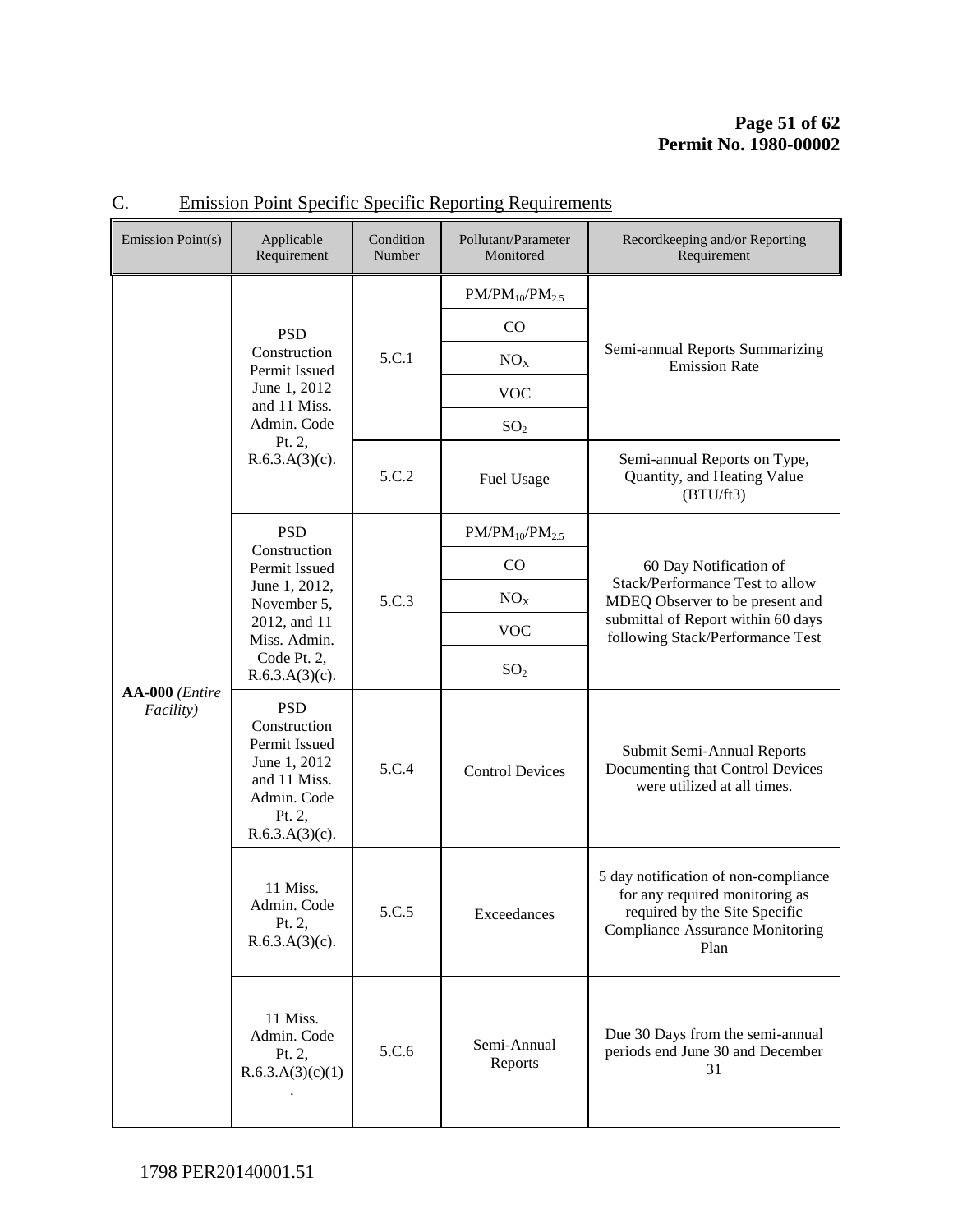## C. Emission Point Specific Specific Reporting Requirements

| Emission Point(s) | Applicable Requirement | Condition Number | Pollutant/Parameter Monitored | Recordkeeping and/or Reporting Requirement |
|---|---|---|---|---|
| **AA-000** *(Entire Facility)* | PSD Construction Permit Issued June 1, 2012 and 11 Miss. Admin. Code Pt. 2, R.6.3.A(3)(c). | 5.C.1 | $PM/PM_{10}/PM_{2.5}$ | Semi-annual Reports Summarizing Emission Rate |
| | | | CO | |
| | | | $NO_X$ | |
| | | | VOC | |
| | | | $SO_2$ | |
| | | 5.C.2 | Fuel Usage | Semi-annual Reports on Type, Quantity, and Heating Value (BTU/ft3) |
| | PSD Construction Permit Issued June 1, 2012, November 5, 2012, and 11 Miss. Admin. Code Pt. 2, R.6.3.A(3)(c). | 5.C.3 | $PM/PM_{10}/PM_{2.5}$ | 60 Day Notification of Stack/Performance Test to allow MDEQ Observer to be present and submittal of Report within 60 days following Stack/Performance Test |
| | | | CO | |
| | | | $NO_X$ | |
| | | | VOC | |
| | | | $SO_2$ | |
| | PSD Construction Permit Issued June 1, 2012 and 11 Miss. Admin. Code Pt. 2, R.6.3.A(3)(c). | 5.C.4 | Control Devices | Submit Semi-Annual Reports Documenting that Control Devices were utilized at all times. |
| | 11 Miss. Admin. Code Pt. 2, R.6.3.A(3)(c). | 5.C.5 | Exceedances | 5 day notification of non-compliance for any required monitoring as required by the Site Specific Compliance Assurance Monitoring Plan |
| | 11 Miss. Admin. Code Pt. 2, R.6.3.A(3)(c)(1). | 5.C.6 | Semi-Annual Reports | Due 30 Days from the semi-annual periods end June 30 and December 31 |

1798 PER20140001.51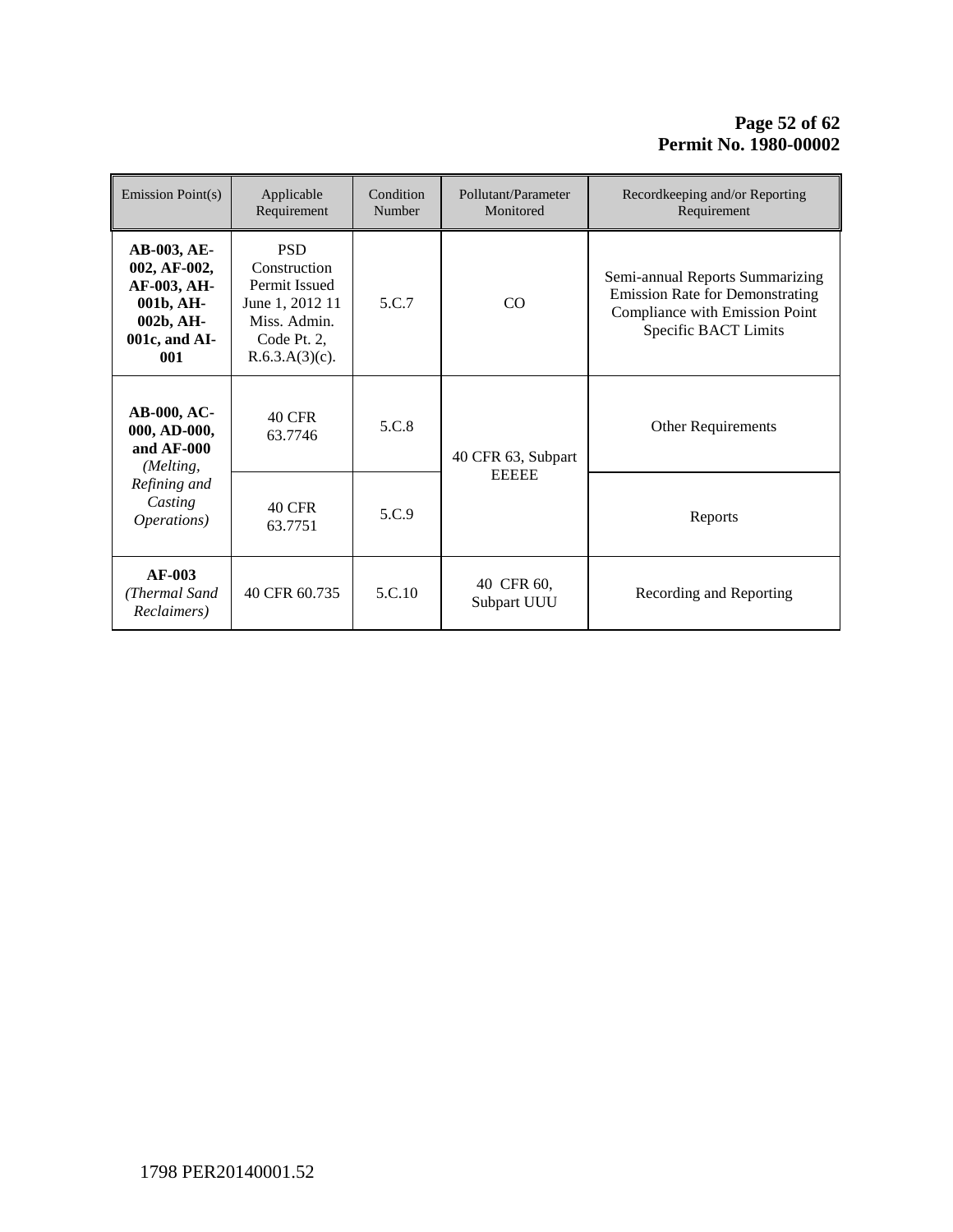| Emission Point(s) | Applicable Requirement | Condition Number | Pollutant/Parameter Monitored | Recordkeeping and/or Reporting Requirement |
|---|---|---|---|---|
| **AB-003, AE-002, AF-002, AF-003, AH-001b, AH-002b, AH-001c, and AI-001** | PSD Construction Permit Issued June 1, 2012 11 Miss. Admin. Code Pt. 2, R.6.3.A(3)(c). | 5.C.7 | CO | Semi-annual Reports Summarizing Emission Rate for Demonstrating Compliance with Emission Point Specific BACT Limits |
| **AB-000, AC-000, AD-000, and AF-000** *(Melting, Refining and Casting Operations)* | 40 CFR 63.7746 | 5.C.8 | 40 CFR 63, Subpart EEEEE | Other Requirements |
| | 40 CFR 63.7751 | 5.C.9 | | Reports |
| **AF-003** *(Thermal Sand Reclaimers)* | 40 CFR 60.735 | 5.C.10 | 40 CFR 60, Subpart UUU | Recording and Reporting |

1798 PER20140001.52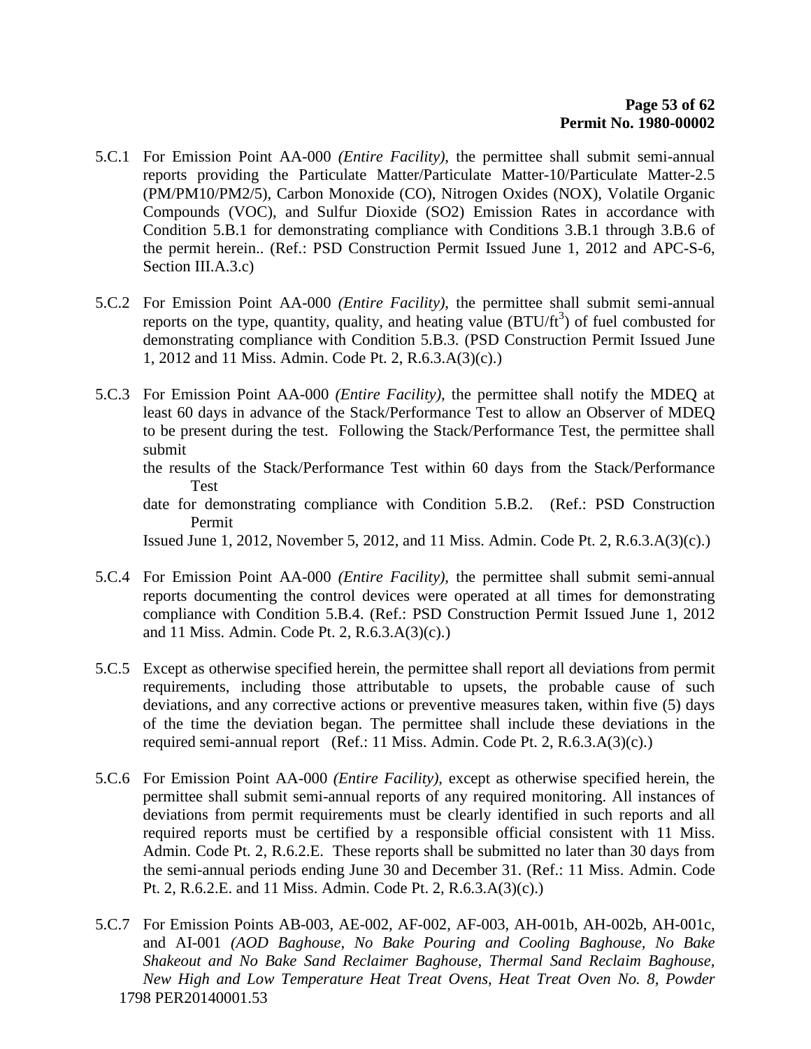5.C.1 For Emission Point AA-000 *(Entire Facility)*, the permittee shall submit semi-annual reports providing the Particulate Matter/Particulate Matter-10/Particulate Matter-2.5 (PM/PM10/PM2/5), Carbon Monoxide (CO), Nitrogen Oxides (NOX), Volatile Organic Compounds (VOC), and Sulfur Dioxide (SO2) Emission Rates in accordance with Condition 5.B.1 for demonstrating compliance with Conditions 3.B.1 through 3.B.6 of the permit herein.. (Ref.: PSD Construction Permit Issued June 1, 2012 and APC-S-6, Section III.A.3.c)

5.C.2 For Emission Point AA-000 *(Entire Facility)*, the permittee shall submit semi-annual reports on the type, quantity, quality, and heating value (BTU/$ft^3$) of fuel combusted for demonstrating compliance with Condition 5.B.3. (PSD Construction Permit Issued June 1, 2012 and 11 Miss. Admin. Code Pt. 2, R.6.3.A(3)(c).)

5.C.3 For Emission Point AA-000 *(Entire Facility)*, the permittee shall notify the MDEQ at least 60 days in advance of the Stack/Performance Test to allow an Observer of MDEQ to be present during the test. Following the Stack/Performance Test, the permittee shall submit
the results of the Stack/Performance Test within 60 days from the Stack/Performance Test
date for demonstrating compliance with Condition 5.B.2. (Ref.: PSD Construction Permit
Issued June 1, 2012, November 5, 2012, and 11 Miss. Admin. Code Pt. 2, R.6.3.A(3)(c).)

5.C.4 For Emission Point AA-000 *(Entire Facility)*, the permittee shall submit semi-annual reports documenting the control devices were operated at all times for demonstrating compliance with Condition 5.B.4. (Ref.: PSD Construction Permit Issued June 1, 2012 and 11 Miss. Admin. Code Pt. 2, R.6.3.A(3)(c).)

5.C.5 Except as otherwise specified herein, the permittee shall report all deviations from permit requirements, including those attributable to upsets, the probable cause of such deviations, and any corrective actions or preventive measures taken, within five (5) days of the time the deviation began. The permittee shall include these deviations in the required semi-annual report (Ref.: 11 Miss. Admin. Code Pt. 2, R.6.3.A(3)(c).)

5.C.6 For Emission Point AA-000 *(Entire Facility)*, except as otherwise specified herein, the permittee shall submit semi-annual reports of any required monitoring. All instances of deviations from permit requirements must be clearly identified in such reports and all required reports must be certified by a responsible official consistent with 11 Miss. Admin. Code Pt. 2, R.6.2.E. These reports shall be submitted no later than 30 days from the semi-annual periods ending June 30 and December 31. (Ref.: 11 Miss. Admin. Code Pt. 2, R.6.2.E. and 11 Miss. Admin. Code Pt. 2, R.6.3.A(3)(c).)

5.C.7 For Emission Points AB-003, AE-002, AF-002, AF-003, AH-001b, AH-002b, AH-001c, and AI-001 *(AOD Baghouse, No Bake Pouring and Cooling Baghouse, No Bake Shakeout and No Bake Sand Reclaimer Baghouse, Thermal Sand Reclaim Baghouse, New High and Low Temperature Heat Treat Ovens, Heat Treat Oven No. 8, Powder*

1798 PER20140001.53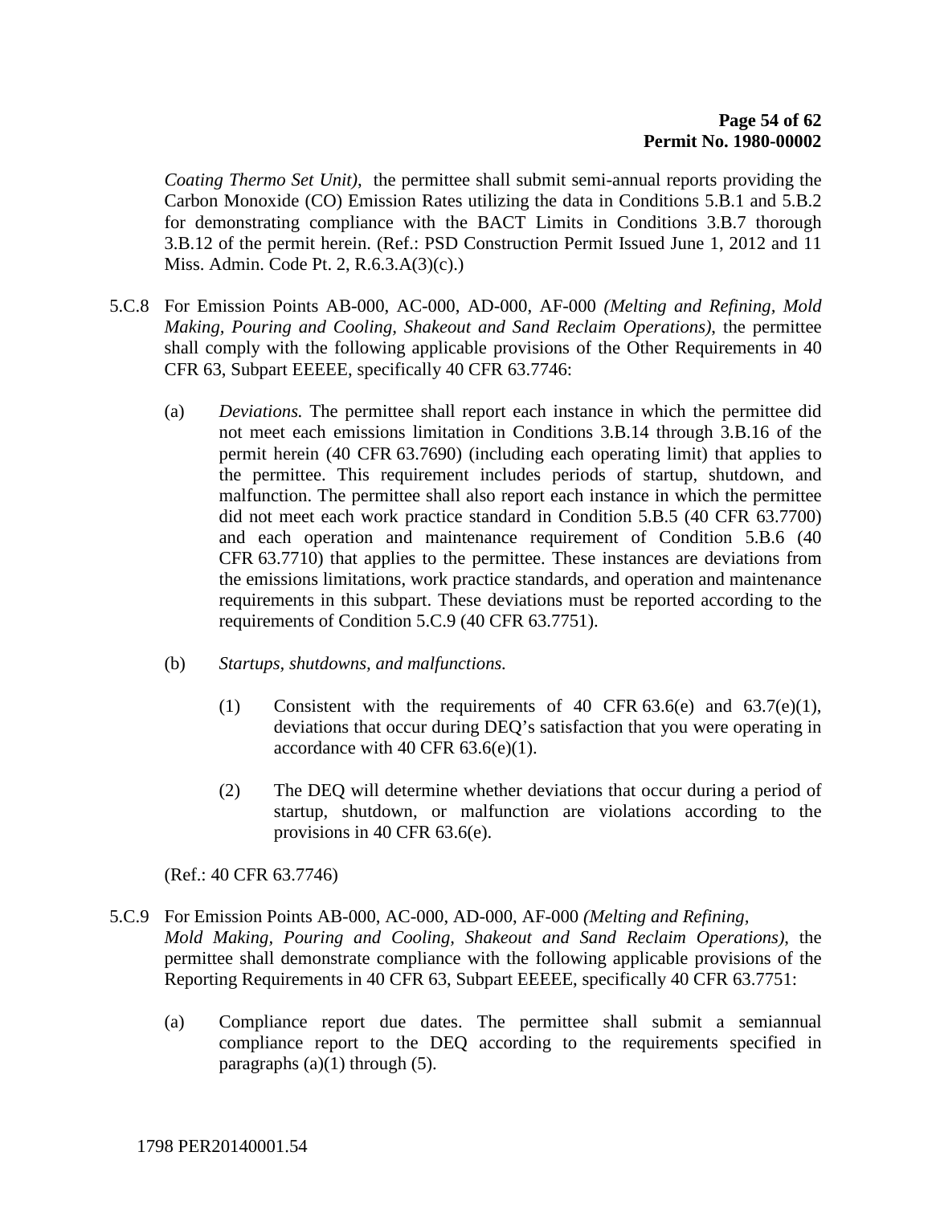*Coating Thermo Set Unit),* the permittee shall submit semi-annual reports providing the Carbon Monoxide (CO) Emission Rates utilizing the data in Conditions 5.B.1 and 5.B.2 for demonstrating compliance with the BACT Limits in Conditions 3.B.7 thorough 3.B.12 of the permit herein. (Ref.: PSD Construction Permit Issued June 1, 2012 and 11 Miss. Admin. Code Pt. 2, R.6.3.A(3)(c).)

5.C.8 For Emission Points AB-000, AC-000, AD-000, AF-000 *(Melting and Refining, Mold Making, Pouring and Cooling, Shakeout and Sand Reclaim Operations)*, the permittee shall comply with the following applicable provisions of the Other Requirements in 40 CFR 63, Subpart EEEEE, specifically 40 CFR 63.7746:

(a) *Deviations.* The permittee shall report each instance in which the permittee did not meet each emissions limitation in Conditions 3.B.14 through 3.B.16 of the permit herein (40 CFR 63.7690) (including each operating limit) that applies to the permittee. This requirement includes periods of startup, shutdown, and malfunction. The permittee shall also report each instance in which the permittee did not meet each work practice standard in Condition 5.B.5 (40 CFR 63.7700) and each operation and maintenance requirement of Condition 5.B.6 (40 CFR 63.7710) that applies to the permittee. These instances are deviations from the emissions limitations, work practice standards, and operation and maintenance requirements in this subpart. These deviations must be reported according to the requirements of Condition 5.C.9 (40 CFR 63.7751).

(b) *Startups, shutdowns, and malfunctions.*

(1) Consistent with the requirements of 40 CFR 63.6(e) and 63.7(e)(1), deviations that occur during DEQ's satisfaction that you were operating in accordance with 40 CFR 63.6(e)(1).

(2) The DEQ will determine whether deviations that occur during a period of startup, shutdown, or malfunction are violations according to the provisions in 40 CFR 63.6(e).

(Ref.: 40 CFR 63.7746)

5.C.9 For Emission Points AB-000, AC-000, AD-000, AF-000 *(Melting and Refining, Mold Making, Pouring and Cooling, Shakeout and Sand Reclaim Operations)*, the permittee shall demonstrate compliance with the following applicable provisions of the Reporting Requirements in 40 CFR 63, Subpart EEEEE, specifically 40 CFR 63.7751:

(a) Compliance report due dates. The permittee shall submit a semiannual compliance report to the DEQ according to the requirements specified in paragraphs (a)(1) through (5).

1798 PER20140001.54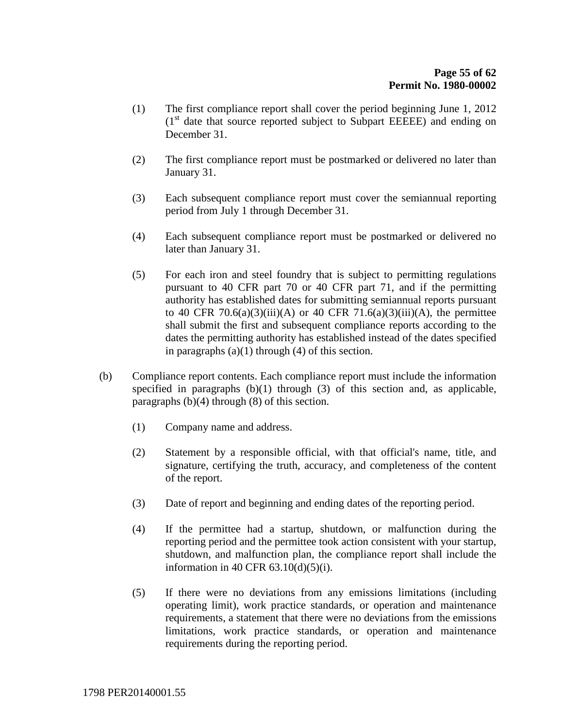(1) The first compliance report shall cover the period beginning June 1, 2012 (1st date that source reported subject to Subpart EEEEE) and ending on December 31.

(2) The first compliance report must be postmarked or delivered no later than January 31.

(3) Each subsequent compliance report must cover the semiannual reporting period from July 1 through December 31.

(4) Each subsequent compliance report must be postmarked or delivered no later than January 31.

(5) For each iron and steel foundry that is subject to permitting regulations pursuant to 40 CFR part 70 or 40 CFR part 71, and if the permitting authority has established dates for submitting semiannual reports pursuant to 40 CFR 70.6(a)(3)(iii)(A) or 40 CFR 71.6(a)(3)(iii)(A), the permittee shall submit the first and subsequent compliance reports according to the dates the permitting authority has established instead of the dates specified in paragraphs (a)(1) through (4) of this section.

(b) Compliance report contents. Each compliance report must include the information specified in paragraphs (b)(1) through (3) of this section and, as applicable, paragraphs (b)(4) through (8) of this section.

(1) Company name and address.

(2) Statement by a responsible official, with that official's name, title, and signature, certifying the truth, accuracy, and completeness of the content of the report.

(3) Date of report and beginning and ending dates of the reporting period.

(4) If the permittee had a startup, shutdown, or malfunction during the reporting period and the permittee took action consistent with your startup, shutdown, and malfunction plan, the compliance report shall include the information in 40 CFR 63.10(d)(5)(i).

(5) If there were no deviations from any emissions limitations (including operating limit), work practice standards, or operation and maintenance requirements, a statement that there were no deviations from the emissions limitations, work practice standards, or operation and maintenance requirements during the reporting period.

1798 PER20140001.55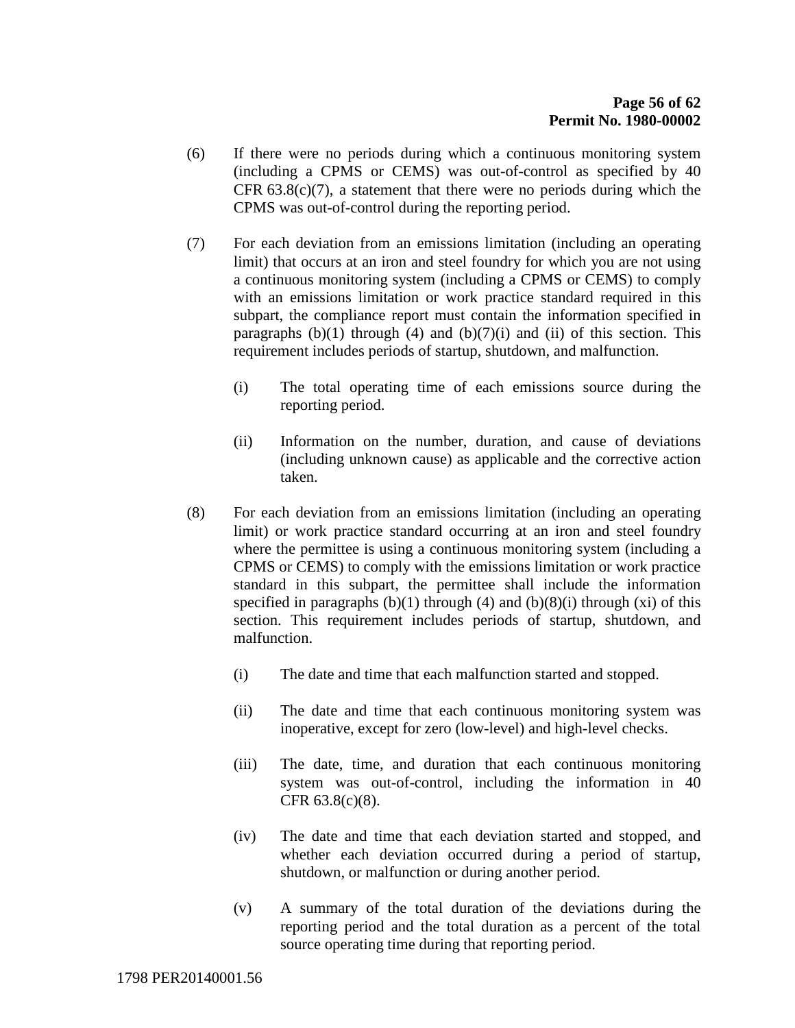(6) If there were no periods during which a continuous monitoring system (including a CPMS or CEMS) was out-of-control as specified by 40 CFR 63.8(c)(7), a statement that there were no periods during which the CPMS was out-of-control during the reporting period.

(7) For each deviation from an emissions limitation (including an operating limit) that occurs at an iron and steel foundry for which you are not using a continuous monitoring system (including a CPMS or CEMS) to comply with an emissions limitation or work practice standard required in this subpart, the compliance report must contain the information specified in paragraphs (b)(1) through (4) and (b)(7)(i) and (ii) of this section. This requirement includes periods of startup, shutdown, and malfunction.

  (i) The total operating time of each emissions source during the reporting period.

  (ii) Information on the number, duration, and cause of deviations (including unknown cause) as applicable and the corrective action taken.

(8) For each deviation from an emissions limitation (including an operating limit) or work practice standard occurring at an iron and steel foundry where the permittee is using a continuous monitoring system (including a CPMS or CEMS) to comply with the emissions limitation or work practice standard in this subpart, the permittee shall include the information specified in paragraphs (b)(1) through (4) and (b)(8)(i) through (xi) of this section. This requirement includes periods of startup, shutdown, and malfunction.

  (i) The date and time that each malfunction started and stopped.

  (ii) The date and time that each continuous monitoring system was inoperative, except for zero (low-level) and high-level checks.

  (iii) The date, time, and duration that each continuous monitoring system was out-of-control, including the information in 40 CFR 63.8(c)(8).

  (iv) The date and time that each deviation started and stopped, and whether each deviation occurred during a period of startup, shutdown, or malfunction or during another period.

  (v) A summary of the total duration of the deviations during the reporting period and the total duration as a percent of the total source operating time during that reporting period.

1798 PER20140001.56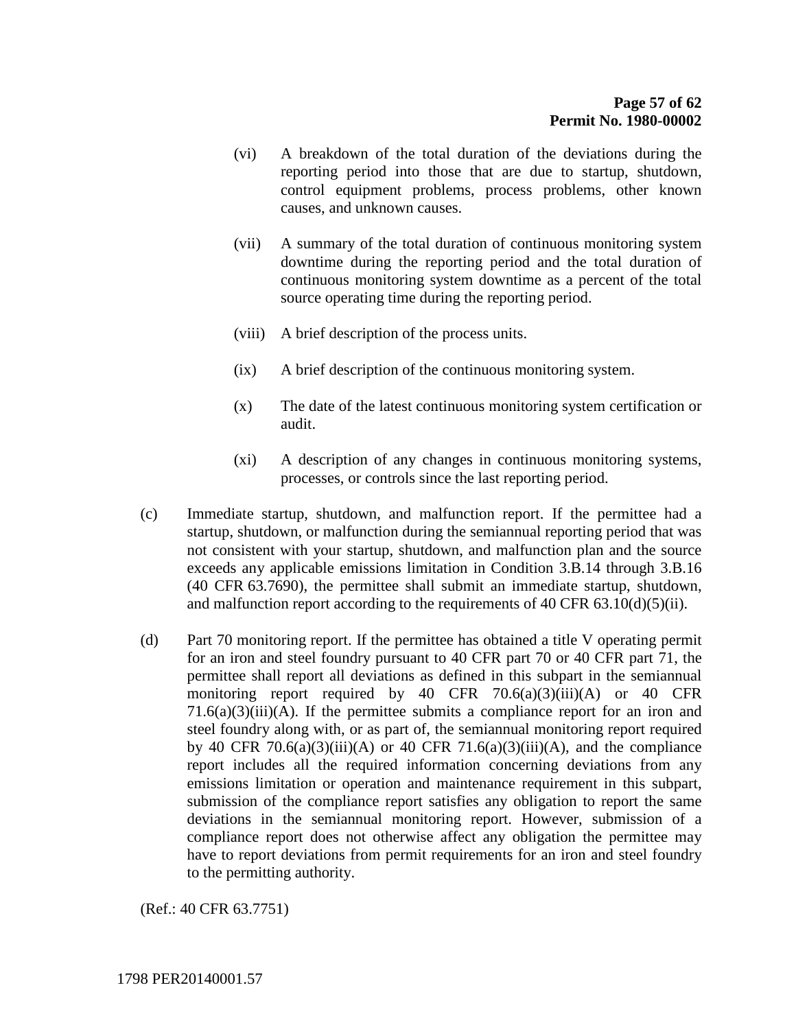(vi) A breakdown of the total duration of the deviations during the reporting period into those that are due to startup, shutdown, control equipment problems, process problems, other known causes, and unknown causes.

(vii) A summary of the total duration of continuous monitoring system downtime during the reporting period and the total duration of continuous monitoring system downtime as a percent of the total source operating time during the reporting period.

(viii) A brief description of the process units.

(ix) A brief description of the continuous monitoring system.

(x) The date of the latest continuous monitoring system certification or audit.

(xi) A description of any changes in continuous monitoring systems, processes, or controls since the last reporting period.

(c) Immediate startup, shutdown, and malfunction report. If the permittee had a startup, shutdown, or malfunction during the semiannual reporting period that was not consistent with your startup, shutdown, and malfunction plan and the source exceeds any applicable emissions limitation in Condition 3.B.14 through 3.B.16 (40 CFR 63.7690), the permittee shall submit an immediate startup, shutdown, and malfunction report according to the requirements of 40 CFR 63.10(d)(5)(ii).

(d) Part 70 monitoring report. If the permittee has obtained a title V operating permit for an iron and steel foundry pursuant to 40 CFR part 70 or 40 CFR part 71, the permittee shall report all deviations as defined in this subpart in the semiannual monitoring report required by 40 CFR 70.6(a)(3)(iii)(A) or 40 CFR 71.6(a)(3)(iii)(A). If the permittee submits a compliance report for an iron and steel foundry along with, or as part of, the semiannual monitoring report required by 40 CFR 70.6(a)(3)(iii)(A) or 40 CFR 71.6(a)(3)(iii)(A), and the compliance report includes all the required information concerning deviations from any emissions limitation or operation and maintenance requirement in this subpart, submission of the compliance report satisfies any obligation to report the same deviations in the semiannual monitoring report. However, submission of a compliance report does not otherwise affect any obligation the permittee may have to report deviations from permit requirements for an iron and steel foundry to the permitting authority.

(Ref.: 40 CFR 63.7751)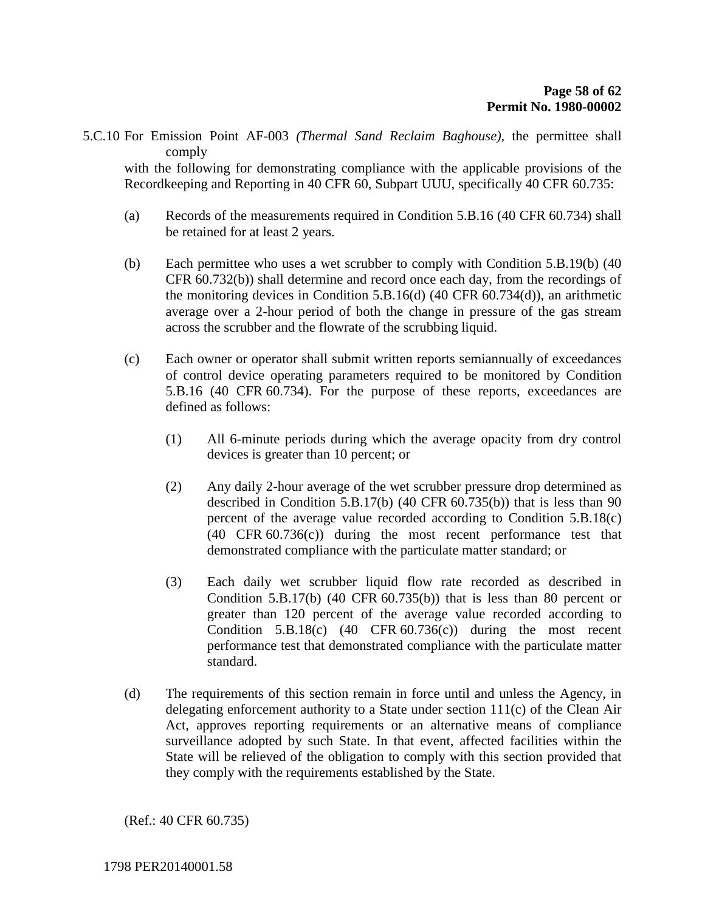5.C.10 For Emission Point AF-003 *(Thermal Sand Reclaim Baghouse)*, the permittee shall comply with the following for demonstrating compliance with the applicable provisions of the Recordkeeping and Reporting in 40 CFR 60, Subpart UUU, specifically 40 CFR 60.735:

(a) Records of the measurements required in Condition 5.B.16 (40 CFR 60.734) shall be retained for at least 2 years.

(b) Each permittee who uses a wet scrubber to comply with Condition 5.B.19(b) (40 CFR 60.732(b)) shall determine and record once each day, from the recordings of the monitoring devices in Condition 5.B.16(d) (40 CFR 60.734(d)), an arithmetic average over a 2-hour period of both the change in pressure of the gas stream across the scrubber and the flowrate of the scrubbing liquid.

(c) Each owner or operator shall submit written reports semiannually of exceedances of control device operating parameters required to be monitored by Condition 5.B.16 (40 CFR 60.734). For the purpose of these reports, exceedances are defined as follows:

(1) All 6-minute periods during which the average opacity from dry control devices is greater than 10 percent; or

(2) Any daily 2-hour average of the wet scrubber pressure drop determined as described in Condition 5.B.17(b) (40 CFR 60.735(b)) that is less than 90 percent of the average value recorded according to Condition 5.B.18(c) (40 CFR 60.736(c)) during the most recent performance test that demonstrated compliance with the particulate matter standard; or

(3) Each daily wet scrubber liquid flow rate recorded as described in Condition 5.B.17(b) (40 CFR 60.735(b)) that is less than 80 percent or greater than 120 percent of the average value recorded according to Condition 5.B.18(c) (40 CFR 60.736(c)) during the most recent performance test that demonstrated compliance with the particulate matter standard.

(d) The requirements of this section remain in force until and unless the Agency, in delegating enforcement authority to a State under section 111(c) of the Clean Air Act, approves reporting requirements or an alternative means of compliance surveillance adopted by such State. In that event, affected facilities within the State will be relieved of the obligation to comply with this section provided that they comply with the requirements established by the State.

(Ref.: 40 CFR 60.735)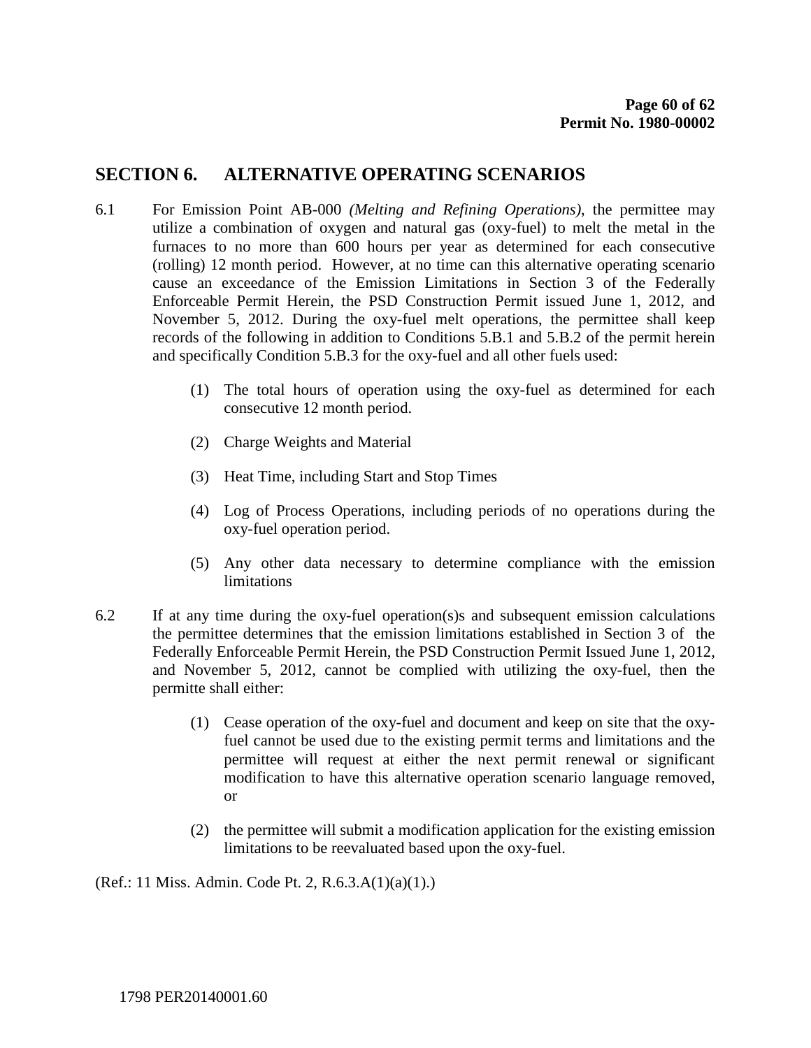## SECTION 6. ALTERNATIVE OPERATING SCENARIOS

6.1 For Emission Point AB-000 *(Melting and Refining Operations)*, the permittee may utilize a combination of oxygen and natural gas (oxy-fuel) to melt the metal in the furnaces to no more than 600 hours per year as determined for each consecutive (rolling) 12 month period. However, at no time can this alternative operating scenario cause an exceedance of the Emission Limitations in Section 3 of the Federally Enforceable Permit Herein, the PSD Construction Permit issued June 1, 2012, and November 5, 2012. During the oxy-fuel melt operations, the permittee shall keep records of the following in addition to Conditions 5.B.1 and 5.B.2 of the permit herein and specifically Condition 5.B.3 for the oxy-fuel and all other fuels used:

(1) The total hours of operation using the oxy-fuel as determined for each consecutive 12 month period.

(2) Charge Weights and Material

(3) Heat Time, including Start and Stop Times

(4) Log of Process Operations, including periods of no operations during the oxy-fuel operation period.

(5) Any other data necessary to determine compliance with the emission limitations

6.2 If at any time during the oxy-fuel operation(s)s and subsequent emission calculations the permittee determines that the emission limitations established in Section 3 of the Federally Enforceable Permit Herein, the PSD Construction Permit Issued June 1, 2012, and November 5, 2012, cannot be complied with utilizing the oxy-fuel, then the permitte shall either:

(1) Cease operation of the oxy-fuel and document and keep on site that the oxy-fuel cannot be used due to the existing permit terms and limitations and the permittee will request at either the next permit renewal or significant modification to have this alternative operation scenario language removed, or

(2) the permittee will submit a modification application for the existing emission limitations to be reevaluated based upon the oxy-fuel.

(Ref.: 11 Miss. Admin. Code Pt. 2, R.6.3.A(1)(a)(1).)

1798 PER20140001.60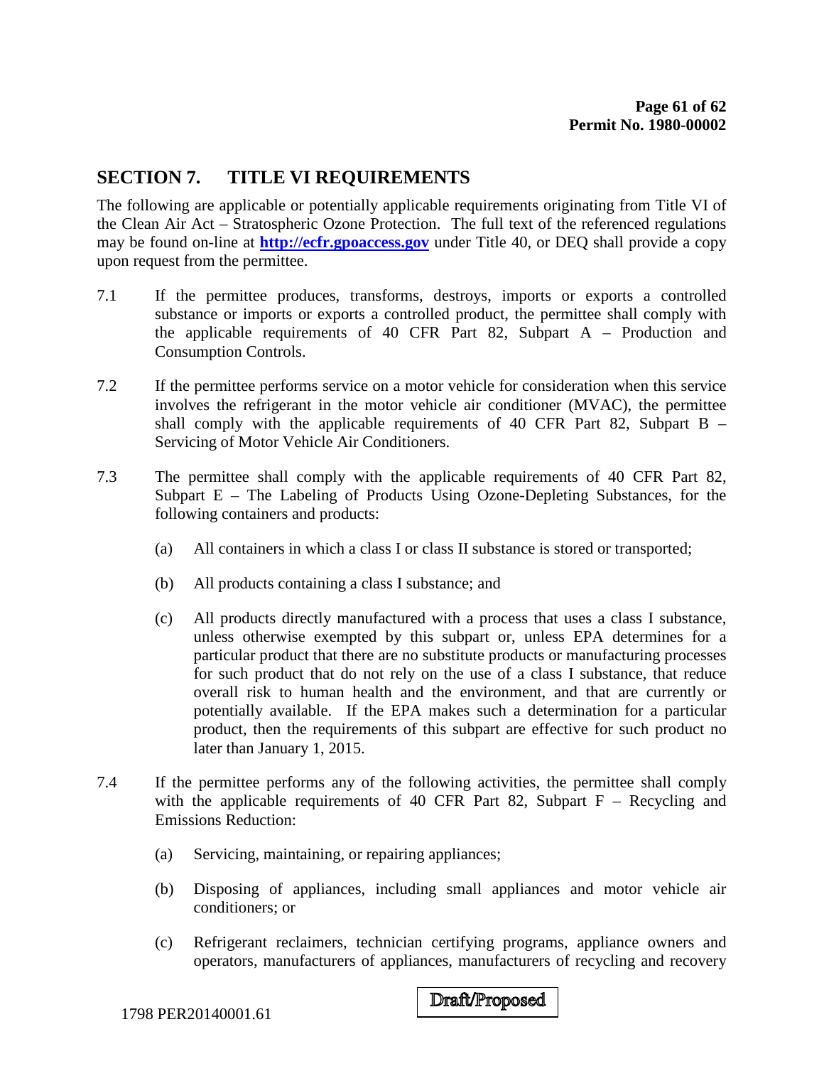## SECTION 7. TITLE VI REQUIREMENTS

The following are applicable or potentially applicable requirements originating from Title VI of the Clean Air Act – Stratospheric Ozone Protection. The full text of the referenced regulations may be found on-line at **http://ecfr.gpoaccess.gov** under Title 40, or DEQ shall provide a copy upon request from the permittee.

7.1 If the permittee produces, transforms, destroys, imports or exports a controlled substance or imports or exports a controlled product, the permittee shall comply with the applicable requirements of 40 CFR Part 82, Subpart A – Production and Consumption Controls.

7.2 If the permittee performs service on a motor vehicle for consideration when this service involves the refrigerant in the motor vehicle air conditioner (MVAC), the permittee shall comply with the applicable requirements of 40 CFR Part 82, Subpart B – Servicing of Motor Vehicle Air Conditioners.

7.3 The permittee shall comply with the applicable requirements of 40 CFR Part 82, Subpart E – The Labeling of Products Using Ozone-Depleting Substances, for the following containers and products:

(a) All containers in which a class I or class II substance is stored or transported;

(b) All products containing a class I substance; and

(c) All products directly manufactured with a process that uses a class I substance, unless otherwise exempted by this subpart or, unless EPA determines for a particular product that there are no substitute products or manufacturing processes for such product that do not rely on the use of a class I substance, that reduce overall risk to human health and the environment, and that are currently or potentially available. If the EPA makes such a determination for a particular product, then the requirements of this subpart are effective for such product no later than January 1, 2015.

7.4 If the permittee performs any of the following activities, the permittee shall comply with the applicable requirements of 40 CFR Part 82, Subpart F – Recycling and Emissions Reduction:

(a) Servicing, maintaining, or repairing appliances;

(b) Disposing of appliances, including small appliances and motor vehicle air conditioners; or

(c) Refrigerant reclaimers, technician certifying programs, appliance owners and operators, manufacturers of appliances, manufacturers of recycling and recovery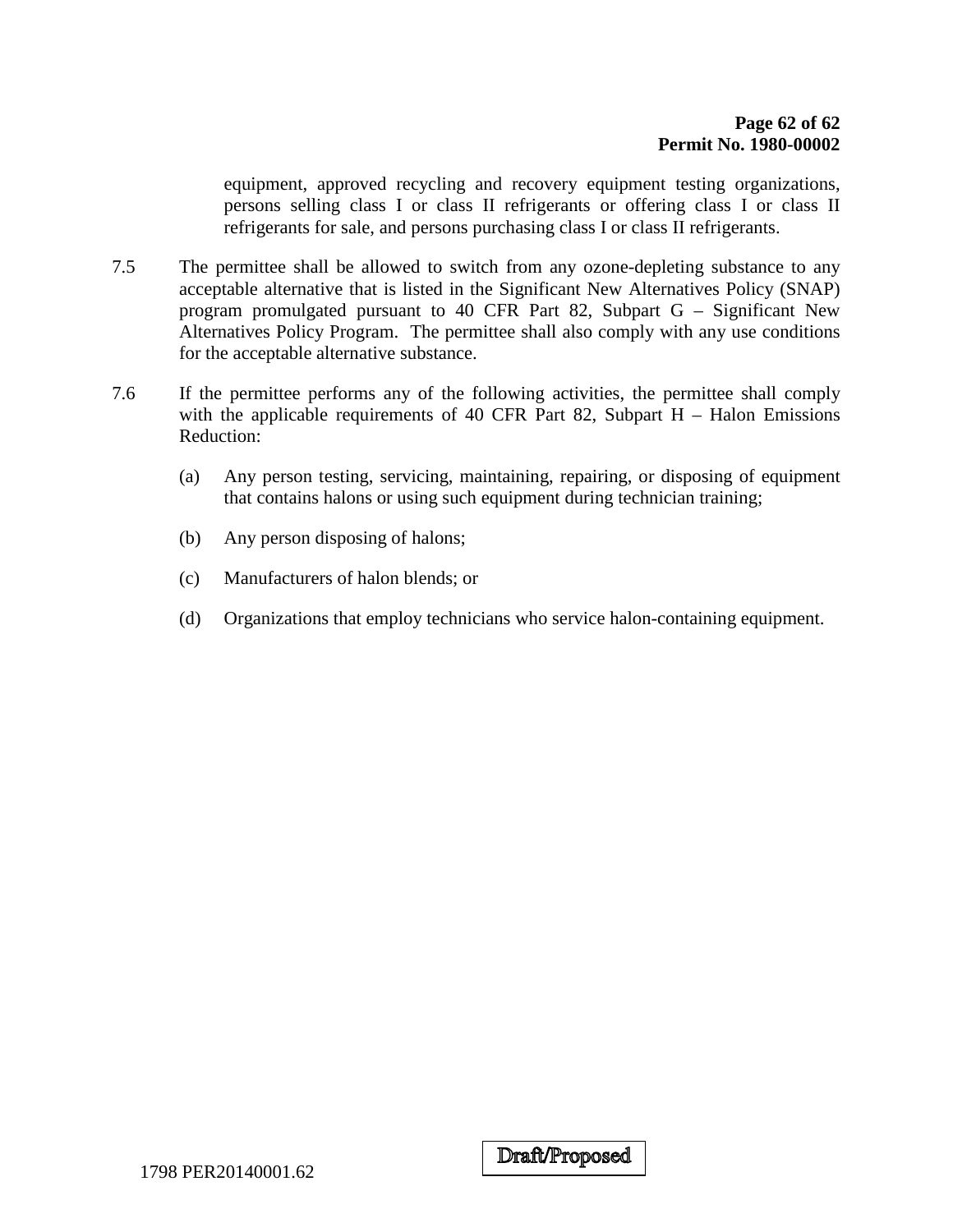equipment, approved recycling and recovery equipment testing organizations, persons selling class I or class II refrigerants or offering class I or class II refrigerants for sale, and persons purchasing class I or class II refrigerants.

7.5 The permittee shall be allowed to switch from any ozone-depleting substance to any acceptable alternative that is listed in the Significant New Alternatives Policy (SNAP) program promulgated pursuant to 40 CFR Part 82, Subpart G – Significant New Alternatives Policy Program. The permittee shall also comply with any use conditions for the acceptable alternative substance.

7.6 If the permittee performs any of the following activities, the permittee shall comply with the applicable requirements of 40 CFR Part 82, Subpart H – Halon Emissions Reduction:

(a) Any person testing, servicing, maintaining, repairing, or disposing of equipment that contains halons or using such equipment during technician training;

(b) Any person disposing of halons;

(c) Manufacturers of halon blends; or

(d) Organizations that employ technicians who service halon-containing equipment.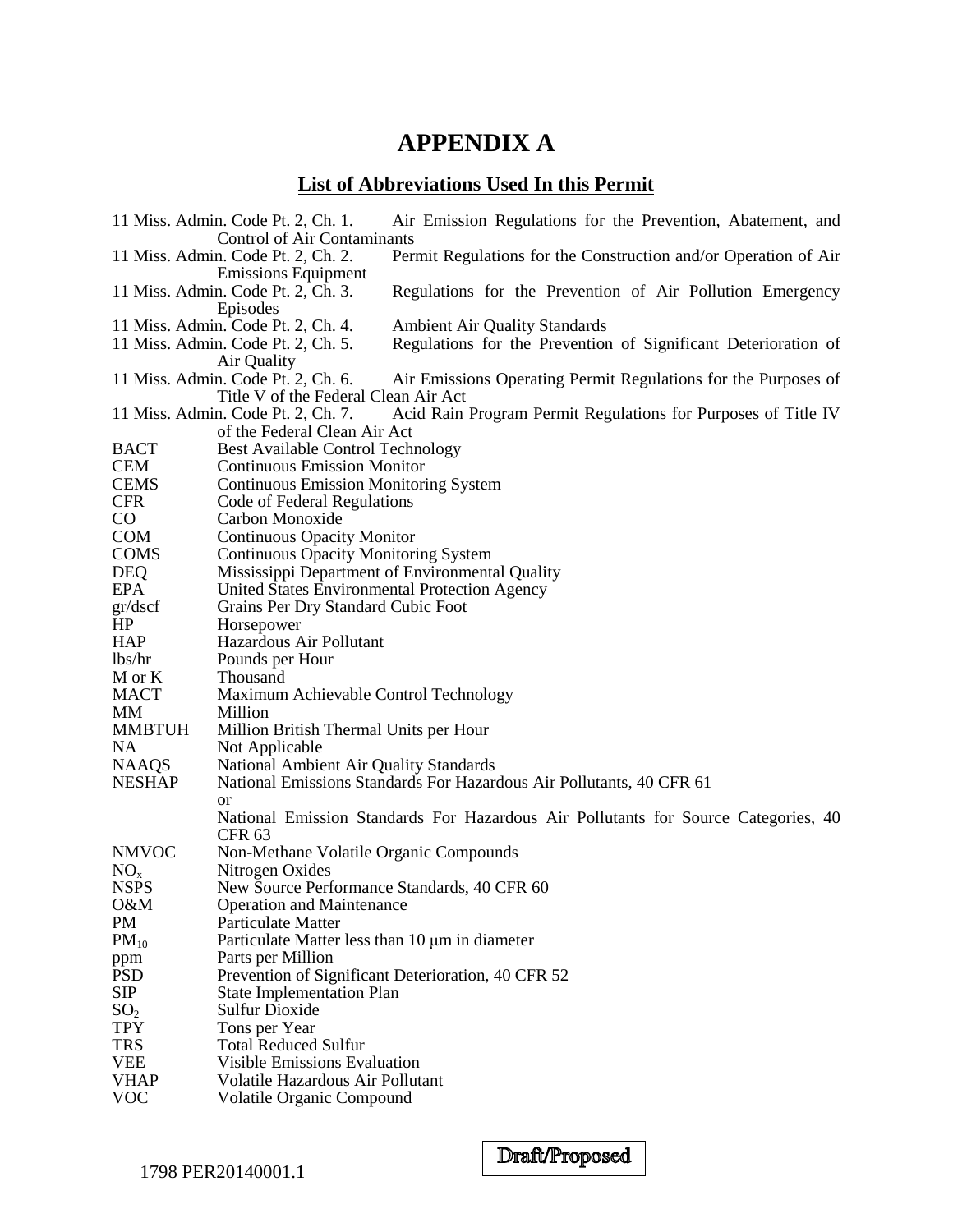# APPENDIX A

## List of Abbreviations Used In this Permit

| | |
|---|---|
| 11 Miss. Admin. Code Pt. 2, Ch. 1. | Air Emission Regulations for the Prevention, Abatement, and Control of Air Contaminants |
| 11 Miss. Admin. Code Pt. 2, Ch. 2. | Permit Regulations for the Construction and/or Operation of Air Emissions Equipment |
| 11 Miss. Admin. Code Pt. 2, Ch. 3. | Regulations for the Prevention of Air Pollution Emergency Episodes |
| 11 Miss. Admin. Code Pt. 2, Ch. 4. | Ambient Air Quality Standards |
| 11 Miss. Admin. Code Pt. 2, Ch. 5. | Regulations for the Prevention of Significant Deterioration of Air Quality |
| 11 Miss. Admin. Code Pt. 2, Ch. 6. | Air Emissions Operating Permit Regulations for the Purposes of Title V of the Federal Clean Air Act |
| 11 Miss. Admin. Code Pt. 2, Ch. 7. | Acid Rain Program Permit Regulations for Purposes of Title IV of the Federal Clean Air Act |
| BACT | Best Available Control Technology |
| CEM | Continuous Emission Monitor |
| CEMS | Continuous Emission Monitoring System |
| CFR | Code of Federal Regulations |
| CO | Carbon Monoxide |
| COM | Continuous Opacity Monitor |
| COMS | Continuous Opacity Monitoring System |
| DEQ | Mississippi Department of Environmental Quality |
| EPA | United States Environmental Protection Agency |
| gr/dscf | Grains Per Dry Standard Cubic Foot |
| HP | Horsepower |
| HAP | Hazardous Air Pollutant |
| lbs/hr | Pounds per Hour |
| M or K | Thousand |
| MACT | Maximum Achievable Control Technology |
| MM | Million |
| MMBTUH | Million British Thermal Units per Hour |
| NA | Not Applicable |
| NAAQS | National Ambient Air Quality Standards |
| NESHAP | National Emissions Standards For Hazardous Air Pollutants, 40 CFR 61 or National Emission Standards For Hazardous Air Pollutants for Source Categories, 40 CFR 63 |
| NMVOC | Non-Methane Volatile Organic Compounds |
| $NO_x$ | Nitrogen Oxides |
| NSPS | New Source Performance Standards, 40 CFR 60 |
| O&M | Operation and Maintenance |
| PM | Particulate Matter |
| $PM_{10}$ | Particulate Matter less than 10 μm in diameter |
| ppm | Parts per Million |
| PSD | Prevention of Significant Deterioration, 40 CFR 52 |
| SIP | State Implementation Plan |
| $SO_2$ | Sulfur Dioxide |
| TPY | Tons per Year |
| TRS | Total Reduced Sulfur |
| VEE | Visible Emissions Evaluation |
| VHAP | Volatile Hazardous Air Pollutant |
| VOC | Volatile Organic Compound |

1798 PER20140001.1

Draft/Proposed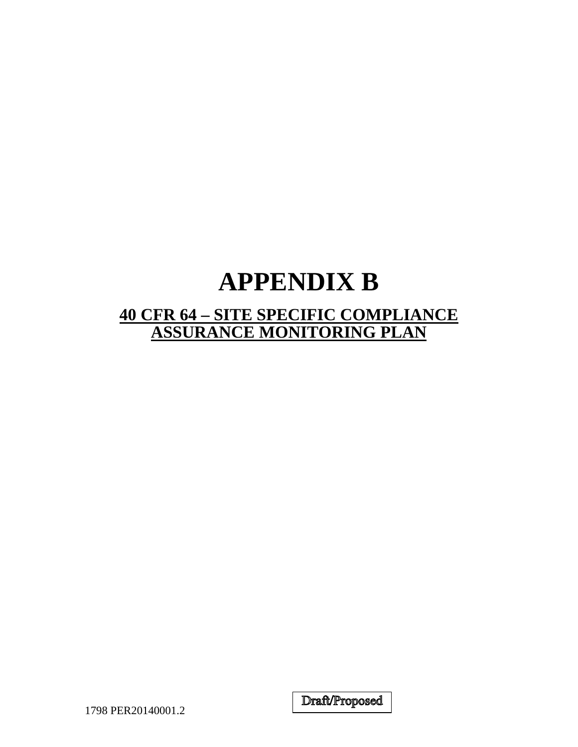# APPENDIX B

## 40 CFR 64 – SITE SPECIFIC COMPLIANCE ASSURANCE MONITORING PLAN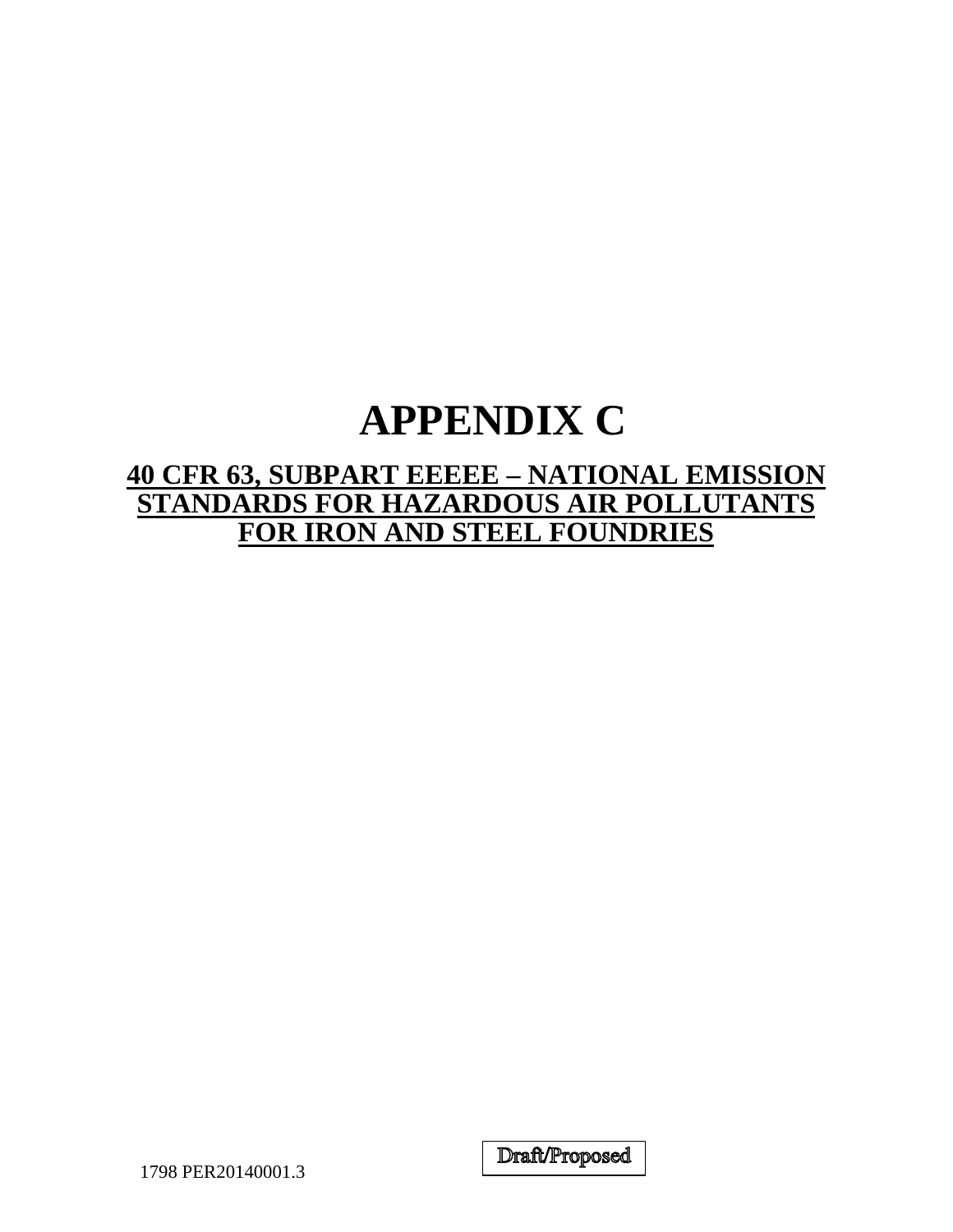# APPENDIX C

## 40 CFR 63, SUBPART EEEEE – NATIONAL EMISSION STANDARDS FOR HAZARDOUS AIR POLLUTANTS FOR IRON AND STEEL FOUNDRIES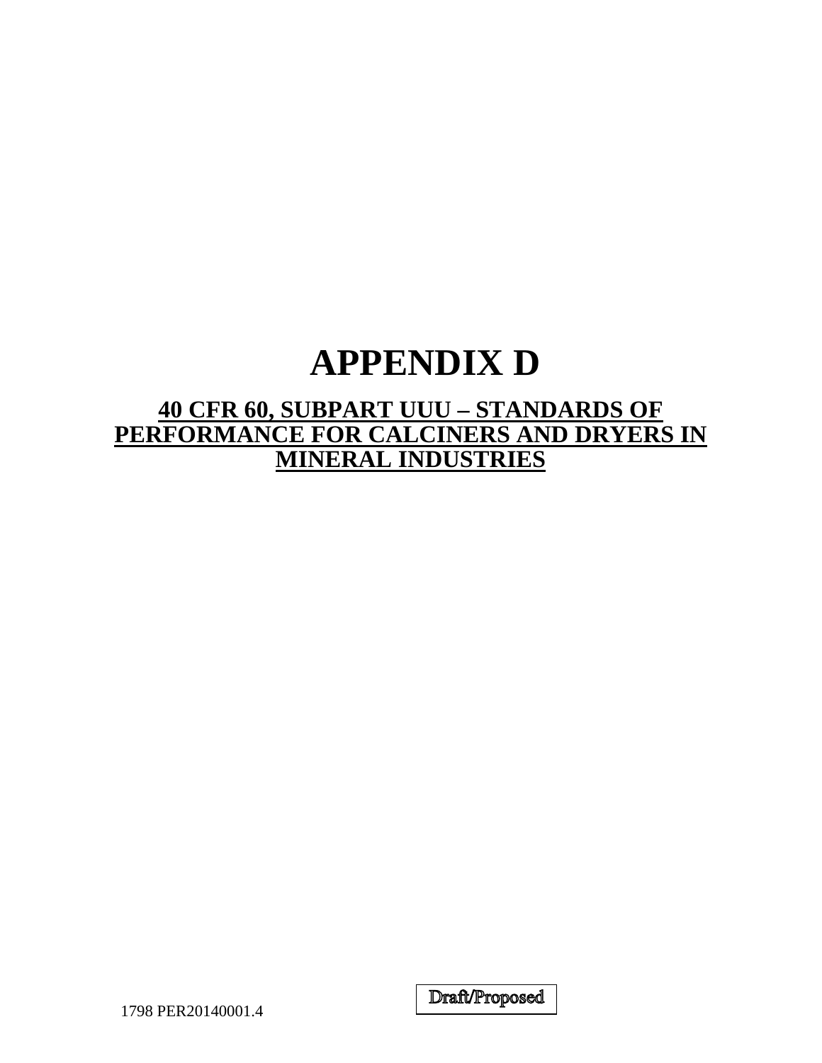# APPENDIX D

## 40 CFR 60, SUBPART UUU – STANDARDS OF PERFORMANCE FOR CALCINERS AND DRYERS IN MINERAL INDUSTRIES